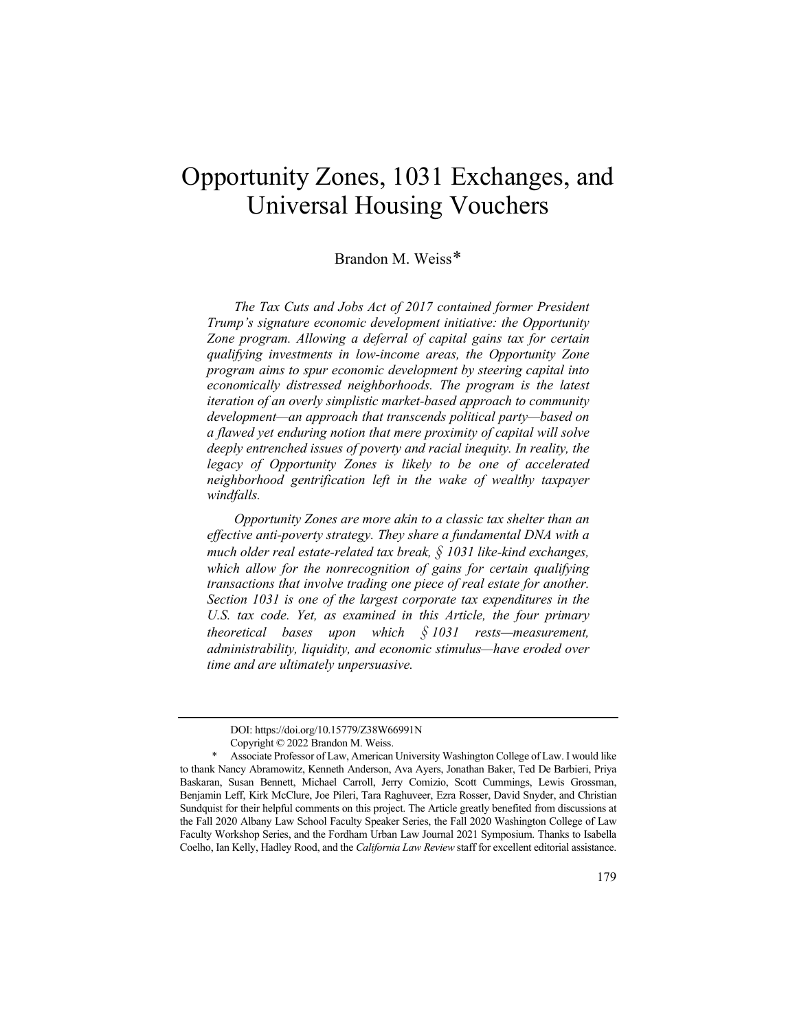# Opportunity Zones, 1031 Exchanges, and Universal Housing Vouchers

Brandon M. Weiss*

*The Tax Cuts and Jobs Act of 2017 contained former President Trump's signature economic development initiative: the Opportunity Zone program. Allowing a deferral of capital gains tax for certain qualifying investments in low-income areas, the Opportunity Zone program aims to spur economic development by steering capital into economically distressed neighborhoods. The program is the latest iteration of an overly simplistic market-based approach to community development—an approach that transcends political party—based on a flawed yet enduring notion that mere proximity of capital will solve deeply entrenched issues of poverty and racial inequity. In reality, the legacy of Opportunity Zones is likely to be one of accelerated neighborhood gentrification left in the wake of wealthy taxpayer windfalls.*

*Opportunity Zones are more akin to a classic tax shelter than an effective anti-poverty strategy. They share a fundamental DNA with a much older real estate-related tax break, § 1031 like-kind exchanges, which allow for the nonrecognition of gains for certain qualifying transactions that involve trading one piece of real estate for another. Section 1031 is one of the largest corporate tax expenditures in the U.S. tax code. Yet, as examined in this Article, the four primary theoretical bases upon which § 1031 rests—measurement, administrability, liquidity, and economic stimulus—have eroded over time and are ultimately unpersuasive.*

---

DOI: https://doi.org/10.15779/Z38W66991N

Copyright © 2022 Brandon M. Weiss.

\* Associate Professor of Law, American University Washington College of Law. I would like to thank Nancy Abramowitz, Kenneth Anderson, Ava Ayers, Jonathan Baker, Ted De Barbieri, Priya Baskaran, Susan Bennett, Michael Carroll, Jerry Comizio, Scott Cummings, Lewis Grossman, Benjamin Leff, Kirk McClure, Joe Pileri, Tara Raghuveer, Ezra Rosser, David Snyder, and Christian Sundquist for their helpful comments on this project. The Article greatly benefited from discussions at the Fall 2020 Albany Law School Faculty Speaker Series, the Fall 2020 Washington College of Law Faculty Workshop Series, and the Fordham Urban Law Journal 2021 Symposium. Thanks to Isabella Coelho, Ian Kelly, Hadley Rood, and the *California Law Review* staff for excellent editorial assistance.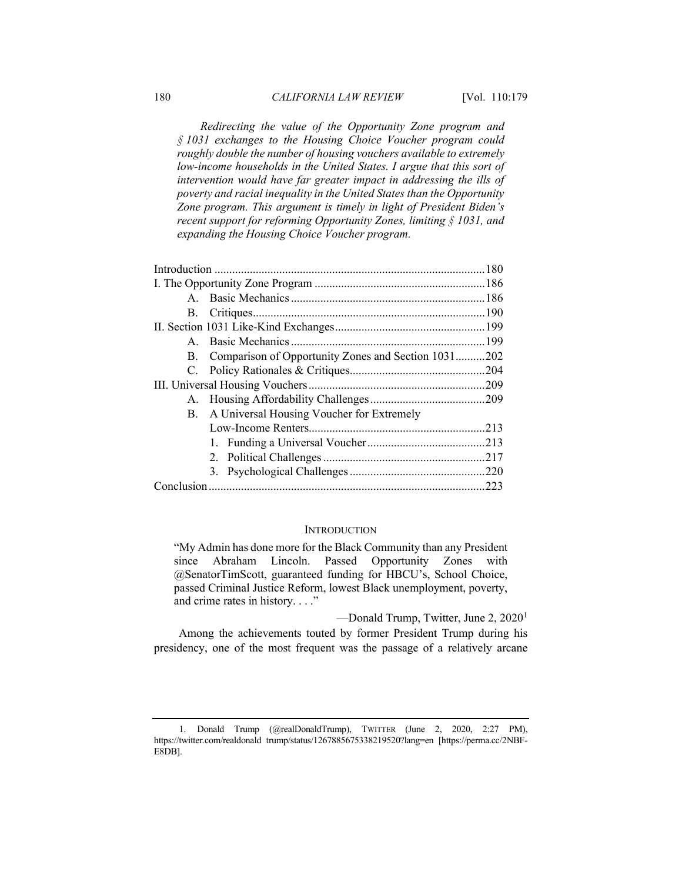*Redirecting the value of the Opportunity Zone program and § 1031 exchanges to the Housing Choice Voucher program could roughly double the number of housing vouchers available to extremely low-income households in the United States. I argue that this sort of intervention would have far greater impact in addressing the ills of poverty and racial inequality in the United States than the Opportunity Zone program. This argument is timely in light of President Biden's recent support for reforming Opportunity Zones, limiting § 1031, and expanding the Housing Choice Voucher program.*

| | |
|---|---|
| Introduction | 180 |
| I. The Opportunity Zone Program | 186 |
| A. Basic Mechanics | 186 |
| B. Critiques | 190 |
| II. Section 1031 Like-Kind Exchanges | 199 |
| A. Basic Mechanics | 199 |
| B. Comparison of Opportunity Zones and Section 1031 | 202 |
| C. Policy Rationales & Critiques | 204 |
| III. Universal Housing Vouchers | 209 |
| A. Housing Affordability Challenges | 209 |
| B. A Universal Housing Voucher for Extremely Low-Income Renters | 213 |
| 1. Funding a Universal Voucher | 213 |
| 2. Political Challenges | 217 |
| 3. Psychological Challenges | 220 |
| Conclusion | 223 |

## INTRODUCTION

> "My Admin has done more for the Black Community than any President since Abraham Lincoln. Passed Opportunity Zones with @SenatorTimScott, guaranteed funding for HBCU's, School Choice, passed Criminal Justice Reform, lowest Black unemployment, poverty, and crime rates in history. . . ."
>
> —Donald Trump, Twitter, June 2, 2020[1]

Among the achievements touted by former President Trump during his presidency, one of the most frequent was the passage of a relatively arcane

1. Donald Trump (@realDonaldTrump), TWITTER (June 2, 2020, 2:27 PM), https://twitter.com/realdonald trump/status/1267885675338219520?lang=en [https://perma.cc/2NBF-E8DB].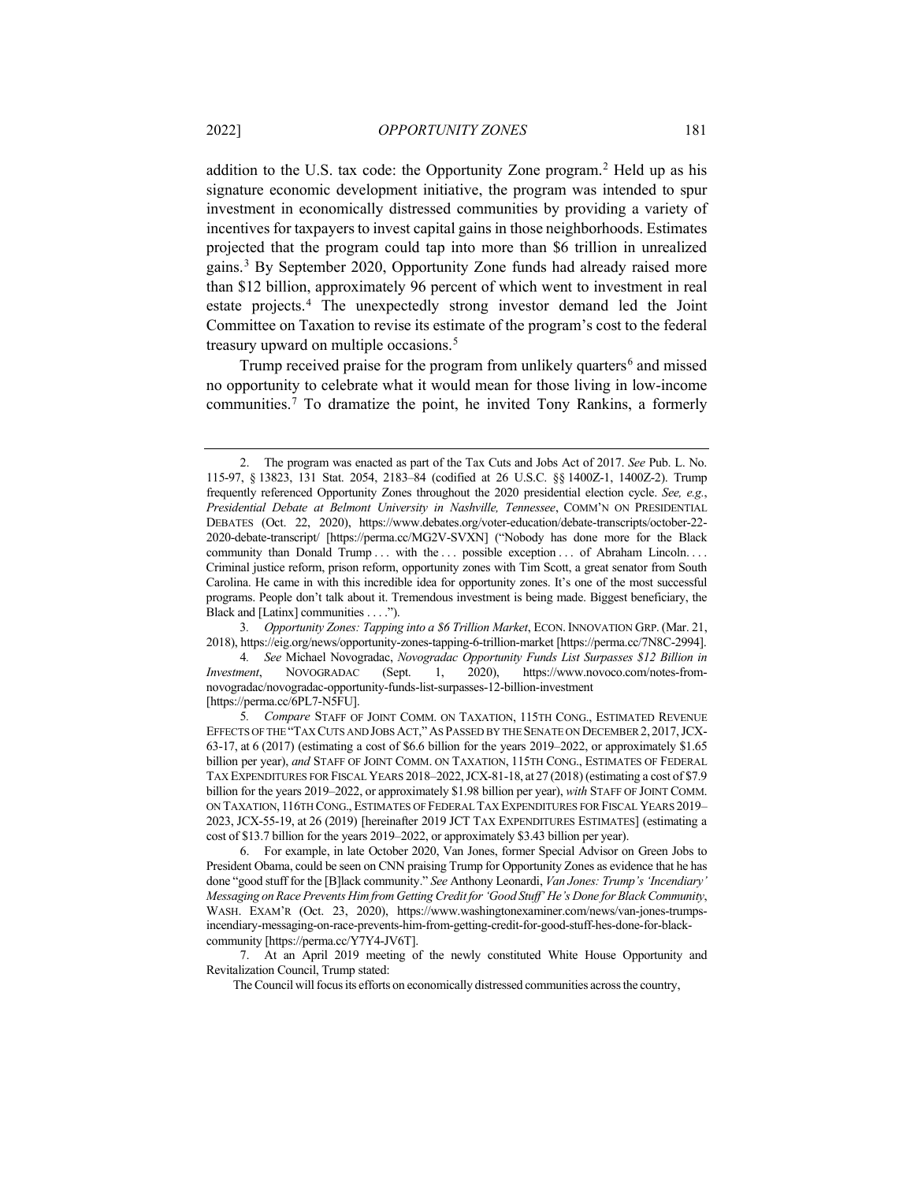addition to the U.S. tax code: the Opportunity Zone program.[2] Held up as his signature economic development initiative, the program was intended to spur investment in economically distressed communities by providing a variety of incentives for taxpayers to invest capital gains in those neighborhoods. Estimates projected that the program could tap into more than $6 trillion in unrealized gains.[3] By September 2020, Opportunity Zone funds had already raised more than $12 billion, approximately 96 percent of which went to investment in real estate projects.[4] The unexpectedly strong investor demand led the Joint Committee on Taxation to revise its estimate of the program's cost to the federal treasury upward on multiple occasions.[5]

Trump received praise for the program from unlikely quarters[6] and missed no opportunity to celebrate what it would mean for those living in low-income communities.[7] To dramatize the point, he invited Tony Rankins, a formerly

---

2. The program was enacted as part of the Tax Cuts and Jobs Act of 2017. *See* Pub. L. No. 115-97, § 13823, 131 Stat. 2054, 2183–84 (codified at 26 U.S.C. §§ 1400Z-1, 1400Z-2). Trump frequently referenced Opportunity Zones throughout the 2020 presidential election cycle. *See, e.g.*, *Presidential Debate at Belmont University in Nashville, Tennessee*, COMM'N ON PRESIDENTIAL DEBATES (Oct. 22, 2020), https://www.debates.org/voter-education/debate-transcripts/october-22-2020-debate-transcript/ [https://perma.cc/MG2V-SVXN] ("Nobody has done more for the Black community than Donald Trump . . . with the . . . possible exception . . . of Abraham Lincoln. . . . Criminal justice reform, prison reform, opportunity zones with Tim Scott, a great senator from South Carolina. He came in with this incredible idea for opportunity zones. It's one of the most successful programs. People don't talk about it. Tremendous investment is being made. Biggest beneficiary, the Black and [Latinx] communities . . . .").

3. *Opportunity Zones: Tapping into a $6 Trillion Market*, ECON. INNOVATION GRP. (Mar. 21, 2018), https://eig.org/news/opportunity-zones-tapping-6-trillion-market [https://perma.cc/7N8C-2994].

4. *See* Michael Novogradac, *Novogradac Opportunity Funds List Surpasses $12 Billion in Investment*, NOVOGRADAC (Sept. 1, 2020), https://www.novoco.com/notes-from-novogradac/novogradac-opportunity-funds-list-surpasses-12-billion-investment [https://perma.cc/6PL7-N5FU].

5. *Compare* STAFF OF JOINT COMM. ON TAXATION, 115TH CONG., ESTIMATED REVENUE EFFECTS OF THE "TAX CUTS AND JOBS ACT," AS PASSED BY THE SENATE ON DECEMBER 2, 2017, JCX-63-17, at 6 (2017) (estimating a cost of $6.6 billion for the years 2019–2022, or approximately $1.65 billion per year), *and* STAFF OF JOINT COMM. ON TAXATION, 115TH CONG., ESTIMATES OF FEDERAL TAX EXPENDITURES FOR FISCAL YEARS 2018–2022, JCX-81-18, at 27 (2018) (estimating a cost of $7.9 billion for the years 2019–2022, or approximately $1.98 billion per year), *with* STAFF OF JOINT COMM. ON TAXATION, 116TH CONG., ESTIMATES OF FEDERAL TAX EXPENDITURES FOR FISCAL YEARS 2019–2023, JCX-55-19, at 26 (2019) [hereinafter 2019 JCT TAX EXPENDITURES ESTIMATES] (estimating a cost of $13.7 billion for the years 2019–2022, or approximately $3.43 billion per year).

6. For example, in late October 2020, Van Jones, former Special Advisor on Green Jobs to President Obama, could be seen on CNN praising Trump for Opportunity Zones as evidence that he has done "good stuff for the [B]lack community." *See* Anthony Leonardi, *Van Jones: Trump's 'Incendiary' Messaging on Race Prevents Him from Getting Credit for 'Good Stuff' He's Done for Black Community*, WASH. EXAM'R (Oct. 23, 2020), https://www.washingtonexaminer.com/news/van-jones-trumps-incendiary-messaging-on-race-prevents-him-from-getting-credit-for-good-stuff-hes-done-for-black-community [https://perma.cc/Y7Y4-JV6T].

7. At an April 2019 meeting of the newly constituted White House Opportunity and Revitalization Council, Trump stated:

> The Council will focus its efforts on economically distressed communities across the country,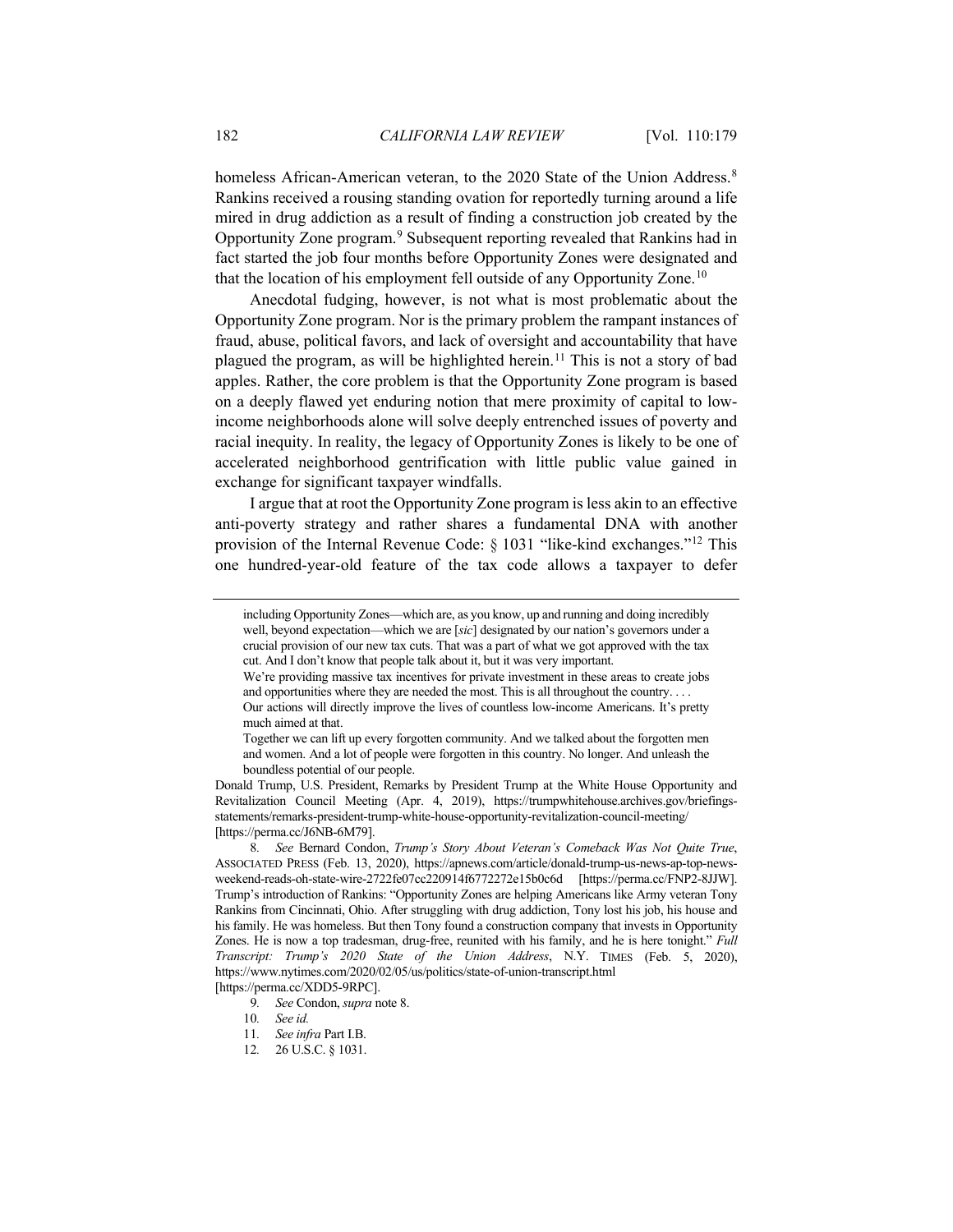homeless African-American veteran, to the 2020 State of the Union Address.[8] Rankins received a rousing standing ovation for reportedly turning around a life mired in drug addiction as a result of finding a construction job created by the Opportunity Zone program.[9] Subsequent reporting revealed that Rankins had in fact started the job four months before Opportunity Zones were designated and that the location of his employment fell outside of any Opportunity Zone.[10]

Anecdotal fudging, however, is not what is most problematic about the Opportunity Zone program. Nor is the primary problem the rampant instances of fraud, abuse, political favors, and lack of oversight and accountability that have plagued the program, as will be highlighted herein.[11] This is not a story of bad apples. Rather, the core problem is that the Opportunity Zone program is based on a deeply flawed yet enduring notion that mere proximity of capital to low-income neighborhoods alone will solve deeply entrenched issues of poverty and racial inequity. In reality, the legacy of Opportunity Zones is likely to be one of accelerated neighborhood gentrification with little public value gained in exchange for significant taxpayer windfalls.

I argue that at root the Opportunity Zone program is less akin to an effective anti-poverty strategy and rather shares a fundamental DNA with another provision of the Internal Revenue Code: § 1031 "like-kind exchanges."[12] This one hundred-year-old feature of the tax code allows a taxpayer to defer

---

> including Opportunity Zones—which are, as you know, up and running and doing incredibly well, beyond expectation—which we are [*sic*] designated by our nation's governors under a crucial provision of our new tax cuts. That was a part of what we got approved with the tax cut. And I don't know that people talk about it, but it was very important.
>
> We're providing massive tax incentives for private investment in these areas to create jobs and opportunities where they are needed the most. This is all throughout the country. . . .
>
> Our actions will directly improve the lives of countless low-income Americans. It's pretty much aimed at that.
>
> Together we can lift up every forgotten community. And we talked about the forgotten men and women. And a lot of people were forgotten in this country. No longer. And unleash the boundless potential of our people.

Donald Trump, U.S. President, Remarks by President Trump at the White House Opportunity and Revitalization Council Meeting (Apr. 4, 2019), https://trumpwhitehouse.archives.gov/briefings-statements/remarks-president-trump-white-house-opportunity-revitalization-council-meeting/ [https://perma.cc/J6NB-6M79].

8. *See* Bernard Condon, *Trump's Story About Veteran's Comeback Was Not Quite True*, ASSOCIATED PRESS (Feb. 13, 2020), https://apnews.com/article/donald-trump-us-news-ap-top-news-weekend-reads-oh-state-wire-2722fe07cc220914f6772272e15b0c6d [https://perma.cc/FNP2-8JJW]. Trump's introduction of Rankins: "Opportunity Zones are helping Americans like Army veteran Tony Rankins from Cincinnati, Ohio. After struggling with drug addiction, Tony lost his job, his house and his family. He was homeless. But then Tony found a construction company that invests in Opportunity Zones. He is now a top tradesman, drug-free, reunited with his family, and he is here tonight." *Full Transcript: Trump's 2020 State of the Union Address*, N.Y. TIMES (Feb. 5, 2020), https://www.nytimes.com/2020/02/05/us/politics/state-of-union-transcript.html [https://perma.cc/XDD5-9RPC].

9. *See* Condon, *supra* note 8.

10. *See id.*

11. *See infra* Part I.B.

12. 26 U.S.C. § 1031.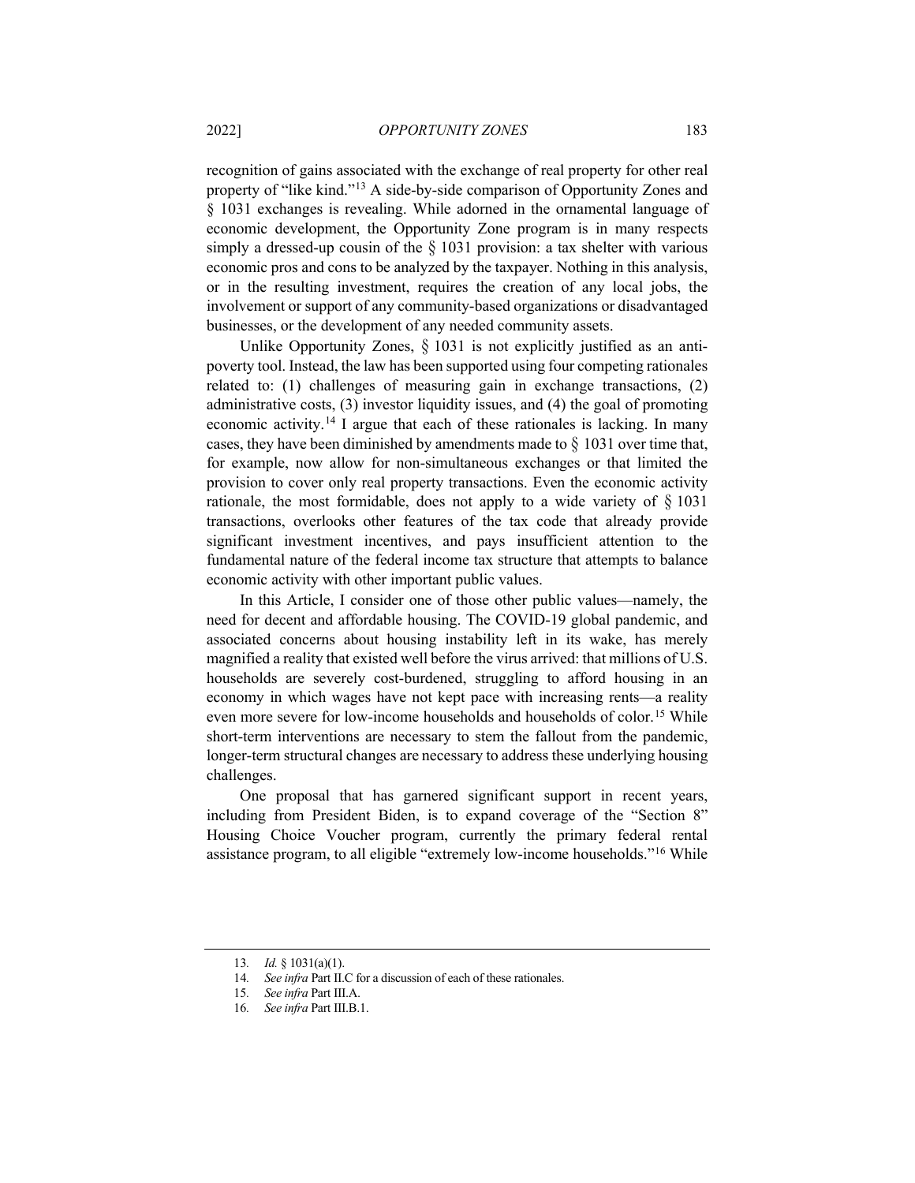recognition of gains associated with the exchange of real property for other real property of "like kind."[13] A side-by-side comparison of Opportunity Zones and § 1031 exchanges is revealing. While adorned in the ornamental language of economic development, the Opportunity Zone program is in many respects simply a dressed-up cousin of the § 1031 provision: a tax shelter with various economic pros and cons to be analyzed by the taxpayer. Nothing in this analysis, or in the resulting investment, requires the creation of any local jobs, the involvement or support of any community-based organizations or disadvantaged businesses, or the development of any needed community assets.

Unlike Opportunity Zones, § 1031 is not explicitly justified as an anti-poverty tool. Instead, the law has been supported using four competing rationales related to: (1) challenges of measuring gain in exchange transactions, (2) administrative costs, (3) investor liquidity issues, and (4) the goal of promoting economic activity.[14] I argue that each of these rationales is lacking. In many cases, they have been diminished by amendments made to § 1031 over time that, for example, now allow for non-simultaneous exchanges or that limited the provision to cover only real property transactions. Even the economic activity rationale, the most formidable, does not apply to a wide variety of § 1031 transactions, overlooks other features of the tax code that already provide significant investment incentives, and pays insufficient attention to the fundamental nature of the federal income tax structure that attempts to balance economic activity with other important public values.

In this Article, I consider one of those other public values—namely, the need for decent and affordable housing. The COVID-19 global pandemic, and associated concerns about housing instability left in its wake, has merely magnified a reality that existed well before the virus arrived: that millions of U.S. households are severely cost-burdened, struggling to afford housing in an economy in which wages have not kept pace with increasing rents—a reality even more severe for low-income households and households of color.[15] While short-term interventions are necessary to stem the fallout from the pandemic, longer-term structural changes are necessary to address these underlying housing challenges.

One proposal that has garnered significant support in recent years, including from President Biden, is to expand coverage of the "Section 8" Housing Choice Voucher program, currently the primary federal rental assistance program, to all eligible "extremely low-income households."[16] While

---

13. *Id.* § 1031(a)(1).

14. *See infra* Part II.C for a discussion of each of these rationales.

15. *See infra* Part III.A.

16. *See infra* Part III.B.1.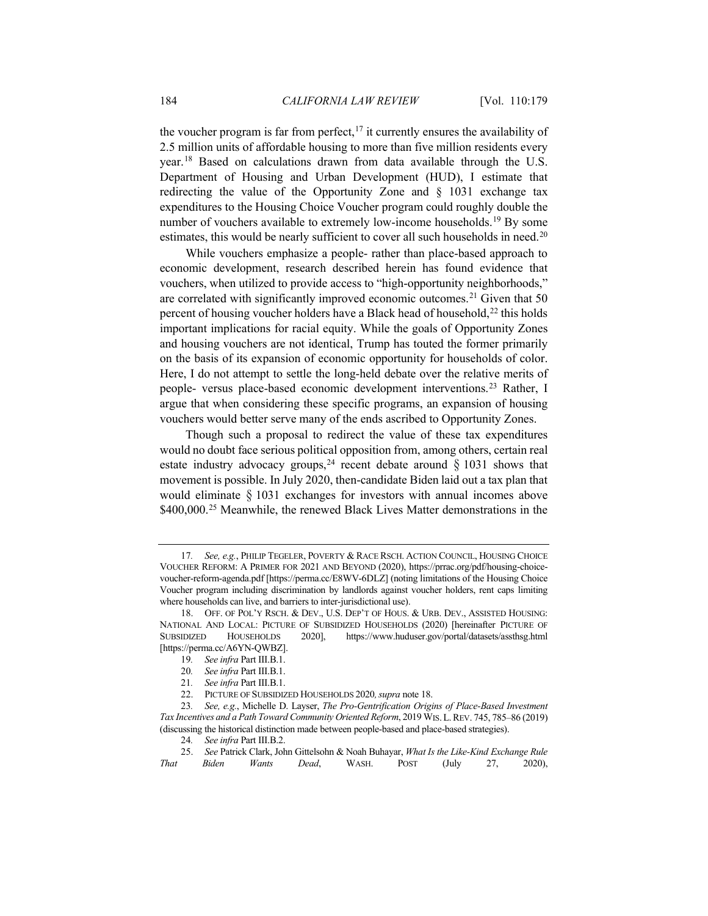the voucher program is far from perfect,[17] it currently ensures the availability of 2.5 million units of affordable housing to more than five million residents every year.[18] Based on calculations drawn from data available through the U.S. Department of Housing and Urban Development (HUD), I estimate that redirecting the value of the Opportunity Zone and § 1031 exchange tax expenditures to the Housing Choice Voucher program could roughly double the number of vouchers available to extremely low-income households.[19] By some estimates, this would be nearly sufficient to cover all such households in need.[20]

While vouchers emphasize a people- rather than place-based approach to economic development, research described herein has found evidence that vouchers, when utilized to provide access to "high-opportunity neighborhoods," are correlated with significantly improved economic outcomes.[21] Given that 50 percent of housing voucher holders have a Black head of household,[22] this holds important implications for racial equity. While the goals of Opportunity Zones and housing vouchers are not identical, Trump has touted the former primarily on the basis of its expansion of economic opportunity for households of color. Here, I do not attempt to settle the long-held debate over the relative merits of people- versus place-based economic development interventions.[23] Rather, I argue that when considering these specific programs, an expansion of housing vouchers would better serve many of the ends ascribed to Opportunity Zones.

Though such a proposal to redirect the value of these tax expenditures would no doubt face serious political opposition from, among others, certain real estate industry advocacy groups,[24] recent debate around § 1031 shows that movement is possible. In July 2020, then-candidate Biden laid out a tax plan that would eliminate § 1031 exchanges for investors with annual incomes above $400,000.[25] Meanwhile, the renewed Black Lives Matter demonstrations in the

---

17. *See, e.g.*, PHILIP TEGELER, POVERTY & RACE RSCH. ACTION COUNCIL, HOUSING CHOICE VOUCHER REFORM: A PRIMER FOR 2021 AND BEYOND (2020), https://prrac.org/pdf/housing-choice-voucher-reform-agenda.pdf [https://perma.cc/E8WV-6DLZ] (noting limitations of the Housing Choice Voucher program including discrimination by landlords against voucher holders, rent caps limiting where households can live, and barriers to inter-jurisdictional use).

18. OFF. OF POL'Y RSCH. & DEV., U.S. DEP'T OF HOUS. & URB. DEV., ASSISTED HOUSING: NATIONAL AND LOCAL: PICTURE OF SUBSIDIZED HOUSEHOLDS (2020) [hereinafter PICTURE OF SUBSIDIZED HOUSEHOLDS 2020], https://www.huduser.gov/portal/datasets/assthsg.html [https://perma.cc/A6YN-QWBZ].

19. *See infra* Part III.B.1.

20. *See infra* Part III.B.1.

21. *See infra* Part III.B.1.

22. PICTURE OF SUBSIDIZED HOUSEHOLDS 2020, *supra* note 18.

23. *See, e.g.*, Michelle D. Layser, *The Pro-Gentrification Origins of Place-Based Investment Tax Incentives and a Path Toward Community Oriented Reform*, 2019 WIS. L. REV. 745, 785–86 (2019) (discussing the historical distinction made between people-based and place-based strategies).

24. *See infra* Part III.B.2.

25. *See* Patrick Clark, John Gittelsohn & Noah Buhayar, *What Is the Like-Kind Exchange Rule That Biden Wants Dead*, WASH. POST (July 27, 2020),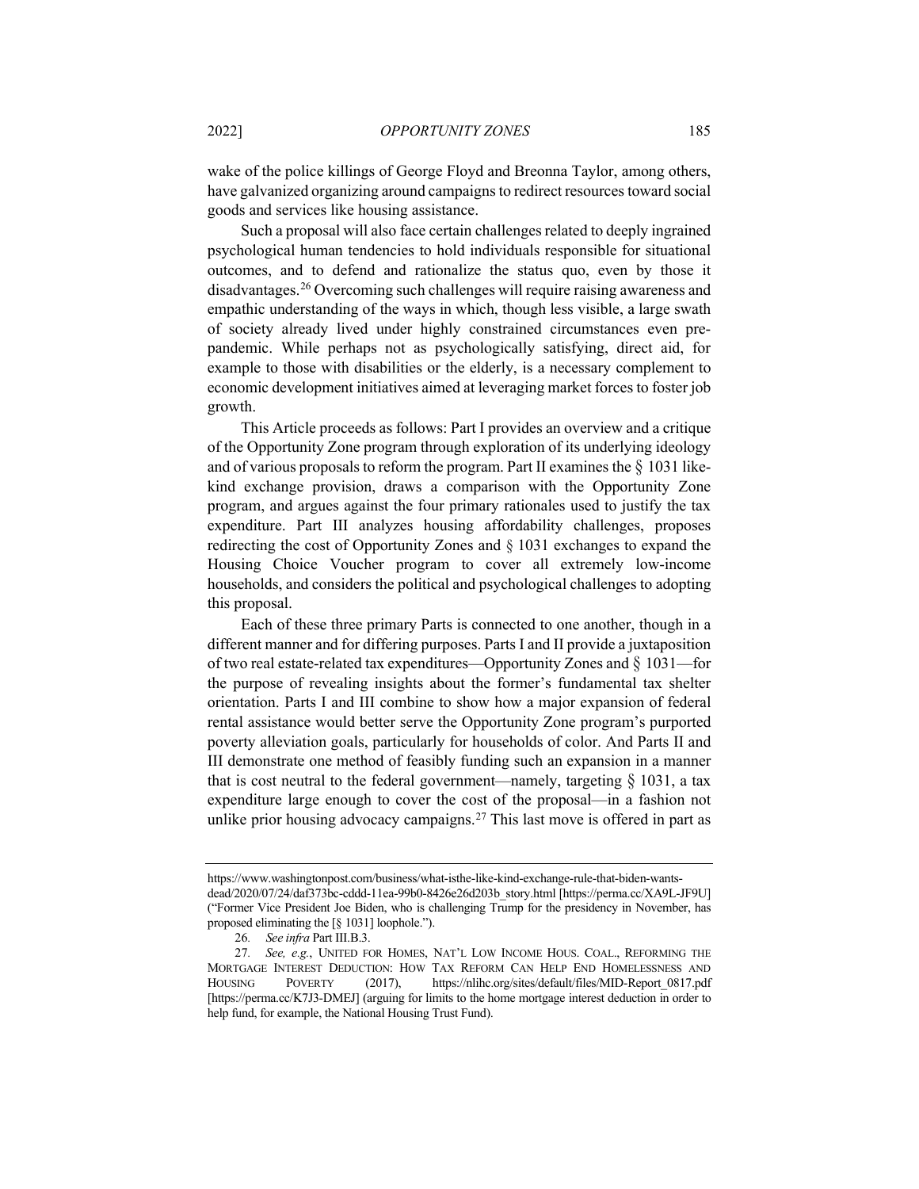wake of the police killings of George Floyd and Breonna Taylor, among others, have galvanized organizing around campaigns to redirect resources toward social goods and services like housing assistance.

Such a proposal will also face certain challenges related to deeply ingrained psychological human tendencies to hold individuals responsible for situational outcomes, and to defend and rationalize the status quo, even by those it disadvantages.[26] Overcoming such challenges will require raising awareness and empathic understanding of the ways in which, though less visible, a large swath of society already lived under highly constrained circumstances even pre-pandemic. While perhaps not as psychologically satisfying, direct aid, for example to those with disabilities or the elderly, is a necessary complement to economic development initiatives aimed at leveraging market forces to foster job growth.

This Article proceeds as follows: Part I provides an overview and a critique of the Opportunity Zone program through exploration of its underlying ideology and of various proposals to reform the program. Part II examines the § 1031 like-kind exchange provision, draws a comparison with the Opportunity Zone program, and argues against the four primary rationales used to justify the tax expenditure. Part III analyzes housing affordability challenges, proposes redirecting the cost of Opportunity Zones and § 1031 exchanges to expand the Housing Choice Voucher program to cover all extremely low-income households, and considers the political and psychological challenges to adopting this proposal.

Each of these three primary Parts is connected to one another, though in a different manner and for differing purposes. Parts I and II provide a juxtaposition of two real estate-related tax expenditures—Opportunity Zones and § 1031—for the purpose of revealing insights about the former's fundamental tax shelter orientation. Parts I and III combine to show how a major expansion of federal rental assistance would better serve the Opportunity Zone program's purported poverty alleviation goals, particularly for households of color. And Parts II and III demonstrate one method of feasibly funding such an expansion in a manner that is cost neutral to the federal government—namely, targeting § 1031, a tax expenditure large enough to cover the cost of the proposal—in a fashion not unlike prior housing advocacy campaigns.[27] This last move is offered in part as

---

https://www.washingtonpost.com/business/what-isthe-like-kind-exchange-rule-that-biden-wants-dead/2020/07/24/daf373bc-cddd-11ea-99b0-8426e26d203b_story.html [https://perma.cc/XA9L-JF9U] ("Former Vice President Joe Biden, who is challenging Trump for the presidency in November, has proposed eliminating the [§ 1031] loophole.").

26. *See infra* Part III.B.3.

27. *See, e.g.*, UNITED FOR HOMES, NAT'L LOW INCOME HOUS. COAL., REFORMING THE MORTGAGE INTEREST DEDUCTION: HOW TAX REFORM CAN HELP END HOMELESSNESS AND HOUSING POVERTY (2017), https://nlihc.org/sites/default/files/MID-Report_0817.pdf [https://perma.cc/K7J3-DMEJ] (arguing for limits to the home mortgage interest deduction in order to help fund, for example, the National Housing Trust Fund).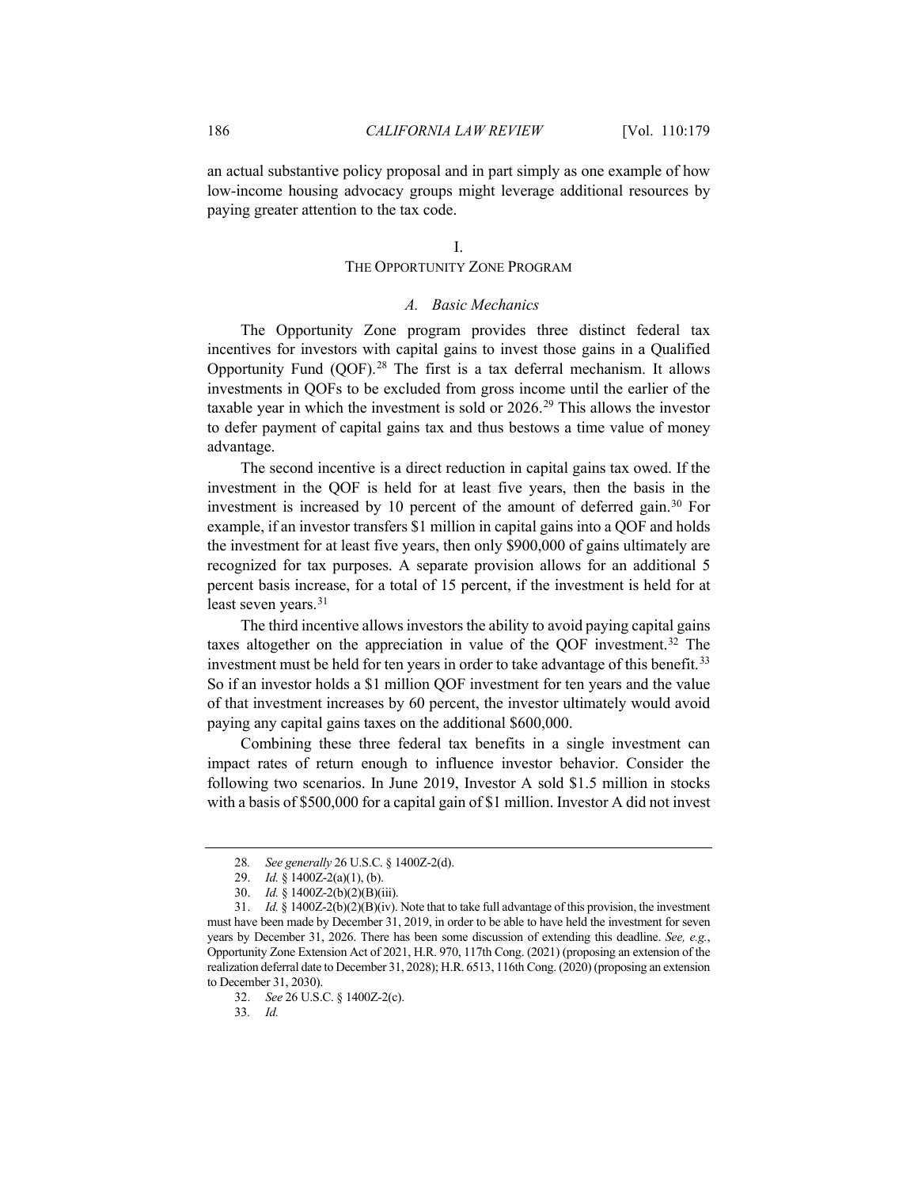an actual substantive policy proposal and in part simply as one example of how low-income housing advocacy groups might leverage additional resources by paying greater attention to the tax code.

## I.
## THE OPPORTUNITY ZONE PROGRAM

### *A. Basic Mechanics*

The Opportunity Zone program provides three distinct federal tax incentives for investors with capital gains to invest those gains in a Qualified Opportunity Fund (QOF).[28] The first is a tax deferral mechanism. It allows investments in QOFs to be excluded from gross income until the earlier of the taxable year in which the investment is sold or 2026.[29] This allows the investor to defer payment of capital gains tax and thus bestows a time value of money advantage.

The second incentive is a direct reduction in capital gains tax owed. If the investment in the QOF is held for at least five years, then the basis in the investment is increased by 10 percent of the amount of deferred gain.[30] For example, if an investor transfers $1 million in capital gains into a QOF and holds the investment for at least five years, then only $900,000 of gains ultimately are recognized for tax purposes. A separate provision allows for an additional 5 percent basis increase, for a total of 15 percent, if the investment is held for at least seven years.[31]

The third incentive allows investors the ability to avoid paying capital gains taxes altogether on the appreciation in value of the QOF investment.[32] The investment must be held for ten years in order to take advantage of this benefit.[33] So if an investor holds a $1 million QOF investment for ten years and the value of that investment increases by 60 percent, the investor ultimately would avoid paying any capital gains taxes on the additional $600,000.

Combining these three federal tax benefits in a single investment can impact rates of return enough to influence investor behavior. Consider the following two scenarios. In June 2019, Investor A sold $1.5 million in stocks with a basis of $500,000 for a capital gain of $1 million. Investor A did not invest

---

28. *See generally* 26 U.S.C. § 1400Z-2(d).

29. *Id.* § 1400Z-2(a)(1), (b).

30. *Id.* § 1400Z-2(b)(2)(B)(iii).

31. *Id.* § 1400Z-2(b)(2)(B)(iv). Note that to take full advantage of this provision, the investment must have been made by December 31, 2019, in order to be able to have held the investment for seven years by December 31, 2026. There has been some discussion of extending this deadline. *See, e.g.*, Opportunity Zone Extension Act of 2021, H.R. 970, 117th Cong. (2021) (proposing an extension of the realization deferral date to December 31, 2028); H.R. 6513, 116th Cong. (2020) (proposing an extension to December 31, 2030).

32. *See* 26 U.S.C. § 1400Z-2(c).

33. *Id.*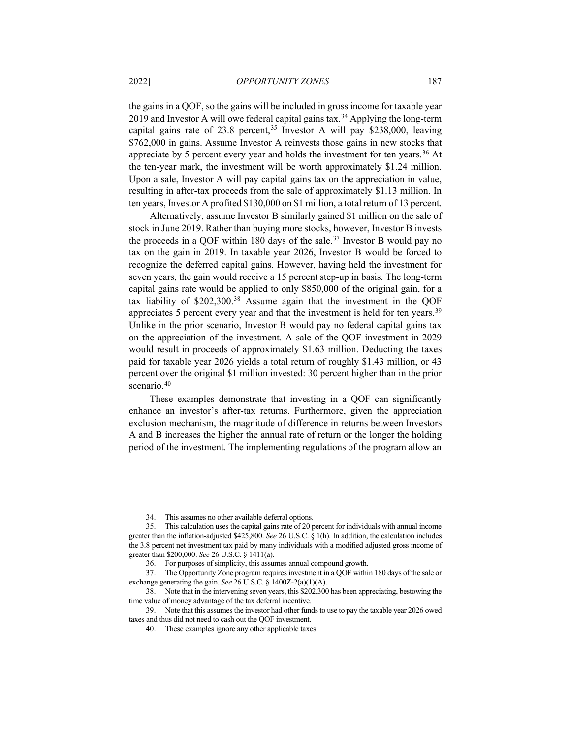the gains in a QOF, so the gains will be included in gross income for taxable year 2019 and Investor A will owe federal capital gains tax.[34] Applying the long-term capital gains rate of 23.8 percent,[35] Investor A will pay $238,000, leaving $762,000 in gains. Assume Investor A reinvests those gains in new stocks that appreciate by 5 percent every year and holds the investment for ten years.[36] At the ten-year mark, the investment will be worth approximately $1.24 million. Upon a sale, Investor A will pay capital gains tax on the appreciation in value, resulting in after-tax proceeds from the sale of approximately $1.13 million. In ten years, Investor A profited $130,000 on $1 million, a total return of 13 percent.

Alternatively, assume Investor B similarly gained $1 million on the sale of stock in June 2019. Rather than buying more stocks, however, Investor B invests the proceeds in a QOF within 180 days of the sale.[37] Investor B would pay no tax on the gain in 2019. In taxable year 2026, Investor B would be forced to recognize the deferred capital gains. However, having held the investment for seven years, the gain would receive a 15 percent step-up in basis. The long-term capital gains rate would be applied to only $850,000 of the original gain, for a tax liability of $202,300.[38] Assume again that the investment in the QOF appreciates 5 percent every year and that the investment is held for ten years.[39] Unlike in the prior scenario, Investor B would pay no federal capital gains tax on the appreciation of the investment. A sale of the QOF investment in 2029 would result in proceeds of approximately $1.63 million. Deducting the taxes paid for taxable year 2026 yields a total return of roughly $1.43 million, or 43 percent over the original $1 million invested: 30 percent higher than in the prior scenario.[40]

These examples demonstrate that investing in a QOF can significantly enhance an investor's after-tax returns. Furthermore, given the appreciation exclusion mechanism, the magnitude of difference in returns between Investors A and B increases the higher the annual rate of return or the longer the holding period of the investment. The implementing regulations of the program allow an

---

34. This assumes no other available deferral options.

35. This calculation uses the capital gains rate of 20 percent for individuals with annual income greater than the inflation-adjusted $425,800. *See* 26 U.S.C. § 1(h). In addition, the calculation includes the 3.8 percent net investment tax paid by many individuals with a modified adjusted gross income of greater than $200,000. *See* 26 U.S.C. § 1411(a).

36. For purposes of simplicity, this assumes annual compound growth.

37. The Opportunity Zone program requires investment in a QOF within 180 days of the sale or exchange generating the gain. *See* 26 U.S.C. § 1400Z-2(a)(1)(A).

38. Note that in the intervening seven years, this $202,300 has been appreciating, bestowing the time value of money advantage of the tax deferral incentive.

39. Note that this assumes the investor had other funds to use to pay the taxable year 2026 owed taxes and thus did not need to cash out the QOF investment.

40. These examples ignore any other applicable taxes.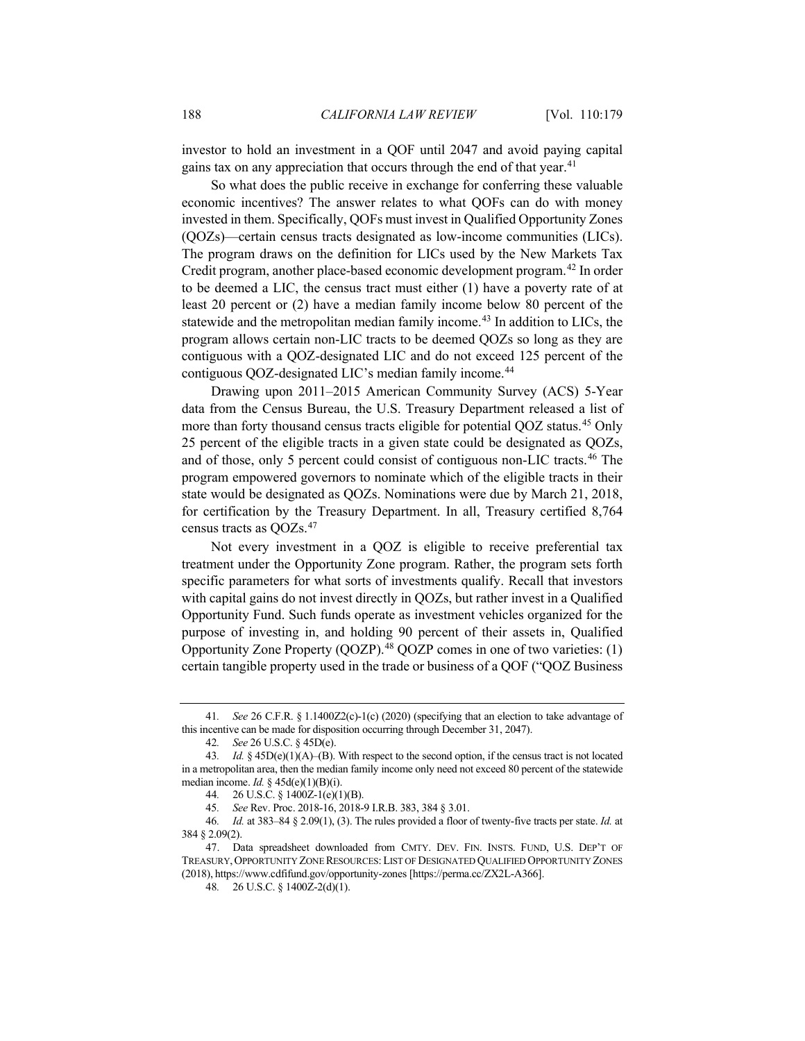investor to hold an investment in a QOF until 2047 and avoid paying capital gains tax on any appreciation that occurs through the end of that year.[41]

So what does the public receive in exchange for conferring these valuable economic incentives? The answer relates to what QOFs can do with money invested in them. Specifically, QOFs must invest in Qualified Opportunity Zones (QOZs)—certain census tracts designated as low-income communities (LICs). The program draws on the definition for LICs used by the New Markets Tax Credit program, another place-based economic development program.[42] In order to be deemed a LIC, the census tract must either (1) have a poverty rate of at least 20 percent or (2) have a median family income below 80 percent of the statewide and the metropolitan median family income.[43] In addition to LICs, the program allows certain non-LIC tracts to be deemed QOZs so long as they are contiguous with a QOZ-designated LIC and do not exceed 125 percent of the contiguous QOZ-designated LIC's median family income.[44]

Drawing upon 2011–2015 American Community Survey (ACS) 5-Year data from the Census Bureau, the U.S. Treasury Department released a list of more than forty thousand census tracts eligible for potential QOZ status.[45] Only 25 percent of the eligible tracts in a given state could be designated as QOZs, and of those, only 5 percent could consist of contiguous non-LIC tracts.[46] The program empowered governors to nominate which of the eligible tracts in their state would be designated as QOZs. Nominations were due by March 21, 2018, for certification by the Treasury Department. In all, Treasury certified 8,764 census tracts as QOZs.[47]

Not every investment in a QOZ is eligible to receive preferential tax treatment under the Opportunity Zone program. Rather, the program sets forth specific parameters for what sorts of investments qualify. Recall that investors with capital gains do not invest directly in QOZs, but rather invest in a Qualified Opportunity Fund. Such funds operate as investment vehicles organized for the purpose of investing in, and holding 90 percent of their assets in, Qualified Opportunity Zone Property (QOZP).[48] QOZP comes in one of two varieties: (1) certain tangible property used in the trade or business of a QOF ("QOZ Business

---

41. *See* 26 C.F.R. § 1.1400Z2(c)-1(c) (2020) (specifying that an election to take advantage of this incentive can be made for disposition occurring through December 31, 2047).

42. *See* 26 U.S.C. § 45D(e).

43. *Id.* § 45D(e)(1)(A)–(B). With respect to the second option, if the census tract is not located in a metropolitan area, then the median family income only need not exceed 80 percent of the statewide median income. *Id.* § 45d(e)(1)(B)(i).

44. 26 U.S.C. § 1400Z-1(e)(1)(B).

45. *See* Rev. Proc. 2018-16, 2018-9 I.R.B. 383, 384 § 3.01.

46. *Id.* at 383–84 § 2.09(1), (3). The rules provided a floor of twenty-five tracts per state. *Id.* at 384 § 2.09(2).

47. Data spreadsheet downloaded from CMTY. DEV. FIN. INSTS. FUND, U.S. DEP'T OF TREASURY, OPPORTUNITY ZONE RESOURCES: LIST OF DESIGNATED QUALIFIED OPPORTUNITY ZONES (2018), https://www.cdfifund.gov/opportunity-zones [https://perma.cc/ZX2L-A366].

48. 26 U.S.C. § 1400Z-2(d)(1).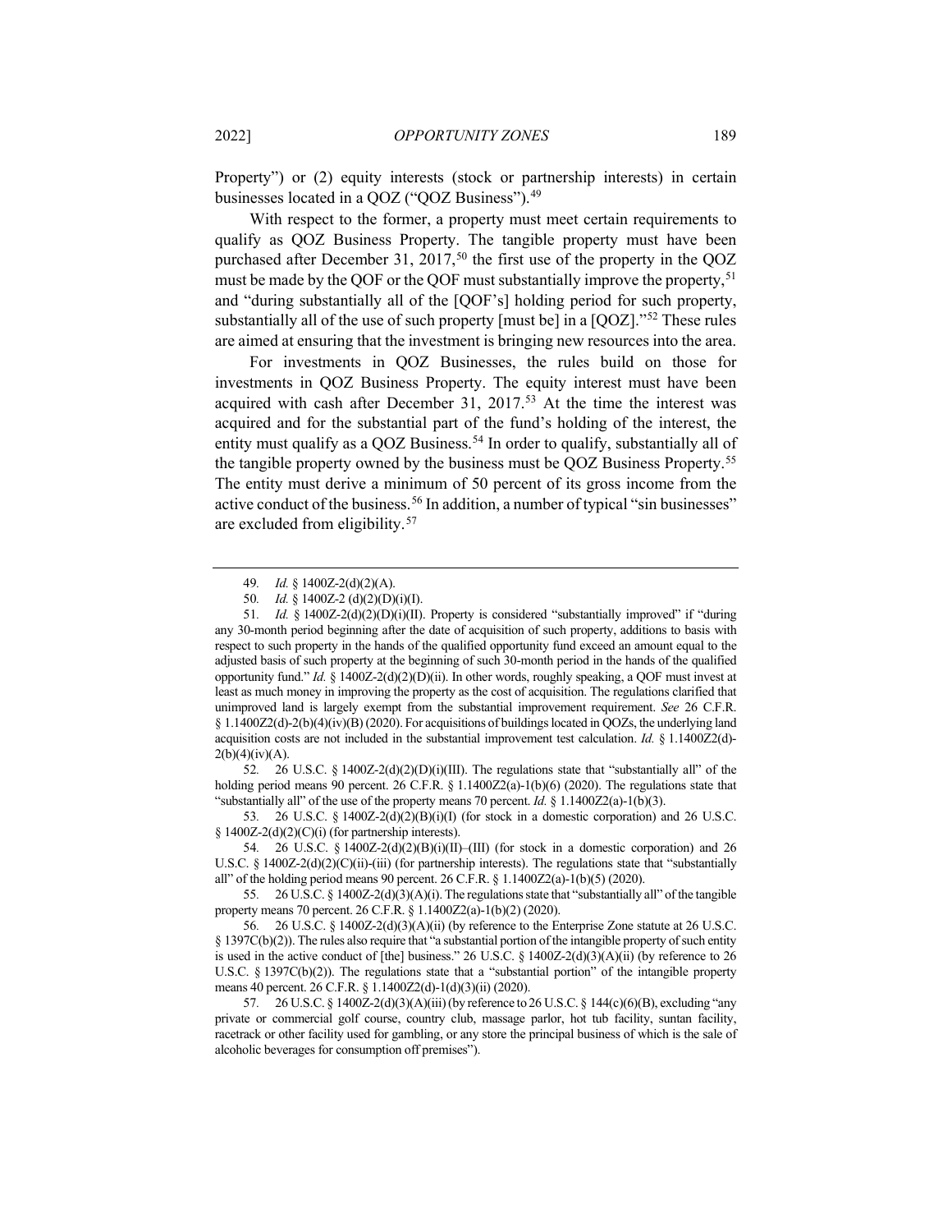Property") or (2) equity interests (stock or partnership interests) in certain businesses located in a QOZ ("QOZ Business").[49]

With respect to the former, a property must meet certain requirements to qualify as QOZ Business Property. The tangible property must have been purchased after December 31, 2017,[50] the first use of the property in the QOZ must be made by the QOF or the QOF must substantially improve the property,[51] and "during substantially all of the [QOF's] holding period for such property, substantially all of the use of such property [must be] in a [QOZ]."[52] These rules are aimed at ensuring that the investment is bringing new resources into the area.

For investments in QOZ Businesses, the rules build on those for investments in QOZ Business Property. The equity interest must have been acquired with cash after December 31, 2017.[53] At the time the interest was acquired and for the substantial part of the fund's holding of the interest, the entity must qualify as a QOZ Business.[54] In order to qualify, substantially all of the tangible property owned by the business must be QOZ Business Property.[55] The entity must derive a minimum of 50 percent of its gross income from the active conduct of the business.[56] In addition, a number of typical "sin businesses" are excluded from eligibility.[57]

---

49. *Id.* § 1400Z-2(d)(2)(A).

50. *Id.* § 1400Z-2 (d)(2)(D)(i)(I).

51. *Id.* § 1400Z-2(d)(2)(D)(i)(II). Property is considered "substantially improved" if "during any 30-month period beginning after the date of acquisition of such property, additions to basis with respect to such property in the hands of the qualified opportunity fund exceed an amount equal to the adjusted basis of such property at the beginning of such 30-month period in the hands of the qualified opportunity fund." *Id.* § 1400Z-2(d)(2)(D)(ii). In other words, roughly speaking, a QOF must invest at least as much money in improving the property as the cost of acquisition. The regulations clarified that unimproved land is largely exempt from the substantial improvement requirement. *See* 26 C.F.R. § 1.1400Z2(d)-2(b)(4)(iv)(B) (2020). For acquisitions of buildings located in QOZs, the underlying land acquisition costs are not included in the substantial improvement test calculation. *Id.* § 1.1400Z2(d)-2(b)(4)(iv)(A).

52. 26 U.S.C. § 1400Z-2(d)(2)(D)(i)(III). The regulations state that "substantially all" of the holding period means 90 percent. 26 C.F.R. § 1.1400Z2(a)-1(b)(6) (2020). The regulations state that "substantially all" of the use of the property means 70 percent. *Id.* § 1.1400Z2(a)-1(b)(3).

53. 26 U.S.C. § 1400Z-2(d)(2)(B)(i)(I) (for stock in a domestic corporation) and 26 U.S.C. § 1400Z-2(d)(2)(C)(i) (for partnership interests).

54. 26 U.S.C. § 1400Z-2(d)(2)(B)(i)(II)–(III) (for stock in a domestic corporation) and 26 U.S.C. § 1400Z-2(d)(2)(C)(ii)-(iii) (for partnership interests). The regulations state that "substantially all" of the holding period means 90 percent. 26 C.F.R. § 1.1400Z2(a)-1(b)(5) (2020).

55. 26 U.S.C. § 1400Z-2(d)(3)(A)(i). The regulations state that "substantially all" of the tangible property means 70 percent. 26 C.F.R. § 1.1400Z2(a)-1(b)(2) (2020).

56. 26 U.S.C. § 1400Z-2(d)(3)(A)(ii) (by reference to the Enterprise Zone statute at 26 U.S.C. § 1397C(b)(2)). The rules also require that "a substantial portion of the intangible property of such entity is used in the active conduct of [the] business." 26 U.S.C. § 1400Z-2(d)(3)(A)(ii) (by reference to 26 U.S.C. § 1397C(b)(2)). The regulations state that a "substantial portion" of the intangible property means 40 percent. 26 C.F.R. § 1.1400Z2(d)-1(d)(3)(ii) (2020).

57. 26 U.S.C. § 1400Z-2(d)(3)(A)(iii) (by reference to 26 U.S.C. § 144(c)(6)(B), excluding "any private or commercial golf course, country club, massage parlor, hot tub facility, suntan facility, racetrack or other facility used for gambling, or any store the principal business of which is the sale of alcoholic beverages for consumption off premises").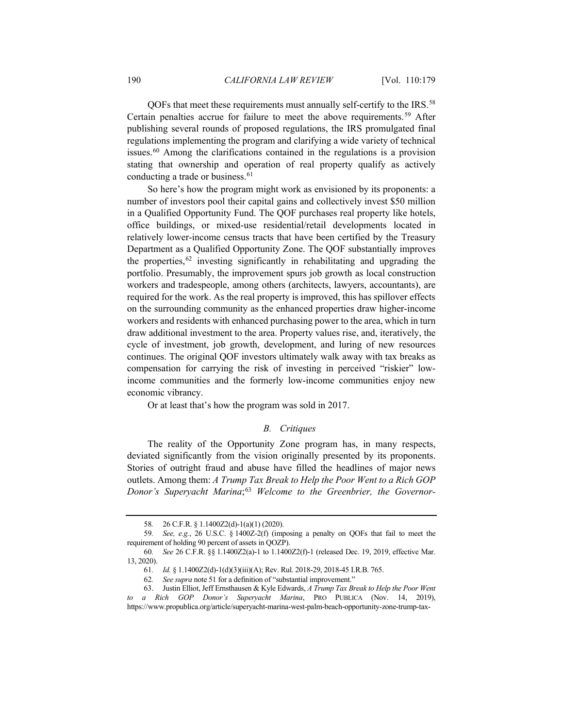QOFs that meet these requirements must annually self-certify to the IRS.[58] Certain penalties accrue for failure to meet the above requirements.[59] After publishing several rounds of proposed regulations, the IRS promulgated final regulations implementing the program and clarifying a wide variety of technical issues.[60] Among the clarifications contained in the regulations is a provision stating that ownership and operation of real property qualify as actively conducting a trade or business.[61]

So here's how the program might work as envisioned by its proponents: a number of investors pool their capital gains and collectively invest $50 million in a Qualified Opportunity Fund. The QOF purchases real property like hotels, office buildings, or mixed-use residential/retail developments located in relatively lower-income census tracts that have been certified by the Treasury Department as a Qualified Opportunity Zone. The QOF substantially improves the properties,[62] investing significantly in rehabilitating and upgrading the portfolio. Presumably, the improvement spurs job growth as local construction workers and tradespeople, among others (architects, lawyers, accountants), are required for the work. As the real property is improved, this has spillover effects on the surrounding community as the enhanced properties draw higher-income workers and residents with enhanced purchasing power to the area, which in turn draw additional investment to the area. Property values rise, and, iteratively, the cycle of investment, job growth, development, and luring of new resources continues. The original QOF investors ultimately walk away with tax breaks as compensation for carrying the risk of investing in perceived "riskier" low-income communities and the formerly low-income communities enjoy new economic vibrancy.

Or at least that's how the program was sold in 2017.

### *B. Critiques*

The reality of the Opportunity Zone program has, in many respects, deviated significantly from the vision originally presented by its proponents. Stories of outright fraud and abuse have filled the headlines of major news outlets. Among them: *A Trump Tax Break to Help the Poor Went to a Rich GOP Donor's Superyacht Marina*;[63] *Welcome to the Greenbrier, the Governor-*

---

58. 26 C.F.R. § 1.1400Z2(d)-1(a)(1) (2020).

59. *See, e.g.*, 26 U.S.C. § 1400Z-2(f) (imposing a penalty on QOFs that fail to meet the requirement of holding 90 percent of assets in QOZP).

60. *See* 26 C.F.R. §§ 1.1400Z2(a)-1 to 1.1400Z2(f)-1 (released Dec. 19, 2019, effective Mar. 13, 2020).

61. *Id.* § 1.1400Z2(d)-1(d)(3)(iii)(A); Rev. Rul. 2018-29, 2018-45 I.R.B. 765.

62. *See supra* note 51 for a definition of "substantial improvement."

63. Justin Elliot, Jeff Ernsthausen & Kyle Edwards, *A Trump Tax Break to Help the Poor Went to a Rich GOP Donor's Superyacht Marina*, PRO PUBLICA (Nov. 14, 2019), https://www.propublica.org/article/superyacht-marina-west-palm-beach-opportunity-zone-trump-tax-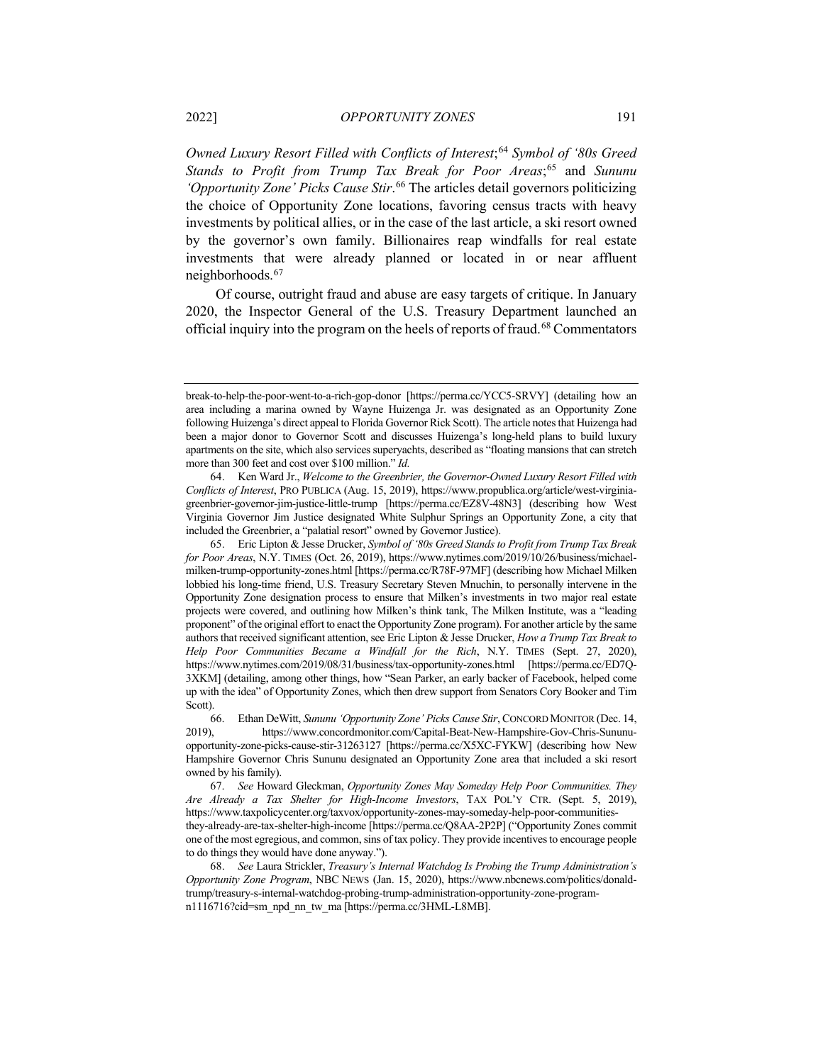*Owned Luxury Resort Filled with Conflicts of Interest*;[64] *Symbol of '80s Greed Stands to Profit from Trump Tax Break for Poor Areas*;[65] and *Sununu 'Opportunity Zone' Picks Cause Stir*.[66] The articles detail governors politicizing the choice of Opportunity Zone locations, favoring census tracts with heavy investments by political allies, or in the case of the last article, a ski resort owned by the governor's own family. Billionaires reap windfalls for real estate investments that were already planned or located in or near affluent neighborhoods.[67]

Of course, outright fraud and abuse are easy targets of critique. In January 2020, the Inspector General of the U.S. Treasury Department launched an official inquiry into the program on the heels of reports of fraud.[68] Commentators

---

break-to-help-the-poor-went-to-a-rich-gop-donor [https://perma.cc/YCC5-SRVY] (detailing how an area including a marina owned by Wayne Huizenga Jr. was designated as an Opportunity Zone following Huizenga's direct appeal to Florida Governor Rick Scott). The article notes that Huizenga had been a major donor to Governor Scott and discusses Huizenga's long-held plans to build luxury apartments on the site, which also services superyachts, described as "floating mansions that can stretch more than 300 feet and cost over $100 million." *Id.*

64. Ken Ward Jr., *Welcome to the Greenbrier, the Governor-Owned Luxury Resort Filled with Conflicts of Interest*, PRO PUBLICA (Aug. 15, 2019), https://www.propublica.org/article/west-virginia-greenbrier-governor-jim-justice-little-trump [https://perma.cc/EZ8V-48N3] (describing how West Virginia Governor Jim Justice designated White Sulphur Springs an Opportunity Zone, a city that included the Greenbrier, a "palatial resort" owned by Governor Justice).

65. Eric Lipton & Jesse Drucker, *Symbol of '80s Greed Stands to Profit from Trump Tax Break for Poor Areas*, N.Y. TIMES (Oct. 26, 2019), https://www.nytimes.com/2019/10/26/business/michael-milken-trump-opportunity-zones.html [https://perma.cc/R78F-97MF] (describing how Michael Milken lobbied his long-time friend, U.S. Treasury Secretary Steven Mnuchin, to personally intervene in the Opportunity Zone designation process to ensure that Milken's investments in two major real estate projects were covered, and outlining how Milken's think tank, The Milken Institute, was a "leading proponent" of the original effort to enact the Opportunity Zone program). For another article by the same authors that received significant attention, see Eric Lipton & Jesse Drucker, *How a Trump Tax Break to Help Poor Communities Became a Windfall for the Rich*, N.Y. TIMES (Sept. 27, 2020), https://www.nytimes.com/2019/08/31/business/tax-opportunity-zones.html [https://perma.cc/ED7Q-3XKM] (detailing, among other things, how "Sean Parker, an early backer of Facebook, helped come up with the idea" of Opportunity Zones, which then drew support from Senators Cory Booker and Tim Scott).

66. Ethan DeWitt, *Sununu 'Opportunity Zone' Picks Cause Stir*, CONCORD MONITOR (Dec. 14, 2019), https://www.concordmonitor.com/Capital-Beat-New-Hampshire-Gov-Chris-Sununu-opportunity-zone-picks-cause-stir-31263127 [https://perma.cc/X5XC-FYKW] (describing how New Hampshire Governor Chris Sununu designated an Opportunity Zone area that included a ski resort owned by his family).

67. *See* Howard Gleckman, *Opportunity Zones May Someday Help Poor Communities. They Are Already a Tax Shelter for High-Income Investors*, TAX POL'Y CTR. (Sept. 5, 2019), https://www.taxpolicycenter.org/taxvox/opportunity-zones-may-someday-help-poor-communities-they-already-are-tax-shelter-high-income [https://perma.cc/Q8AA-2P2P] ("Opportunity Zones commit one of the most egregious, and common, sins of tax policy. They provide incentives to encourage people to do things they would have done anyway.").

68. *See* Laura Strickler, *Treasury's Internal Watchdog Is Probing the Trump Administration's Opportunity Zone Program*, NBC NEWS (Jan. 15, 2020), https://www.nbcnews.com/politics/donald-trump/treasury-s-internal-watchdog-probing-trump-administration-opportunity-zone-program-n1116716?cid=sm_npd_nn_tw_ma [https://perma.cc/3HML-L8MB].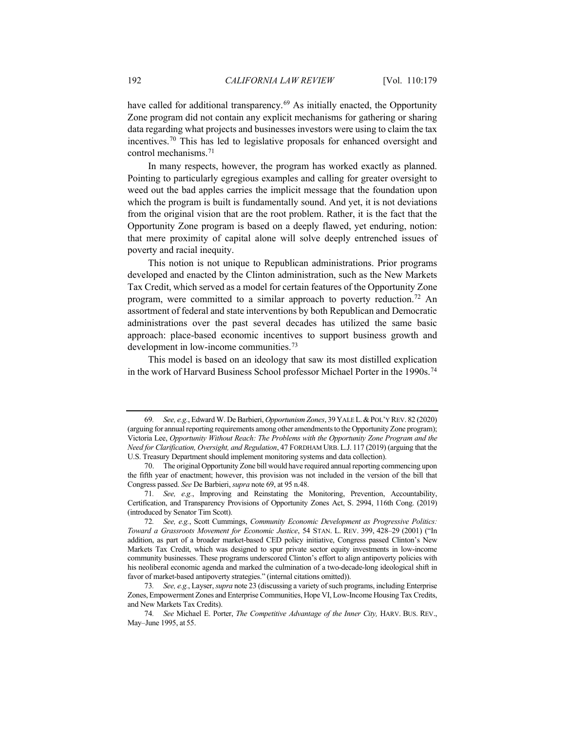have called for additional transparency.[69] As initially enacted, the Opportunity Zone program did not contain any explicit mechanisms for gathering or sharing data regarding what projects and businesses investors were using to claim the tax incentives.[70] This has led to legislative proposals for enhanced oversight and control mechanisms.[71]

In many respects, however, the program has worked exactly as planned. Pointing to particularly egregious examples and calling for greater oversight to weed out the bad apples carries the implicit message that the foundation upon which the program is built is fundamentally sound. And yet, it is not deviations from the original vision that are the root problem. Rather, it is the fact that the Opportunity Zone program is based on a deeply flawed, yet enduring, notion: that mere proximity of capital alone will solve deeply entrenched issues of poverty and racial inequity.

This notion is not unique to Republican administrations. Prior programs developed and enacted by the Clinton administration, such as the New Markets Tax Credit, which served as a model for certain features of the Opportunity Zone program, were committed to a similar approach to poverty reduction.[72] An assortment of federal and state interventions by both Republican and Democratic administrations over the past several decades has utilized the same basic approach: place-based economic incentives to support business growth and development in low-income communities.[73]

This model is based on an ideology that saw its most distilled explication in the work of Harvard Business School professor Michael Porter in the 1990s.[74]

---

69. *See, e.g.*, Edward W. De Barbieri, *Opportunism Zones*, 39 YALE L. & POL'Y REV. 82 (2020) (arguing for annual reporting requirements among other amendments to the Opportunity Zone program); Victoria Lee, *Opportunity Without Reach: The Problems with the Opportunity Zone Program and the Need for Clarification, Oversight, and Regulation*, 47 FORDHAM URB. L.J. 117 (2019) (arguing that the U.S. Treasury Department should implement monitoring systems and data collection).

70. The original Opportunity Zone bill would have required annual reporting commencing upon the fifth year of enactment; however, this provision was not included in the version of the bill that Congress passed. *See* De Barbieri, *supra* note 69, at 95 n.48.

71. *See, e.g.*, Improving and Reinstating the Monitoring, Prevention, Accountability, Certification, and Transparency Provisions of Opportunity Zones Act, S. 2994, 116th Cong. (2019) (introduced by Senator Tim Scott).

72. *See, e.g.*, Scott Cummings, *Community Economic Development as Progressive Politics: Toward a Grassroots Movement for Economic Justice*, 54 STAN. L. REV. 399, 428–29 (2001) ("In addition, as part of a broader market-based CED policy initiative, Congress passed Clinton's New Markets Tax Credit, which was designed to spur private sector equity investments in low-income community businesses. These programs underscored Clinton's effort to align antipoverty policies with his neoliberal economic agenda and marked the culmination of a two-decade-long ideological shift in favor of market-based antipoverty strategies." (internal citations omitted)).

73. *See, e.g.*, Layser, *supra* note 23 (discussing a variety of such programs, including Enterprise Zones, Empowerment Zones and Enterprise Communities, Hope VI, Low-Income Housing Tax Credits, and New Markets Tax Credits).

74. *See* Michael E. Porter, *The Competitive Advantage of the Inner City,* HARV. BUS. REV., May–June 1995, at 55.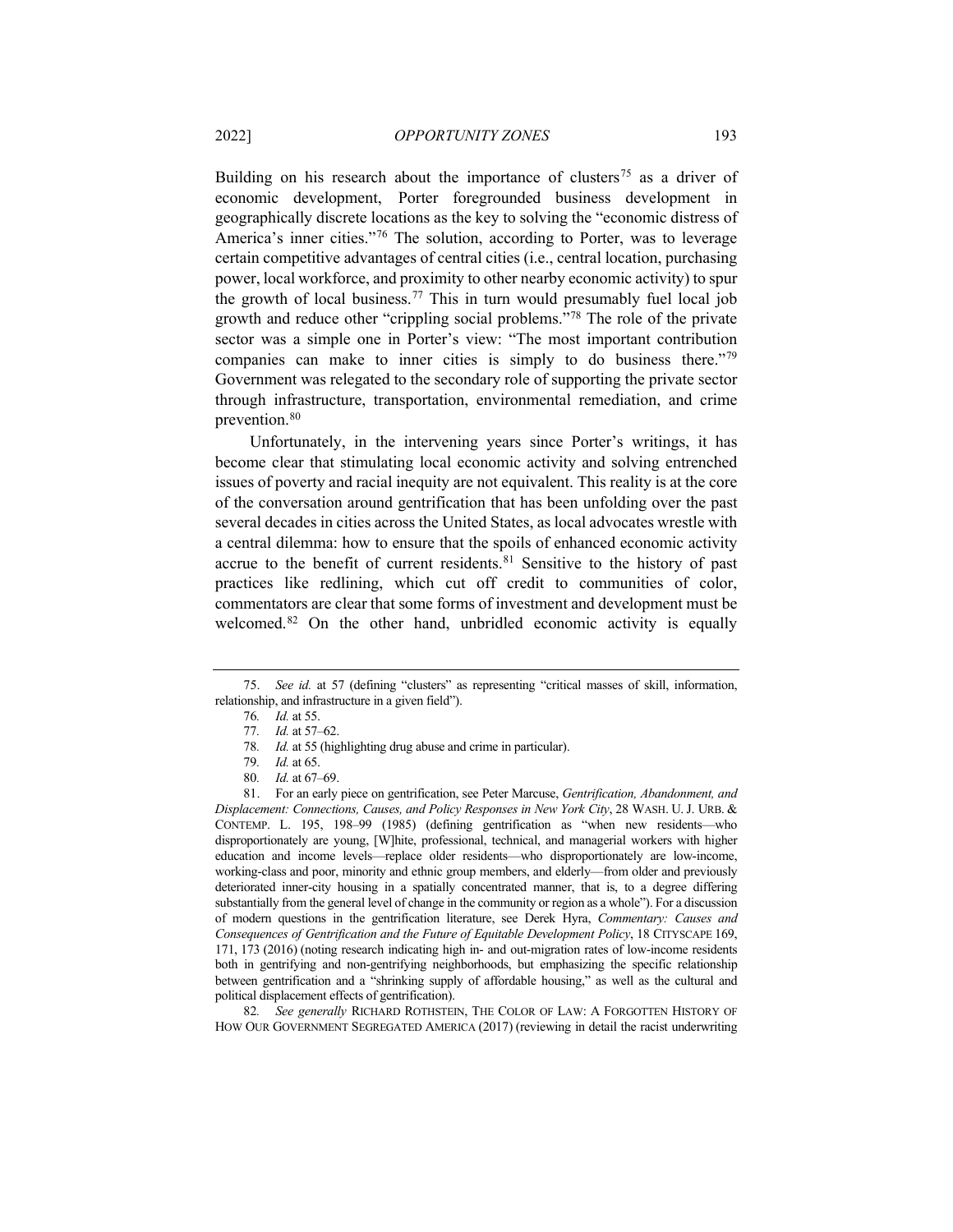Building on his research about the importance of clusters[75] as a driver of economic development, Porter foregrounded business development in geographically discrete locations as the key to solving the "economic distress of America's inner cities."[76] The solution, according to Porter, was to leverage certain competitive advantages of central cities (i.e., central location, purchasing power, local workforce, and proximity to other nearby economic activity) to spur the growth of local business.[77] This in turn would presumably fuel local job growth and reduce other "crippling social problems."[78] The role of the private sector was a simple one in Porter's view: "The most important contribution companies can make to inner cities is simply to do business there."[79] Government was relegated to the secondary role of supporting the private sector through infrastructure, transportation, environmental remediation, and crime prevention.[80]

Unfortunately, in the intervening years since Porter's writings, it has become clear that stimulating local economic activity and solving entrenched issues of poverty and racial inequity are not equivalent. This reality is at the core of the conversation around gentrification that has been unfolding over the past several decades in cities across the United States, as local advocates wrestle with a central dilemma: how to ensure that the spoils of enhanced economic activity accrue to the benefit of current residents.[81] Sensitive to the history of past practices like redlining, which cut off credit to communities of color, commentators are clear that some forms of investment and development must be welcomed.[82] On the other hand, unbridled economic activity is equally

---

75. *See id.* at 57 (defining "clusters" as representing "critical masses of skill, information, relationship, and infrastructure in a given field").

76. *Id.* at 55.

77. *Id.* at 57–62.

78. *Id.* at 55 (highlighting drug abuse and crime in particular).

79. *Id.* at 65.

80. *Id.* at 67–69.

81. For an early piece on gentrification, see Peter Marcuse, *Gentrification, Abandonment, and Displacement: Connections, Causes, and Policy Responses in New York City*, 28 WASH. U. J. URB. & CONTEMP. L. 195, 198–99 (1985) (defining gentrification as "when new residents—who disproportionately are young, [W]hite, professional, technical, and managerial workers with higher education and income levels—replace older residents—who disproportionately are low-income, working-class and poor, minority and ethnic group members, and elderly—from older and previously deteriorated inner-city housing in a spatially concentrated manner, that is, to a degree differing substantially from the general level of change in the community or region as a whole"). For a discussion of modern questions in the gentrification literature, see Derek Hyra, *Commentary: Causes and Consequences of Gentrification and the Future of Equitable Development Policy*, 18 CITYSCAPE 169, 171, 173 (2016) (noting research indicating high in- and out-migration rates of low-income residents both in gentrifying and non-gentrifying neighborhoods, but emphasizing the specific relationship between gentrification and a "shrinking supply of affordable housing," as well as the cultural and political displacement effects of gentrification).

82. *See generally* RICHARD ROTHSTEIN, THE COLOR OF LAW: A FORGOTTEN HISTORY OF HOW OUR GOVERNMENT SEGREGATED AMERICA (2017) (reviewing in detail the racist underwriting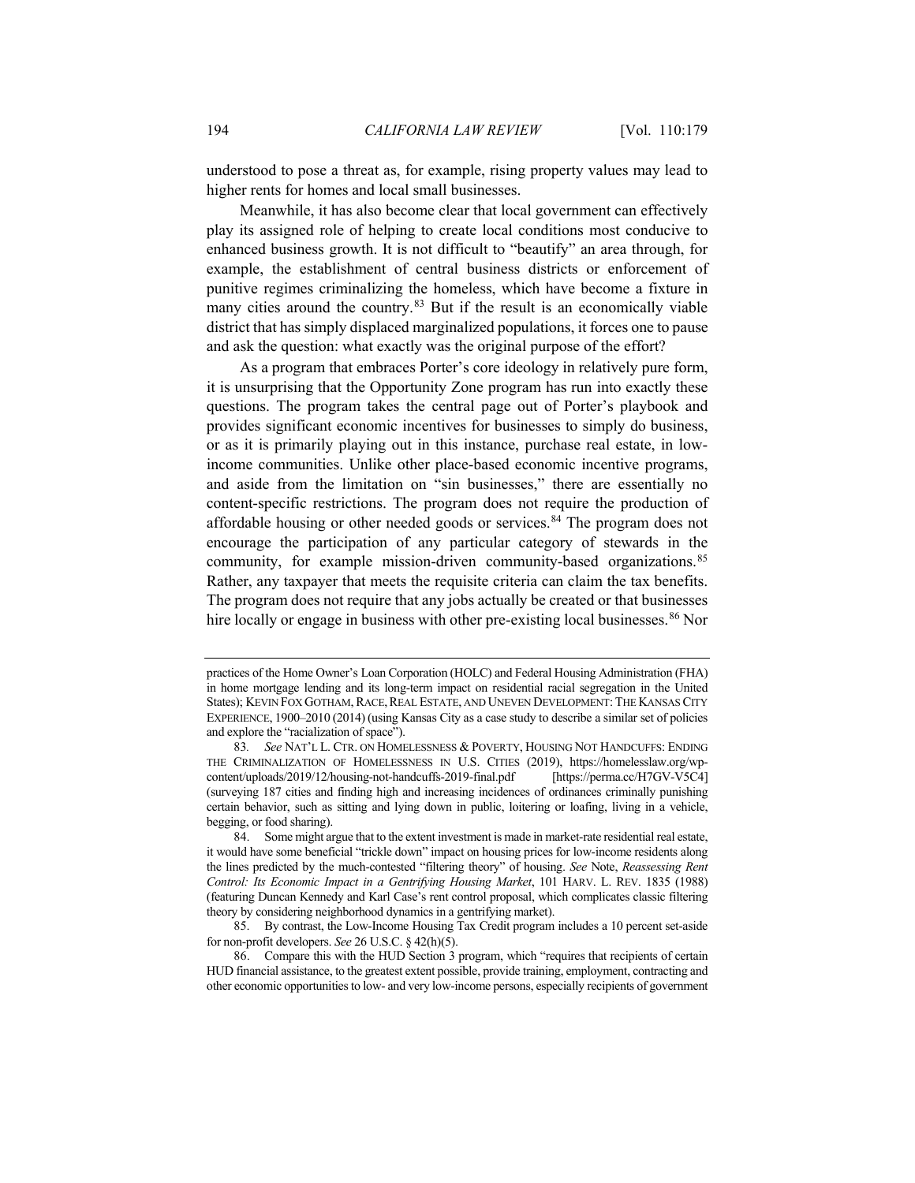understood to pose a threat as, for example, rising property values may lead to higher rents for homes and local small businesses.

Meanwhile, it has also become clear that local government can effectively play its assigned role of helping to create local conditions most conducive to enhanced business growth. It is not difficult to "beautify" an area through, for example, the establishment of central business districts or enforcement of punitive regimes criminalizing the homeless, which have become a fixture in many cities around the country.[83] But if the result is an economically viable district that has simply displaced marginalized populations, it forces one to pause and ask the question: what exactly was the original purpose of the effort?

As a program that embraces Porter's core ideology in relatively pure form, it is unsurprising that the Opportunity Zone program has run into exactly these questions. The program takes the central page out of Porter's playbook and provides significant economic incentives for businesses to simply do business, or as it is primarily playing out in this instance, purchase real estate, in low-income communities. Unlike other place-based economic incentive programs, and aside from the limitation on "sin businesses," there are essentially no content-specific restrictions. The program does not require the production of affordable housing or other needed goods or services.[84] The program does not encourage the participation of any particular category of stewards in the community, for example mission-driven community-based organizations.[85] Rather, any taxpayer that meets the requisite criteria can claim the tax benefits. The program does not require that any jobs actually be created or that businesses hire locally or engage in business with other pre-existing local businesses.[86] Nor

---

practices of the Home Owner's Loan Corporation (HOLC) and Federal Housing Administration (FHA) in home mortgage lending and its long-term impact on residential racial segregation in the United States); KEVIN FOX GOTHAM, RACE, REAL ESTATE, AND UNEVEN DEVELOPMENT: THE KANSAS CITY EXPERIENCE, 1900–2010 (2014) (using Kansas City as a case study to describe a similar set of policies and explore the "racialization of space").

83. *See* NAT'L L. CTR. ON HOMELESSNESS & POVERTY, HOUSING NOT HANDCUFFS: ENDING THE CRIMINALIZATION OF HOMELESSNESS IN U.S. CITIES (2019), https://homelesslaw.org/wp-content/uploads/2019/12/housing-not-handcuffs-2019-final.pdf [https://perma.cc/H7GV-V5C4] (surveying 187 cities and finding high and increasing incidences of ordinances criminally punishing certain behavior, such as sitting and lying down in public, loitering or loafing, living in a vehicle, begging, or food sharing).

84. Some might argue that to the extent investment is made in market-rate residential real estate, it would have some beneficial "trickle down" impact on housing prices for low-income residents along the lines predicted by the much-contested "filtering theory" of housing. *See* Note, *Reassessing Rent Control: Its Economic Impact in a Gentrifying Housing Market*, 101 HARV. L. REV. 1835 (1988) (featuring Duncan Kennedy and Karl Case's rent control proposal, which complicates classic filtering theory by considering neighborhood dynamics in a gentrifying market).

85. By contrast, the Low-Income Housing Tax Credit program includes a 10 percent set-aside for non-profit developers. *See* 26 U.S.C. § 42(h)(5).

86. Compare this with the HUD Section 3 program, which "requires that recipients of certain HUD financial assistance, to the greatest extent possible, provide training, employment, contracting and other economic opportunities to low- and very low-income persons, especially recipients of government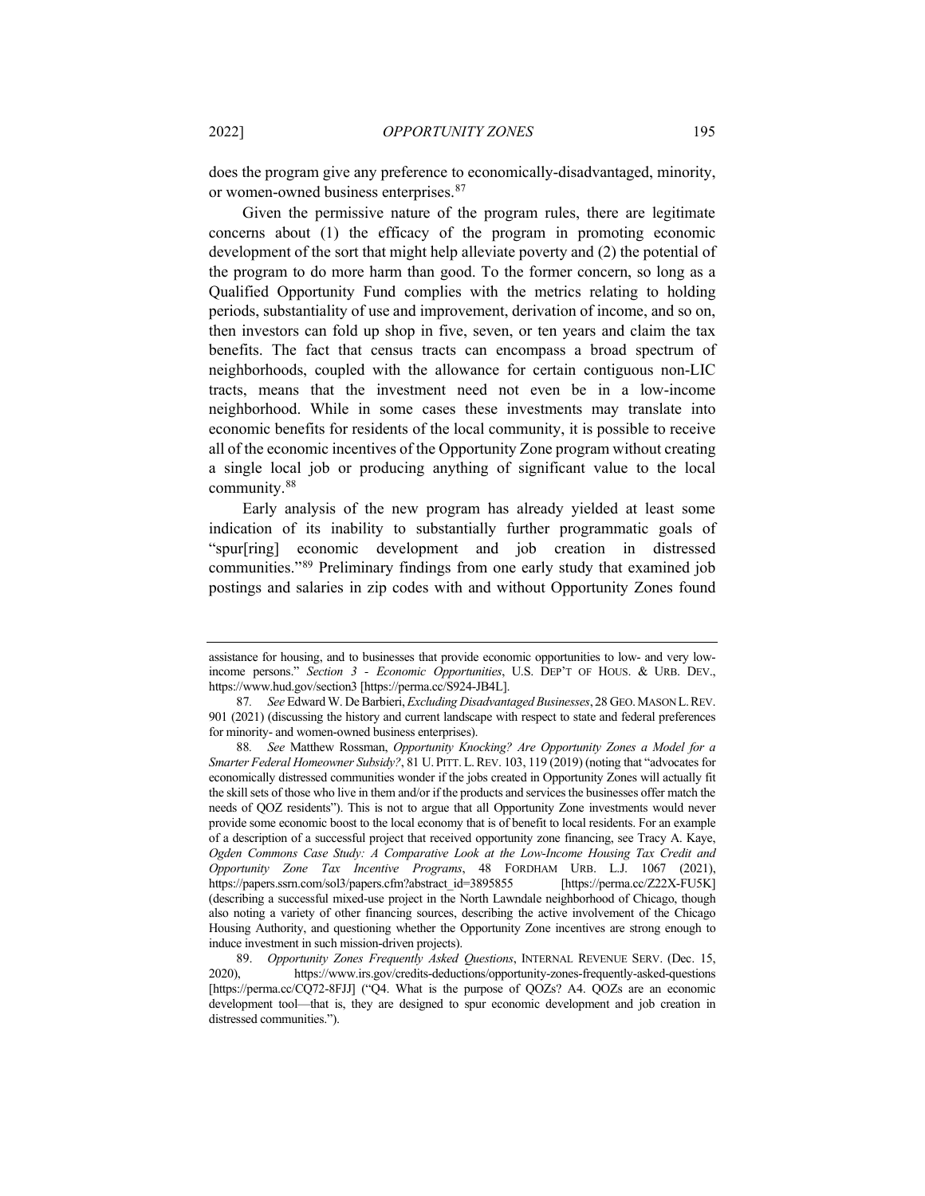does the program give any preference to economically-disadvantaged, minority, or women-owned business enterprises.[87]

Given the permissive nature of the program rules, there are legitimate concerns about (1) the efficacy of the program in promoting economic development of the sort that might help alleviate poverty and (2) the potential of the program to do more harm than good. To the former concern, so long as a Qualified Opportunity Fund complies with the metrics relating to holding periods, substantiality of use and improvement, derivation of income, and so on, then investors can fold up shop in five, seven, or ten years and claim the tax benefits. The fact that census tracts can encompass a broad spectrum of neighborhoods, coupled with the allowance for certain contiguous non-LIC tracts, means that the investment need not even be in a low-income neighborhood. While in some cases these investments may translate into economic benefits for residents of the local community, it is possible to receive all of the economic incentives of the Opportunity Zone program without creating a single local job or producing anything of significant value to the local community.[88]

Early analysis of the new program has already yielded at least some indication of its inability to substantially further programmatic goals of "spur[ring] economic development and job creation in distressed communities."[89] Preliminary findings from one early study that examined job postings and salaries in zip codes with and without Opportunity Zones found

---

assistance for housing, and to businesses that provide economic opportunities to low- and very low-income persons." *Section 3 - Economic Opportunities*, U.S. DEP'T OF HOUS. & URB. DEV., https://www.hud.gov/section3 [https://perma.cc/S924-JB4L].

87. *See* Edward W. De Barbieri, *Excluding Disadvantaged Businesses*, 28 GEO. MASON L. REV. 901 (2021) (discussing the history and current landscape with respect to state and federal preferences for minority- and women-owned business enterprises).

88. *See* Matthew Rossman, *Opportunity Knocking? Are Opportunity Zones a Model for a Smarter Federal Homeowner Subsidy?*, 81 U. PITT. L. REV. 103, 119 (2019) (noting that "advocates for economically distressed communities wonder if the jobs created in Opportunity Zones will actually fit the skill sets of those who live in them and/or if the products and services the businesses offer match the needs of QOZ residents"). This is not to argue that all Opportunity Zone investments would never provide some economic boost to the local economy that is of benefit to local residents. For an example of a description of a successful project that received opportunity zone financing, see Tracy A. Kaye, *Ogden Commons Case Study: A Comparative Look at the Low-Income Housing Tax Credit and Opportunity Zone Tax Incentive Programs*, 48 FORDHAM URB. L.J. 1067 (2021), https://papers.ssrn.com/sol3/papers.cfm?abstract_id=3895855 [https://perma.cc/Z22X-FU5K] (describing a successful mixed-use project in the North Lawndale neighborhood of Chicago, though also noting a variety of other financing sources, describing the active involvement of the Chicago Housing Authority, and questioning whether the Opportunity Zone incentives are strong enough to induce investment in such mission-driven projects).

89. *Opportunity Zones Frequently Asked Questions*, INTERNAL REVENUE SERV. (Dec. 15, 2020), https://www.irs.gov/credits-deductions/opportunity-zones-frequently-asked-questions [https://perma.cc/CQ72-8FJJ] ("Q4. What is the purpose of QOZs? A4. QOZs are an economic development tool—that is, they are designed to spur economic development and job creation in distressed communities.").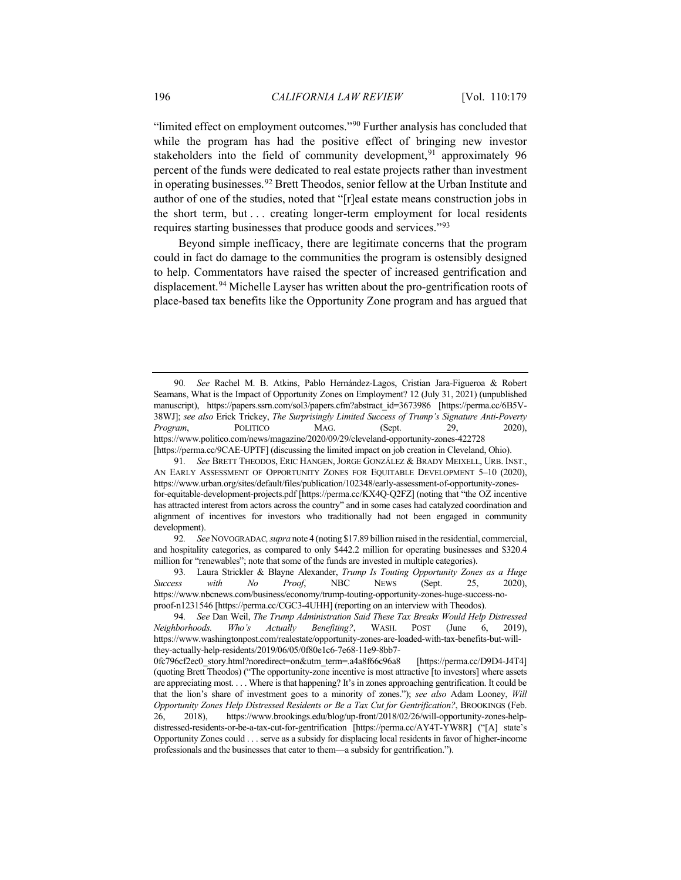"limited effect on employment outcomes."[90] Further analysis has concluded that while the program has had the positive effect of bringing new investor stakeholders into the field of community development,[91] approximately 96 percent of the funds were dedicated to real estate projects rather than investment in operating businesses.[92] Brett Theodos, senior fellow at the Urban Institute and author of one of the studies, noted that "[r]eal estate means construction jobs in the short term, but . . . creating longer-term employment for local residents requires starting businesses that produce goods and services."[93]

Beyond simple inefficacy, there are legitimate concerns that the program could in fact do damage to the communities the program is ostensibly designed to help. Commentators have raised the specter of increased gentrification and displacement.[94] Michelle Layser has written about the pro-gentrification roots of place-based tax benefits like the Opportunity Zone program and has argued that

---

90. *See* Rachel M. B. Atkins, Pablo Hernández-Lagos, Cristian Jara-Figueroa & Robert Seamans, What is the Impact of Opportunity Zones on Employment? 12 (July 31, 2021) (unpublished manuscript), https://papers.ssrn.com/sol3/papers.cfm?abstract_id=3673986 [https://perma.cc/6B5V-38WJ]; *see also* Erick Trickey, *The Surprisingly Limited Success of Trump's Signature Anti-Poverty Program*, POLITICO MAG. (Sept. 29, 2020), https://www.politico.com/news/magazine/2020/09/29/cleveland-opportunity-zones-422728 [https://perma.cc/9CAE-UPTF] (discussing the limited impact on job creation in Cleveland, Ohio).

91. *See* BRETT THEODOS, ERIC HANGEN, JORGE GONZÁLEZ & BRADY MEIXELL, URB. INST., AN EARLY ASSESSMENT OF OPPORTUNITY ZONES FOR EQUITABLE DEVELOPMENT 5–10 (2020), https://www.urban.org/sites/default/files/publication/102348/early-assessment-of-opportunity-zones-for-equitable-development-projects.pdf [https://perma.cc/KX4Q-Q2FZ] (noting that "the OZ incentive has attracted interest from actors across the country" and in some cases had catalyzed coordination and alignment of incentives for investors who traditionally had not been engaged in community development).

92. *See* NOVOGRADAC, *supra* note 4 (noting $17.89 billion raised in the residential, commercial, and hospitality categories, as compared to only $442.2 million for operating businesses and $320.4 million for "renewables"; note that some of the funds are invested in multiple categories).

93. Laura Strickler & Blayne Alexander, *Trump Is Touting Opportunity Zones as a Huge Success with No Proof*, NBC NEWS (Sept. 25, 2020), https://www.nbcnews.com/business/economy/trump-touting-opportunity-zones-huge-success-no-proof-n1231546 [https://perma.cc/CGC3-4UHH] (reporting on an interview with Theodos).

94. *See* Dan Weil, *The Trump Administration Said These Tax Breaks Would Help Distressed Neighborhoods. Who's Actually Benefiting?*, WASH. POST (June 6, 2019), https://www.washingtonpost.com/realestate/opportunity-zones-are-loaded-with-tax-benefits-but-will-they-actually-help-residents/2019/06/05/0f80e1c6-7e68-11e9-8bb7-0fc796cf2ec0_story.html?noredirect=on&utm_term=.a4a8f66c96a8 [https://perma.cc/D9D4-J4T4] (quoting Brett Theodos) ("The opportunity-zone incentive is most attractive [to investors] where assets are appreciating most. . . . Where is that happening? It's in zones approaching gentrification. It could be that the lion's share of investment goes to a minority of zones."); *see also* Adam Looney, *Will Opportunity Zones Help Distressed Residents or Be a Tax Cut for Gentrification?*, BROOKINGS (Feb. 26, 2018), https://www.brookings.edu/blog/up-front/2018/02/26/will-opportunity-zones-help-distressed-residents-or-be-a-tax-cut-for-gentrification [https://perma.cc/AY4T-YW8R] ("[A] state's Opportunity Zones could . . . serve as a subsidy for displacing local residents in favor of higher-income professionals and the businesses that cater to them—a subsidy for gentrification.").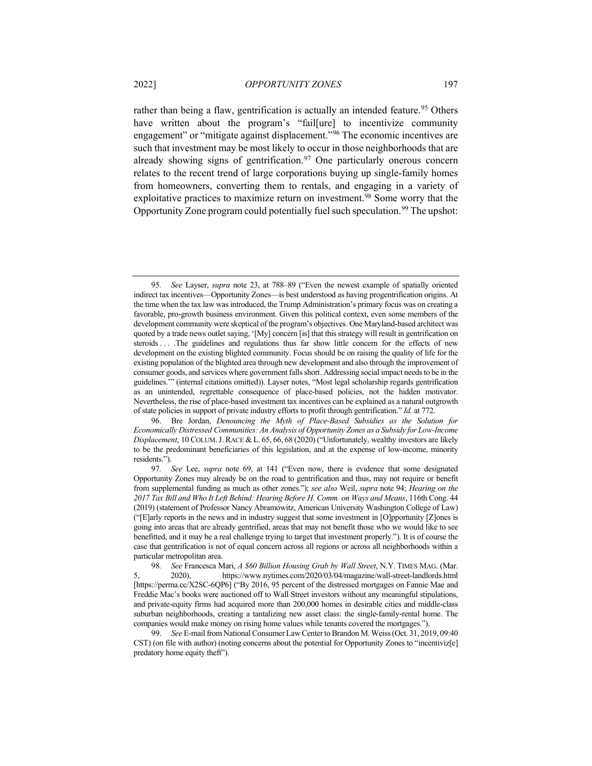rather than being a flaw, gentrification is actually an intended feature.[95] Others have written about the program's "fail[ure] to incentivize community engagement" or "mitigate against displacement."[96] The economic incentives are such that investment may be most likely to occur in those neighborhoods that are already showing signs of gentrification.[97] One particularly onerous concern relates to the recent trend of large corporations buying up single-family homes from homeowners, converting them to rentals, and engaging in a variety of exploitative practices to maximize return on investment.[98] Some worry that the Opportunity Zone program could potentially fuel such speculation.[99] The upshot:

---

95. *See* Layser, *supra* note 23, at 788–89 ("Even the newest example of spatially oriented indirect tax incentives—Opportunity Zones—is best understood as having progentrification origins. At the time when the tax law was introduced, the Trump Administration's primary focus was on creating a favorable, pro-growth business environment. Given this political context, even some members of the development community were skeptical of the program's objectives. One Maryland-based architect was quoted by a trade news outlet saying, '[My] concern [is] that this strategy will result in gentrification on steroids . . . .The guidelines and regulations thus far show little concern for the effects of new development on the existing blighted community. Focus should be on raising the quality of life for the existing population of the blighted area through new development and also through the improvement of consumer goods, and services where government falls short. Addressing social impact needs to be in the guidelines.'" (internal citations omitted)). Layser notes, "Most legal scholarship regards gentrification as an unintended, regrettable consequence of place-based policies, not the hidden motivator. Nevertheless, the rise of place-based investment tax incentives can be explained as a natural outgrowth of state policies in support of private industry efforts to profit through gentrification." *Id.* at 772.

96. Bre Jordan, *Denouncing the Myth of Place-Based Subsidies as the Solution for Economically Distressed Communities: An Analysis of Opportunity Zones as a Subsidy for Low-Income Displacement*, 10 COLUM. J. RACE & L. 65, 66, 68 (2020) ("Unfortunately, wealthy investors are likely to be the predominant beneficiaries of this legislation, and at the expense of low-income, minority residents.").

97. *See* Lee, *supra* note 69, at 141 ("Even now, there is evidence that some designated Opportunity Zones may already be on the road to gentrification and thus, may not require or benefit from supplemental funding as much as other zones."); *see also* Weil, *supra* note 94; *Hearing on the 2017 Tax Bill and Who It Left Behind: Hearing Before H. Comm. on Ways and Means*, 116th Cong. 44 (2019) (statement of Professor Nancy Abramowitz, American University Washington College of Law) ("[E]arly reports in the news and in industry suggest that some investment in [O]pportunity [Z]ones is going into areas that are already gentrified, areas that may not benefit those who we would like to see benefitted, and it may be a real challenge trying to target that investment properly."). It is of course the case that gentrification is not of equal concern across all regions or across all neighborhoods within a particular metropolitan area.

98. *See* Francesca Mari, *A $60 Billion Housing Grab by Wall Street*, N.Y. TIMES MAG. (Mar. 5, 2020), https://www.nytimes.com/2020/03/04/magazine/wall-street-landlords.html [https://perma.cc/X2SC-6QP6] ("By 2016, 95 percent of the distressed mortgages on Fannie Mae and Freddie Mac's books were auctioned off to Wall Street investors without any meaningful stipulations, and private-equity firms had acquired more than 200,000 homes in desirable cities and middle-class suburban neighborhoods, creating a tantalizing new asset class: the single-family-rental home. The companies would make money on rising home values while tenants covered the mortgages.").

99. *See* E-mail from National Consumer Law Center to Brandon M. Weiss (Oct. 31, 2019, 09:40 CST) (on file with author) (noting concerns about the potential for Opportunity Zones to "incentiviz[e] predatory home equity theft").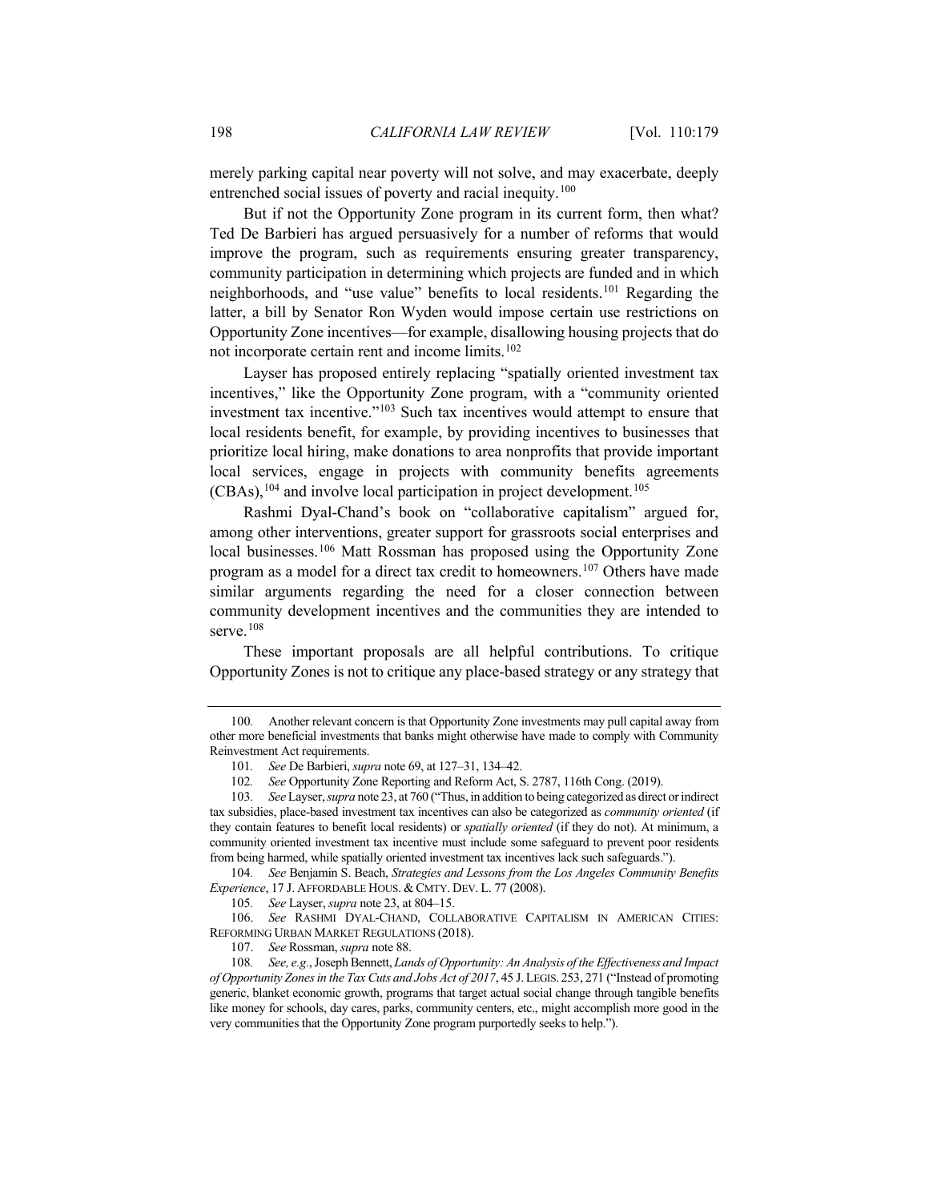merely parking capital near poverty will not solve, and may exacerbate, deeply entrenched social issues of poverty and racial inequity.[100]

But if not the Opportunity Zone program in its current form, then what? Ted De Barbieri has argued persuasively for a number of reforms that would improve the program, such as requirements ensuring greater transparency, community participation in determining which projects are funded and in which neighborhoods, and "use value" benefits to local residents.[101] Regarding the latter, a bill by Senator Ron Wyden would impose certain use restrictions on Opportunity Zone incentives—for example, disallowing housing projects that do not incorporate certain rent and income limits.[102]

Layser has proposed entirely replacing "spatially oriented investment tax incentives," like the Opportunity Zone program, with a "community oriented investment tax incentive."[103] Such tax incentives would attempt to ensure that local residents benefit, for example, by providing incentives to businesses that prioritize local hiring, make donations to area nonprofits that provide important local services, engage in projects with community benefits agreements (CBAs),[104] and involve local participation in project development.[105]

Rashmi Dyal-Chand's book on "collaborative capitalism" argued for, among other interventions, greater support for grassroots social enterprises and local businesses.[106] Matt Rossman has proposed using the Opportunity Zone program as a model for a direct tax credit to homeowners.[107] Others have made similar arguments regarding the need for a closer connection between community development incentives and the communities they are intended to serve.[108]

These important proposals are all helpful contributions. To critique Opportunity Zones is not to critique any place-based strategy or any strategy that

---

100. Another relevant concern is that Opportunity Zone investments may pull capital away from other more beneficial investments that banks might otherwise have made to comply with Community Reinvestment Act requirements.

101. *See* De Barbieri, *supra* note 69, at 127–31, 134–42.

102. *See* Opportunity Zone Reporting and Reform Act, S. 2787, 116th Cong. (2019).

103. *See* Layser, *supra* note 23, at 760 ("Thus, in addition to being categorized as direct or indirect tax subsidies, place-based investment tax incentives can also be categorized as *community oriented* (if they contain features to benefit local residents) or *spatially oriented* (if they do not). At minimum, a community oriented investment tax incentive must include some safeguard to prevent poor residents from being harmed, while spatially oriented investment tax incentives lack such safeguards.").

104. *See* Benjamin S. Beach, *Strategies and Lessons from the Los Angeles Community Benefits Experience*, 17 J. AFFORDABLE HOUS. & CMTY. DEV. L. 77 (2008).

105. *See* Layser, *supra* note 23, at 804–15.

106. *See* RASHMI DYAL-CHAND, COLLABORATIVE CAPITALISM IN AMERICAN CITIES: REFORMING URBAN MARKET REGULATIONS (2018).

107. *See* Rossman, *supra* note 88.

108. *See, e.g.*, Joseph Bennett, *Lands of Opportunity: An Analysis of the Effectiveness and Impact of Opportunity Zones in the Tax Cuts and Jobs Act of 2017*, 45 J. LEGIS. 253, 271 ("Instead of promoting generic, blanket economic growth, programs that target actual social change through tangible benefits like money for schools, day cares, parks, community centers, etc., might accomplish more good in the very communities that the Opportunity Zone program purportedly seeks to help.").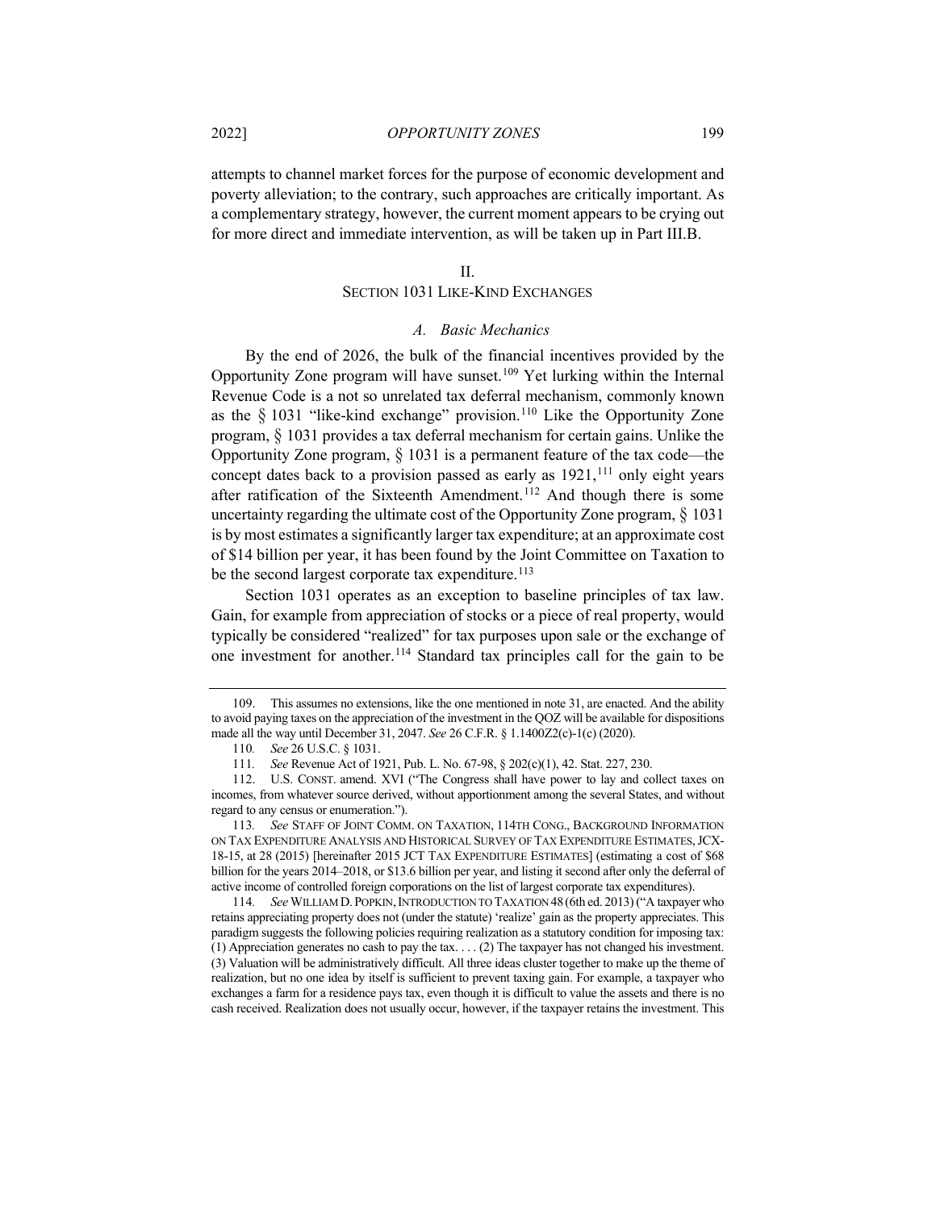attempts to channel market forces for the purpose of economic development and poverty alleviation; to the contrary, such approaches are critically important. As a complementary strategy, however, the current moment appears to be crying out for more direct and immediate intervention, as will be taken up in Part III.B.

## II.
## SECTION 1031 LIKE-KIND EXCHANGES

### *A. Basic Mechanics*

By the end of 2026, the bulk of the financial incentives provided by the Opportunity Zone program will have sunset.[109] Yet lurking within the Internal Revenue Code is a not so unrelated tax deferral mechanism, commonly known as the § 1031 "like-kind exchange" provision.[110] Like the Opportunity Zone program, § 1031 provides a tax deferral mechanism for certain gains. Unlike the Opportunity Zone program, § 1031 is a permanent feature of the tax code—the concept dates back to a provision passed as early as 1921,[111] only eight years after ratification of the Sixteenth Amendment.[112] And though there is some uncertainty regarding the ultimate cost of the Opportunity Zone program, § 1031 is by most estimates a significantly larger tax expenditure; at an approximate cost of $14 billion per year, it has been found by the Joint Committee on Taxation to be the second largest corporate tax expenditure.[113]

Section 1031 operates as an exception to baseline principles of tax law. Gain, for example from appreciation of stocks or a piece of real property, would typically be considered "realized" for tax purposes upon sale or the exchange of one investment for another.[114] Standard tax principles call for the gain to be

---

109. This assumes no extensions, like the one mentioned in note 31, are enacted. And the ability to avoid paying taxes on the appreciation of the investment in the QOZ will be available for dispositions made all the way until December 31, 2047. *See* 26 C.F.R. § 1.1400Z2(c)-1(c) (2020).

110. *See* 26 U.S.C. § 1031.

111. *See* Revenue Act of 1921, Pub. L. No. 67-98, § 202(c)(1), 42. Stat. 227, 230.

112. U.S. CONST. amend. XVI ("The Congress shall have power to lay and collect taxes on incomes, from whatever source derived, without apportionment among the several States, and without regard to any census or enumeration.").

113. *See* STAFF OF JOINT COMM. ON TAXATION, 114TH CONG., BACKGROUND INFORMATION ON TAX EXPENDITURE ANALYSIS AND HISTORICAL SURVEY OF TAX EXPENDITURE ESTIMATES, JCX-18-15, at 28 (2015) [hereinafter 2015 JCT TAX EXPENDITURE ESTIMATES] (estimating a cost of $68 billion for the years 2014–2018, or $13.6 billion per year, and listing it second after only the deferral of active income of controlled foreign corporations on the list of largest corporate tax expenditures).

114. *See* WILLIAM D. POPKIN, INTRODUCTION TO TAXATION 48 (6th ed. 2013) ("A taxpayer who retains appreciating property does not (under the statute) 'realize' gain as the property appreciates. This paradigm suggests the following policies requiring realization as a statutory condition for imposing tax: (1) Appreciation generates no cash to pay the tax. . . . (2) The taxpayer has not changed his investment. (3) Valuation will be administratively difficult. All three ideas cluster together to make up the theme of realization, but no one idea by itself is sufficient to prevent taxing gain. For example, a taxpayer who exchanges a farm for a residence pays tax, even though it is difficult to value the assets and there is no cash received. Realization does not usually occur, however, if the taxpayer retains the investment. This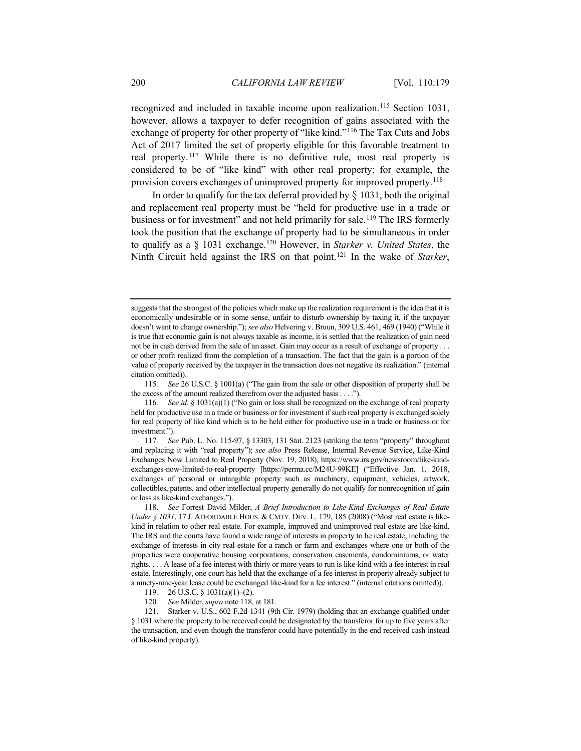recognized and included in taxable income upon realization.[115] Section 1031, however, allows a taxpayer to defer recognition of gains associated with the exchange of property for other property of "like kind."[116] The Tax Cuts and Jobs Act of 2017 limited the set of property eligible for this favorable treatment to real property.[117] While there is no definitive rule, most real property is considered to be of "like kind" with other real property; for example, the provision covers exchanges of unimproved property for improved property.[118]

In order to qualify for the tax deferral provided by § 1031, both the original and replacement real property must be "held for productive use in a trade or business or for investment" and not held primarily for sale.[119] The IRS formerly took the position that the exchange of property had to be simultaneous in order to qualify as a § 1031 exchange.[120] However, in *Starker v. United States*, the Ninth Circuit held against the IRS on that point.[121] In the wake of *Starker*,

---

suggests that the strongest of the policies which make up the realization requirement is the idea that it is economically undesirable or in some sense, unfair to disturb ownership by taxing it, if the taxpayer doesn't want to change ownership."); *see also* Helvering v. Bruun, 309 U.S. 461, 469 (1940) ("While it is true that economic gain is not always taxable as income, it is settled that the realization of gain need not be in cash derived from the sale of an asset. Gain may occur as a result of exchange of property . . . or other profit realized from the completion of a transaction. The fact that the gain is a portion of the value of property received by the taxpayer in the transaction does not negative its realization." (internal citation omitted)).

115. *See* 26 U.S.C. § 1001(a) ("The gain from the sale or other disposition of property shall be the excess of the amount realized therefrom over the adjusted basis . . . .").

116. *See id.* § 1031(a)(1) ("No gain or loss shall be recognized on the exchange of real property held for productive use in a trade or business or for investment if such real property is exchanged solely for real property of like kind which is to be held either for productive use in a trade or business or for investment.").

117. *See* Pub. L. No. 115-97, § 13303, 131 Stat. 2123 (striking the term "property" throughout and replacing it with "real property"); *see also* Press Release, Internal Revenue Service, Like-Kind Exchanges Now Limited to Real Property (Nov. 19, 2018), https://www.irs.gov/newsroom/like-kind-exchanges-now-limited-to-real-property [https://perma.cc/M24U-99KE] ("Effective Jan. 1, 2018, exchanges of personal or intangible property such as machinery, equipment, vehicles, artwork, collectibles, patents, and other intellectual property generally do not qualify for nonrecognition of gain or loss as like-kind exchanges.").

118. *See* Forrest David Milder, *A Brief Introduction to Like-Kind Exchanges of Real Estate Under § 1031*, 17 J. AFFORDABLE HOUS. & CMTY. DEV. L. 179, 185 (2008) ("Most real estate is like-kind in relation to other real estate. For example, improved and unimproved real estate are like-kind. The IRS and the courts have found a wide range of interests in property to be real estate, including the exchange of interests in city real estate for a ranch or farm and exchanges where one or both of the properties were cooperative housing corporations, conservation easements, condominiums, or water rights. . . . A lease of a fee interest with thirty or more years to run is like-kind with a fee interest in real estate. Interestingly, one court has held that the exchange of a fee interest in property already subject to a ninety-nine-year lease could be exchanged like-kind for a fee interest." (internal citations omitted)).

119. 26 U.S.C. § 1031(a)(1)–(2).

120. *See* Milder, *supra* note 118, at 181.

121. Starker v. U.S., 602 F.2d 1341 (9th Cir. 1979) (holding that an exchange qualified under § 1031 where the property to be received could be designated by the transferor for up to five years after the transaction, and even though the transferor could have potentially in the end received cash instead of like-kind property).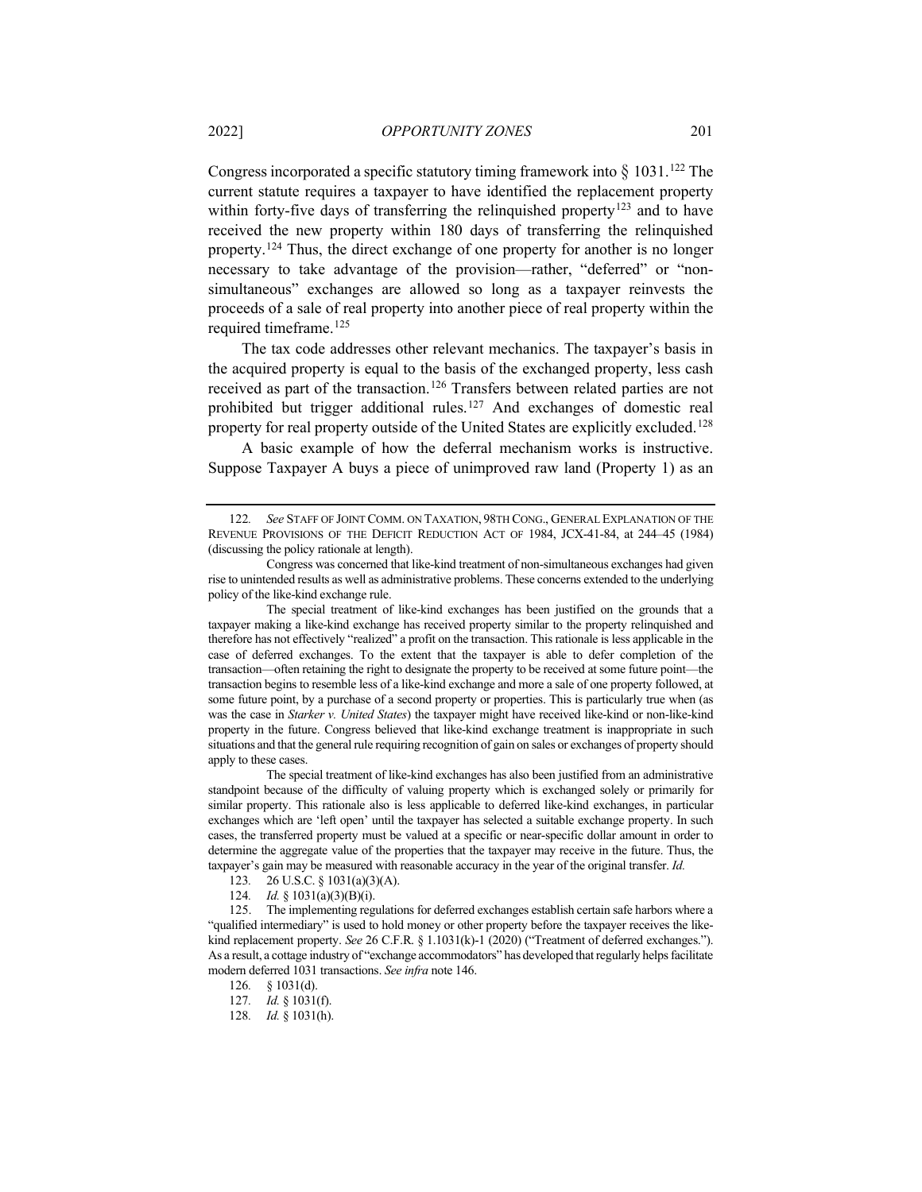Congress incorporated a specific statutory timing framework into § 1031.[122] The current statute requires a taxpayer to have identified the replacement property within forty-five days of transferring the relinquished property[123] and to have received the new property within 180 days of transferring the relinquished property.[124] Thus, the direct exchange of one property for another is no longer necessary to take advantage of the provision—rather, "deferred" or "non-simultaneous" exchanges are allowed so long as a taxpayer reinvests the proceeds of a sale of real property into another piece of real property within the required timeframe.[125]

The tax code addresses other relevant mechanics. The taxpayer's basis in the acquired property is equal to the basis of the exchanged property, less cash received as part of the transaction.[126] Transfers between related parties are not prohibited but trigger additional rules.[127] And exchanges of domestic real property for real property outside of the United States are explicitly excluded.[128]

A basic example of how the deferral mechanism works is instructive. Suppose Taxpayer A buys a piece of unimproved raw land (Property 1) as an

---

122. *See* STAFF OF JOINT COMM. ON TAXATION, 98TH CONG., GENERAL EXPLANATION OF THE REVENUE PROVISIONS OF THE DEFICIT REDUCTION ACT OF 1984, JCX-41-84, at 244–45 (1984) (discussing the policy rationale at length).

> Congress was concerned that like-kind treatment of non-simultaneous exchanges had given rise to unintended results as well as administrative problems. These concerns extended to the underlying policy of the like-kind exchange rule.
>
> The special treatment of like-kind exchanges has been justified on the grounds that a taxpayer making a like-kind exchange has received property similar to the property relinquished and therefore has not effectively "realized" a profit on the transaction. This rationale is less applicable in the case of deferred exchanges. To the extent that the taxpayer is able to defer completion of the transaction—often retaining the right to designate the property to be received at some future point—the transaction begins to resemble less of a like-kind exchange and more a sale of one property followed, at some future point, by a purchase of a second property or properties. This is particularly true when (as was the case in *Starker v. United States*) the taxpayer might have received like-kind or non-like-kind property in the future. Congress believed that like-kind exchange treatment is inappropriate in such situations and that the general rule requiring recognition of gain on sales or exchanges of property should apply to these cases.
>
> The special treatment of like-kind exchanges has also been justified from an administrative standpoint because of the difficulty of valuing property which is exchanged solely or primarily for similar property. This rationale also is less applicable to deferred like-kind exchanges, in particular exchanges which are 'left open' until the taxpayer has selected a suitable exchange property. In such cases, the transferred property must be valued at a specific or near-specific dollar amount in order to determine the aggregate value of the properties that the taxpayer may receive in the future. Thus, the taxpayer's gain may be measured with reasonable accuracy in the year of the original transfer. *Id.*

123. 26 U.S.C. § 1031(a)(3)(A).

124. *Id.* § 1031(a)(3)(B)(i).

125. The implementing regulations for deferred exchanges establish certain safe harbors where a "qualified intermediary" is used to hold money or other property before the taxpayer receives the like-kind replacement property. *See* 26 C.F.R. § 1.1031(k)-1 (2020) ("Treatment of deferred exchanges."). As a result, a cottage industry of "exchange accommodators" has developed that regularly helps facilitate modern deferred 1031 transactions. *See infra* note 146.

126. § 1031(d).

127. *Id.* § 1031(f).

128. *Id.* § 1031(h).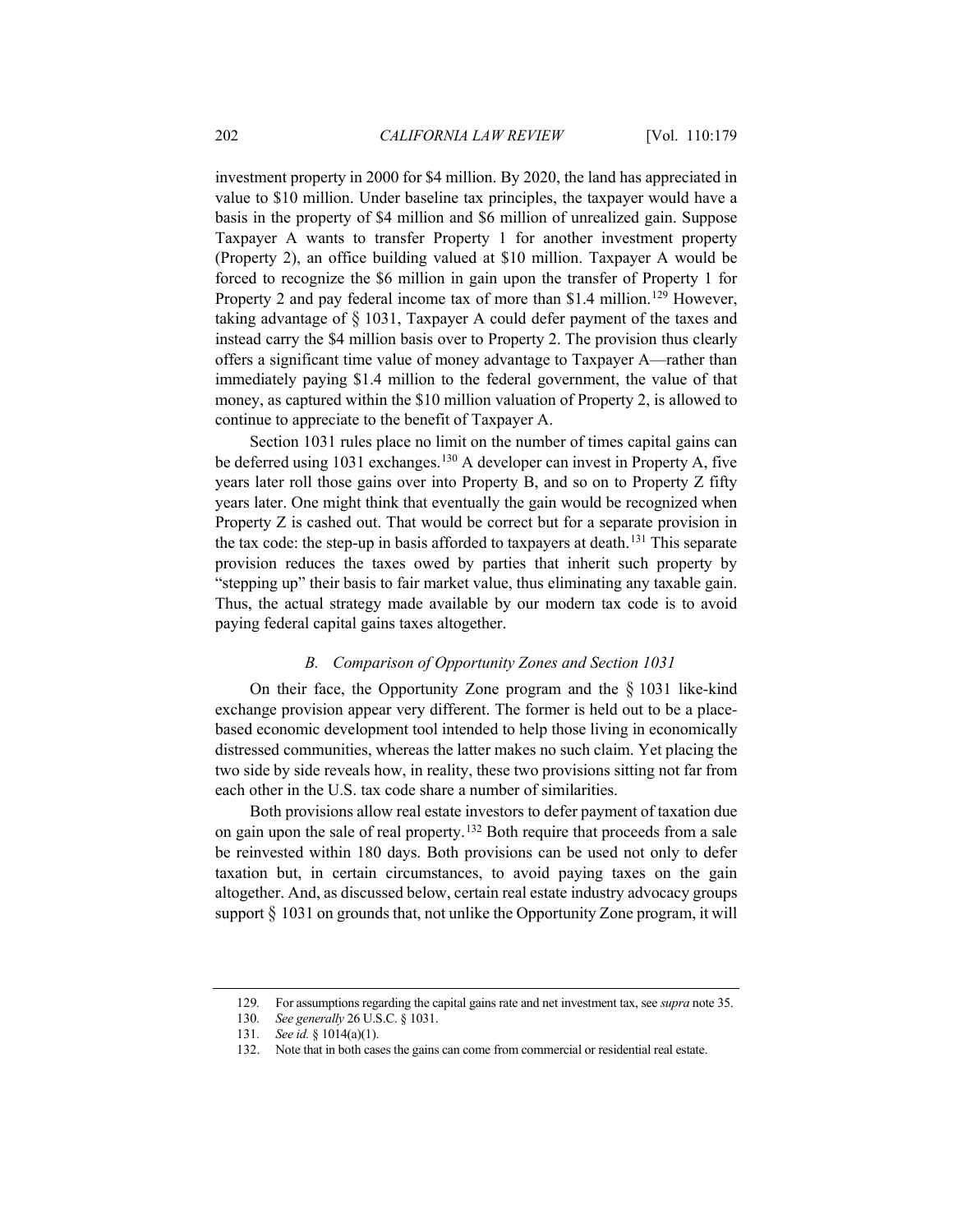investment property in 2000 for $4 million. By 2020, the land has appreciated in value to $10 million. Under baseline tax principles, the taxpayer would have a basis in the property of $4 million and $6 million of unrealized gain. Suppose Taxpayer A wants to transfer Property 1 for another investment property (Property 2), an office building valued at $10 million. Taxpayer A would be forced to recognize the $6 million in gain upon the transfer of Property 1 for Property 2 and pay federal income tax of more than $1.4 million.[129] However, taking advantage of § 1031, Taxpayer A could defer payment of the taxes and instead carry the $4 million basis over to Property 2. The provision thus clearly offers a significant time value of money advantage to Taxpayer A—rather than immediately paying $1.4 million to the federal government, the value of that money, as captured within the $10 million valuation of Property 2, is allowed to continue to appreciate to the benefit of Taxpayer A.

Section 1031 rules place no limit on the number of times capital gains can be deferred using 1031 exchanges.[130] A developer can invest in Property A, five years later roll those gains over into Property B, and so on to Property Z fifty years later. One might think that eventually the gain would be recognized when Property Z is cashed out. That would be correct but for a separate provision in the tax code: the step-up in basis afforded to taxpayers at death.[131] This separate provision reduces the taxes owed by parties that inherit such property by "stepping up" their basis to fair market value, thus eliminating any taxable gain. Thus, the actual strategy made available by our modern tax code is to avoid paying federal capital gains taxes altogether.

### *B. Comparison of Opportunity Zones and Section 1031*

On their face, the Opportunity Zone program and the § 1031 like-kind exchange provision appear very different. The former is held out to be a place-based economic development tool intended to help those living in economically distressed communities, whereas the latter makes no such claim. Yet placing the two side by side reveals how, in reality, these two provisions sitting not far from each other in the U.S. tax code share a number of similarities.

Both provisions allow real estate investors to defer payment of taxation due on gain upon the sale of real property.[132] Both require that proceeds from a sale be reinvested within 180 days. Both provisions can be used not only to defer taxation but, in certain circumstances, to avoid paying taxes on the gain altogether. And, as discussed below, certain real estate industry advocacy groups support § 1031 on grounds that, not unlike the Opportunity Zone program, it will

---

129. For assumptions regarding the capital gains rate and net investment tax, see *supra* note 35.

130. *See generally* 26 U.S.C. § 1031.

131. *See id.* § 1014(a)(1).

132. Note that in both cases the gains can come from commercial or residential real estate.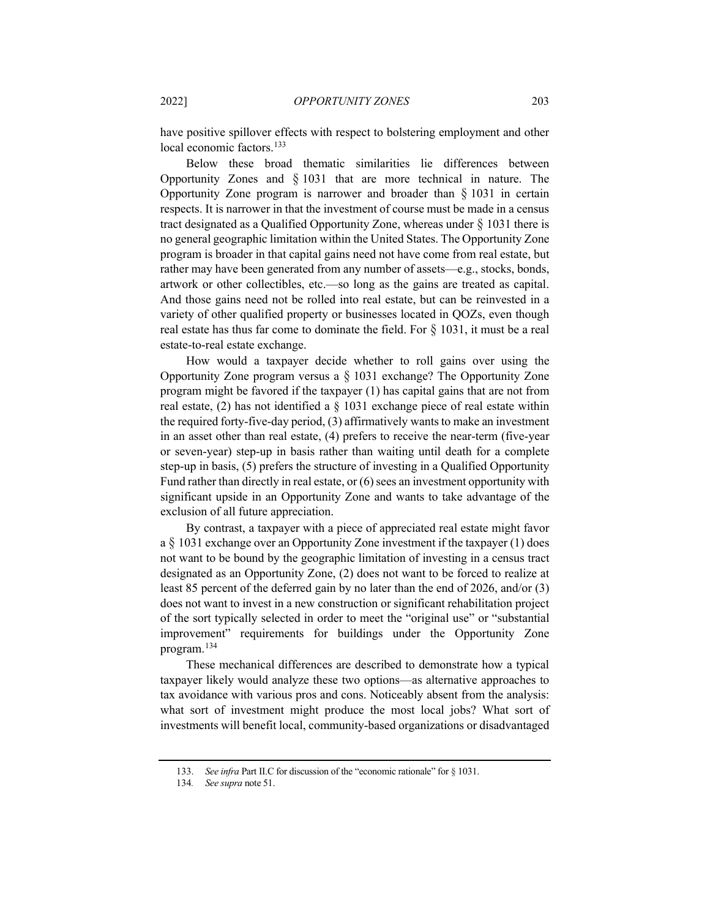have positive spillover effects with respect to bolstering employment and other local economic factors.[133]

Below these broad thematic similarities lie differences between Opportunity Zones and § 1031 that are more technical in nature. The Opportunity Zone program is narrower and broader than § 1031 in certain respects. It is narrower in that the investment of course must be made in a census tract designated as a Qualified Opportunity Zone, whereas under § 1031 there is no general geographic limitation within the United States. The Opportunity Zone program is broader in that capital gains need not have come from real estate, but rather may have been generated from any number of assets—e.g., stocks, bonds, artwork or other collectibles, etc.—so long as the gains are treated as capital. And those gains need not be rolled into real estate, but can be reinvested in a variety of other qualified property or businesses located in QOZs, even though real estate has thus far come to dominate the field. For § 1031, it must be a real estate-to-real estate exchange.

How would a taxpayer decide whether to roll gains over using the Opportunity Zone program versus a § 1031 exchange? The Opportunity Zone program might be favored if the taxpayer (1) has capital gains that are not from real estate, (2) has not identified a § 1031 exchange piece of real estate within the required forty-five-day period, (3) affirmatively wants to make an investment in an asset other than real estate, (4) prefers to receive the near-term (five-year or seven-year) step-up in basis rather than waiting until death for a complete step-up in basis, (5) prefers the structure of investing in a Qualified Opportunity Fund rather than directly in real estate, or (6) sees an investment opportunity with significant upside in an Opportunity Zone and wants to take advantage of the exclusion of all future appreciation.

By contrast, a taxpayer with a piece of appreciated real estate might favor a § 1031 exchange over an Opportunity Zone investment if the taxpayer (1) does not want to be bound by the geographic limitation of investing in a census tract designated as an Opportunity Zone, (2) does not want to be forced to realize at least 85 percent of the deferred gain by no later than the end of 2026, and/or (3) does not want to invest in a new construction or significant rehabilitation project of the sort typically selected in order to meet the "original use" or "substantial improvement" requirements for buildings under the Opportunity Zone program.[134]

These mechanical differences are described to demonstrate how a typical taxpayer likely would analyze these two options—as alternative approaches to tax avoidance with various pros and cons. Noticeably absent from the analysis: what sort of investment might produce the most local jobs? What sort of investments will benefit local, community-based organizations or disadvantaged

---

133. *See infra* Part II.C for discussion of the "economic rationale" for § 1031.

134. *See supra* note 51.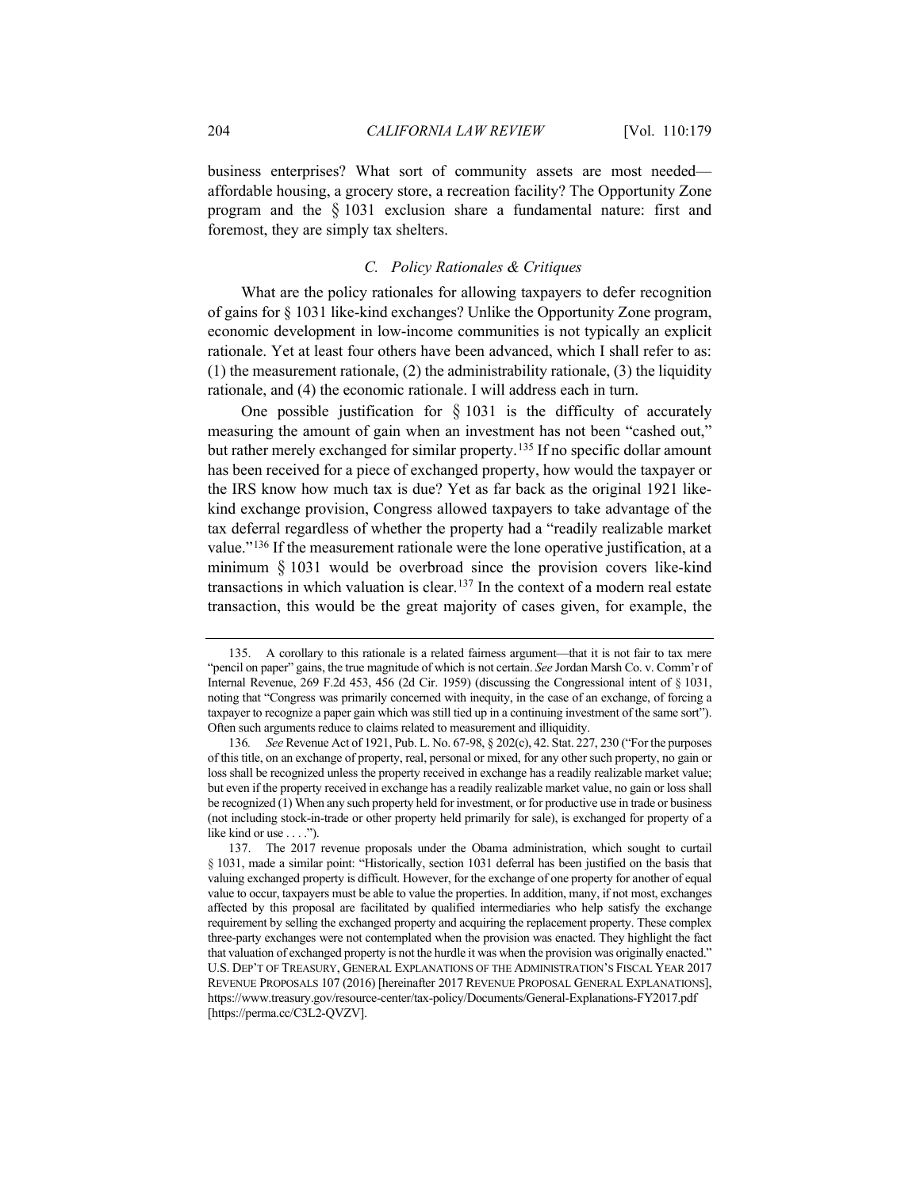business enterprises? What sort of community assets are most needed—affordable housing, a grocery store, a recreation facility? The Opportunity Zone program and the § 1031 exclusion share a fundamental nature: first and foremost, they are simply tax shelters.

### *C. Policy Rationales & Critiques*

What are the policy rationales for allowing taxpayers to defer recognition of gains for § 1031 like-kind exchanges? Unlike the Opportunity Zone program, economic development in low-income communities is not typically an explicit rationale. Yet at least four others have been advanced, which I shall refer to as: (1) the measurement rationale, (2) the administrability rationale, (3) the liquidity rationale, and (4) the economic rationale. I will address each in turn.

One possible justification for § 1031 is the difficulty of accurately measuring the amount of gain when an investment has not been "cashed out," but rather merely exchanged for similar property.[135] If no specific dollar amount has been received for a piece of exchanged property, how would the taxpayer or the IRS know how much tax is due? Yet as far back as the original 1921 like-kind exchange provision, Congress allowed taxpayers to take advantage of the tax deferral regardless of whether the property had a "readily realizable market value."[136] If the measurement rationale were the lone operative justification, at a minimum § 1031 would be overbroad since the provision covers like-kind transactions in which valuation is clear.[137] In the context of a modern real estate transaction, this would be the great majority of cases given, for example, the

---

135. A corollary to this rationale is a related fairness argument—that it is not fair to tax mere "pencil on paper" gains, the true magnitude of which is not certain. *See* Jordan Marsh Co. v. Comm'r of Internal Revenue, 269 F.2d 453, 456 (2d Cir. 1959) (discussing the Congressional intent of § 1031, noting that "Congress was primarily concerned with inequity, in the case of an exchange, of forcing a taxpayer to recognize a paper gain which was still tied up in a continuing investment of the same sort"). Often such arguments reduce to claims related to measurement and illiquidity.

136. *See* Revenue Act of 1921, Pub. L. No. 67-98, § 202(c), 42. Stat. 227, 230 ("For the purposes of this title, on an exchange of property, real, personal or mixed, for any other such property, no gain or loss shall be recognized unless the property received in exchange has a readily realizable market value; but even if the property received in exchange has a readily realizable market value, no gain or loss shall be recognized (1) When any such property held for investment, or for productive use in trade or business (not including stock-in-trade or other property held primarily for sale), is exchanged for property of a like kind or use . . . .").

137. The 2017 revenue proposals under the Obama administration, which sought to curtail § 1031, made a similar point: "Historically, section 1031 deferral has been justified on the basis that valuing exchanged property is difficult. However, for the exchange of one property for another of equal value to occur, taxpayers must be able to value the properties. In addition, many, if not most, exchanges affected by this proposal are facilitated by qualified intermediaries who help satisfy the exchange requirement by selling the exchanged property and acquiring the replacement property. These complex three-party exchanges were not contemplated when the provision was enacted. They highlight the fact that valuation of exchanged property is not the hurdle it was when the provision was originally enacted." U.S. DEP'T OF TREASURY, GENERAL EXPLANATIONS OF THE ADMINISTRATION'S FISCAL YEAR 2017 REVENUE PROPOSALS 107 (2016) [hereinafter 2017 REVENUE PROPOSAL GENERAL EXPLANATIONS], https://www.treasury.gov/resource-center/tax-policy/Documents/General-Explanations-FY2017.pdf [https://perma.cc/C3L2-QVZV].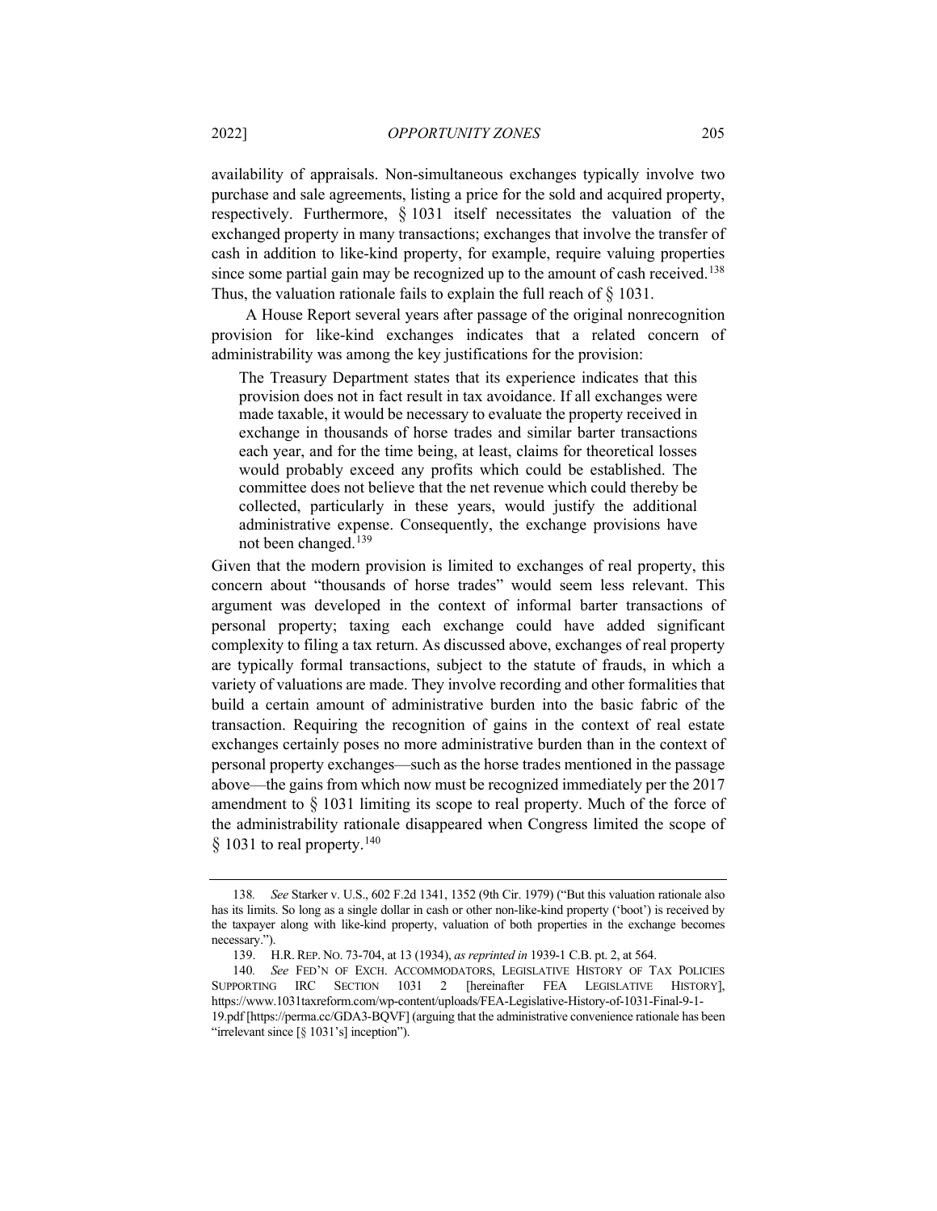availability of appraisals. Non-simultaneous exchanges typically involve two purchase and sale agreements, listing a price for the sold and acquired property, respectively. Furthermore, § 1031 itself necessitates the valuation of the exchanged property in many transactions; exchanges that involve the transfer of cash in addition to like-kind property, for example, require valuing properties since some partial gain may be recognized up to the amount of cash received.[138] Thus, the valuation rationale fails to explain the full reach of § 1031.

A House Report several years after passage of the original nonrecognition provision for like-kind exchanges indicates that a related concern of administrability was among the key justifications for the provision:

> The Treasury Department states that its experience indicates that this provision does not in fact result in tax avoidance. If all exchanges were made taxable, it would be necessary to evaluate the property received in exchange in thousands of horse trades and similar barter transactions each year, and for the time being, at least, claims for theoretical losses would probably exceed any profits which could be established. The committee does not believe that the net revenue which could thereby be collected, particularly in these years, would justify the additional administrative expense. Consequently, the exchange provisions have not been changed.[139]

Given that the modern provision is limited to exchanges of real property, this concern about "thousands of horse trades" would seem less relevant. This argument was developed in the context of informal barter transactions of personal property; taxing each exchange could have added significant complexity to filing a tax return. As discussed above, exchanges of real property are typically formal transactions, subject to the statute of frauds, in which a variety of valuations are made. They involve recording and other formalities that build a certain amount of administrative burden into the basic fabric of the transaction. Requiring the recognition of gains in the context of real estate exchanges certainly poses no more administrative burden than in the context of personal property exchanges—such as the horse trades mentioned in the passage above—the gains from which now must be recognized immediately per the 2017 amendment to § 1031 limiting its scope to real property. Much of the force of the administrability rationale disappeared when Congress limited the scope of § 1031 to real property.[140]

---

138. *See* Starker v. U.S., 602 F.2d 1341, 1352 (9th Cir. 1979) ("But this valuation rationale also has its limits. So long as a single dollar in cash or other non-like-kind property ('boot') is received by the taxpayer along with like-kind property, valuation of both properties in the exchange becomes necessary.").

139. H.R. REP. NO. 73-704, at 13 (1934), *as reprinted in* 1939-1 C.B. pt. 2, at 564.

140. *See* FED'N OF EXCH. ACCOMMODATORS, LEGISLATIVE HISTORY OF TAX POLICIES SUPPORTING IRC SECTION 1031 2 [hereinafter FEA LEGISLATIVE HISTORY], https://www.1031taxreform.com/wp-content/uploads/FEA-Legislative-History-of-1031-Final-9-1-19.pdf [https://perma.cc/GDA3-BQVF] (arguing that the administrative convenience rationale has been "irrelevant since [§ 1031's] inception").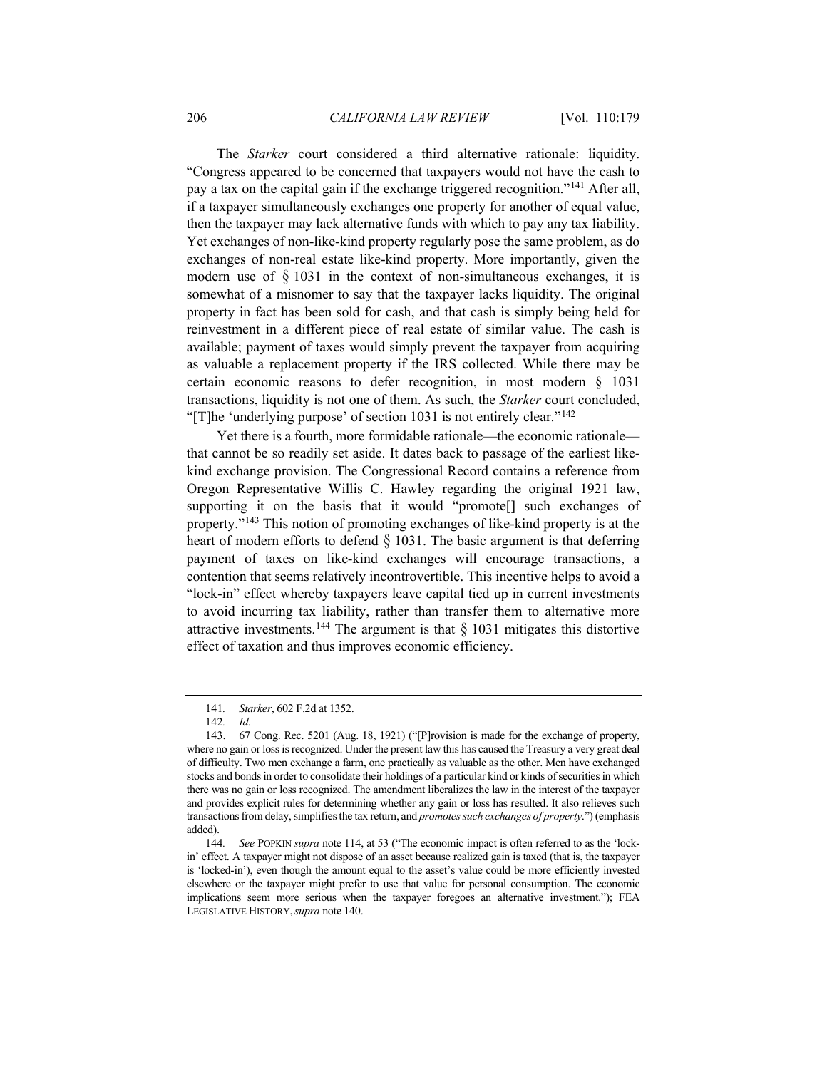The *Starker* court considered a third alternative rationale: liquidity. "Congress appeared to be concerned that taxpayers would not have the cash to pay a tax on the capital gain if the exchange triggered recognition."[141] After all, if a taxpayer simultaneously exchanges one property for another of equal value, then the taxpayer may lack alternative funds with which to pay any tax liability. Yet exchanges of non-like-kind property regularly pose the same problem, as do exchanges of non-real estate like-kind property. More importantly, given the modern use of § 1031 in the context of non-simultaneous exchanges, it is somewhat of a misnomer to say that the taxpayer lacks liquidity. The original property in fact has been sold for cash, and that cash is simply being held for reinvestment in a different piece of real estate of similar value. The cash is available; payment of taxes would simply prevent the taxpayer from acquiring as valuable a replacement property if the IRS collected. While there may be certain economic reasons to defer recognition, in most modern § 1031 transactions, liquidity is not one of them. As such, the *Starker* court concluded, "[T]he 'underlying purpose' of section 1031 is not entirely clear."[142]

Yet there is a fourth, more formidable rationale—the economic rationale—that cannot be so readily set aside. It dates back to passage of the earliest like-kind exchange provision. The Congressional Record contains a reference from Oregon Representative Willis C. Hawley regarding the original 1921 law, supporting it on the basis that it would "promote[] such exchanges of property."[143] This notion of promoting exchanges of like-kind property is at the heart of modern efforts to defend § 1031. The basic argument is that deferring payment of taxes on like-kind exchanges will encourage transactions, a contention that seems relatively incontrovertible. This incentive helps to avoid a "lock-in" effect whereby taxpayers leave capital tied up in current investments to avoid incurring tax liability, rather than transfer them to alternative more attractive investments.[144] The argument is that § 1031 mitigates this distortive effect of taxation and thus improves economic efficiency.

---

141. *Starker*, 602 F.2d at 1352.

142. *Id.*

143. 67 Cong. Rec. 5201 (Aug. 18, 1921) ("[P]rovision is made for the exchange of property, where no gain or loss is recognized. Under the present law this has caused the Treasury a very great deal of difficulty. Two men exchange a farm, one practically as valuable as the other. Men have exchanged stocks and bonds in order to consolidate their holdings of a particular kind or kinds of securities in which there was no gain or loss recognized. The amendment liberalizes the law in the interest of the taxpayer and provides explicit rules for determining whether any gain or loss has resulted. It also relieves such transactions from delay, simplifies the tax return, and *promotes such exchanges of property*.") (emphasis added).

144. *See* POPKIN *supra* note 114, at 53 ("The economic impact is often referred to as the 'lock-in' effect. A taxpayer might not dispose of an asset because realized gain is taxed (that is, the taxpayer is 'locked-in'), even though the amount equal to the asset's value could be more efficiently invested elsewhere or the taxpayer might prefer to use that value for personal consumption. The economic implications seem more serious when the taxpayer foregoes an alternative investment."); FEA LEGISLATIVE HISTORY, *supra* note 140.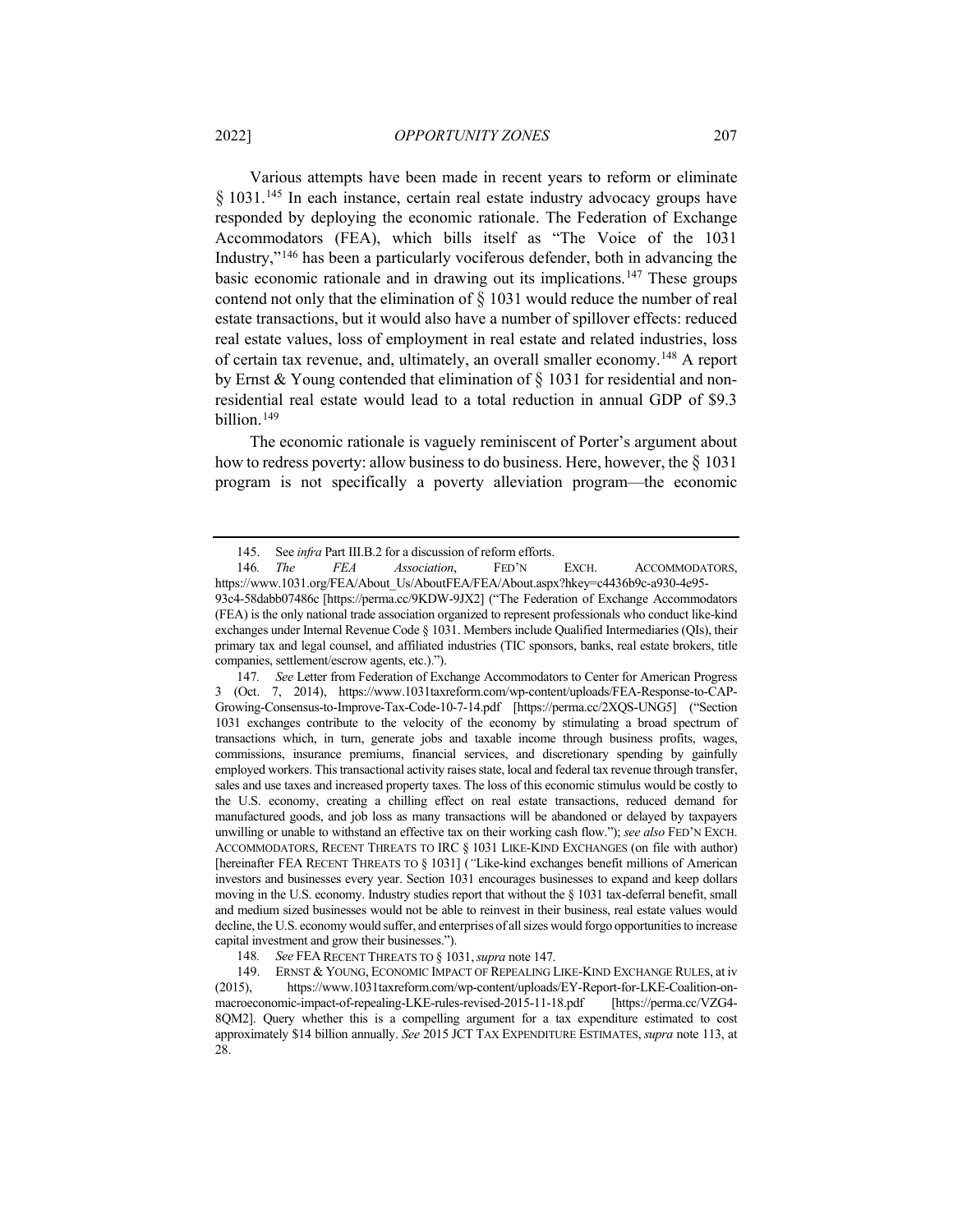Various attempts have been made in recent years to reform or eliminate § 1031.[145] In each instance, certain real estate industry advocacy groups have responded by deploying the economic rationale. The Federation of Exchange Accommodators (FEA), which bills itself as "The Voice of the 1031 Industry,"[146] has been a particularly vociferous defender, both in advancing the basic economic rationale and in drawing out its implications.[147] These groups contend not only that the elimination of § 1031 would reduce the number of real estate transactions, but it would also have a number of spillover effects: reduced real estate values, loss of employment in real estate and related industries, loss of certain tax revenue, and, ultimately, an overall smaller economy.[148] A report by Ernst & Young contended that elimination of § 1031 for residential and non-residential real estate would lead to a total reduction in annual GDP of $9.3 billion.[149]

The economic rationale is vaguely reminiscent of Porter's argument about how to redress poverty: allow business to do business. Here, however, the § 1031 program is not specifically a poverty alleviation program—the economic

---

145. See *infra* Part III.B.2 for a discussion of reform efforts.

146. *The FEA Association*, FED'N EXCH. ACCOMMODATORS, https://www.1031.org/FEA/About_Us/AboutFEA/FEA/About.aspx?hkey=c4436b9c-a930-4e95-93c4-58dabb07486c [https://perma.cc/9KDW-9JX2] ("The Federation of Exchange Accommodators (FEA) is the only national trade association organized to represent professionals who conduct like-kind exchanges under Internal Revenue Code § 1031. Members include Qualified Intermediaries (QIs), their primary tax and legal counsel, and affiliated industries (TIC sponsors, banks, real estate brokers, title companies, settlement/escrow agents, etc.).").

147. *See* Letter from Federation of Exchange Accommodators to Center for American Progress 3 (Oct. 7, 2014), https://www.1031taxreform.com/wp-content/uploads/FEA-Response-to-CAP-Growing-Consensus-to-Improve-Tax-Code-10-7-14.pdf [https://perma.cc/2XQS-UNG5] ("Section 1031 exchanges contribute to the velocity of the economy by stimulating a broad spectrum of transactions which, in turn, generate jobs and taxable income through business profits, wages, commissions, insurance premiums, financial services, and discretionary spending by gainfully employed workers. This transactional activity raises state, local and federal tax revenue through transfer, sales and use taxes and increased property taxes. The loss of this economic stimulus would be costly to the U.S. economy, creating a chilling effect on real estate transactions, reduced demand for manufactured goods, and job loss as many transactions will be abandoned or delayed by taxpayers unwilling or unable to withstand an effective tax on their working cash flow."); *see also* FED'N EXCH. ACCOMMODATORS, RECENT THREATS TO IRC § 1031 LIKE-KIND EXCHANGES (on file with author) [hereinafter FEA RECENT THREATS TO § 1031] ("Like-kind exchanges benefit millions of American investors and businesses every year. Section 1031 encourages businesses to expand and keep dollars moving in the U.S. economy. Industry studies report that without the § 1031 tax-deferral benefit, small and medium sized businesses would not be able to reinvest in their business, real estate values would decline, the U.S. economy would suffer, and enterprises of all sizes would forgo opportunities to increase capital investment and grow their businesses.").

148. *See* FEA RECENT THREATS TO § 1031, *supra* note 147.

149. ERNST & YOUNG, ECONOMIC IMPACT OF REPEALING LIKE-KIND EXCHANGE RULES, at iv (2015), https://www.1031taxreform.com/wp-content/uploads/EY-Report-for-LKE-Coalition-on-macroeconomic-impact-of-repealing-LKE-rules-revised-2015-11-18.pdf [https://perma.cc/VZG4-8QM2]. Query whether this is a compelling argument for a tax expenditure estimated to cost approximately $14 billion annually. *See* 2015 JCT TAX EXPENDITURE ESTIMATES, *supra* note 113, at 28.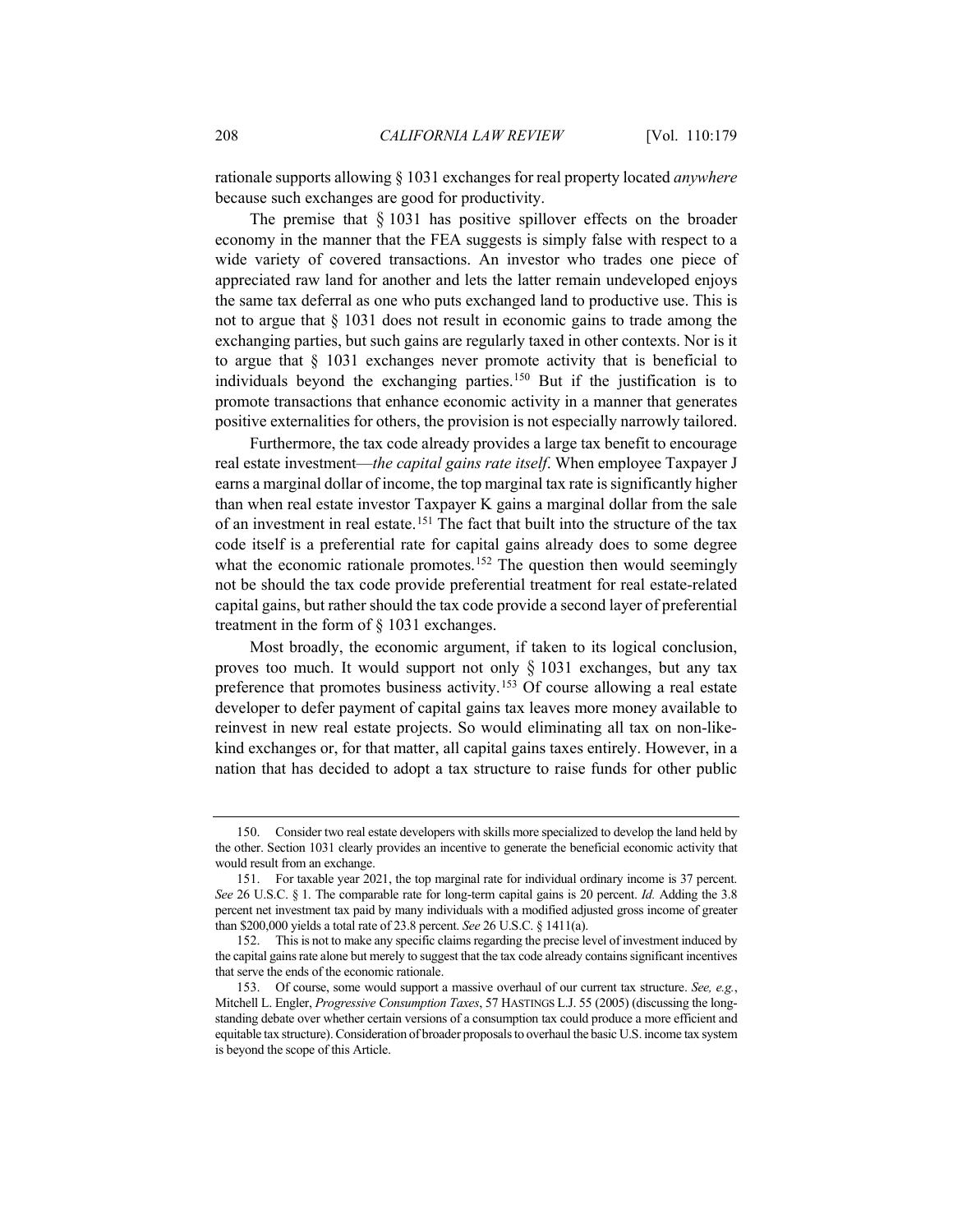rationale supports allowing § 1031 exchanges for real property located *anywhere* because such exchanges are good for productivity.

The premise that § 1031 has positive spillover effects on the broader economy in the manner that the FEA suggests is simply false with respect to a wide variety of covered transactions. An investor who trades one piece of appreciated raw land for another and lets the latter remain undeveloped enjoys the same tax deferral as one who puts exchanged land to productive use. This is not to argue that § 1031 does not result in economic gains to trade among the exchanging parties, but such gains are regularly taxed in other contexts. Nor is it to argue that § 1031 exchanges never promote activity that is beneficial to individuals beyond the exchanging parties.[150] But if the justification is to promote transactions that enhance economic activity in a manner that generates positive externalities for others, the provision is not especially narrowly tailored.

Furthermore, the tax code already provides a large tax benefit to encourage real estate investment—*the capital gains rate itself*. When employee Taxpayer J earns a marginal dollar of income, the top marginal tax rate is significantly higher than when real estate investor Taxpayer K gains a marginal dollar from the sale of an investment in real estate.[151] The fact that built into the structure of the tax code itself is a preferential rate for capital gains already does to some degree what the economic rationale promotes.[152] The question then would seemingly not be should the tax code provide preferential treatment for real estate-related capital gains, but rather should the tax code provide a second layer of preferential treatment in the form of § 1031 exchanges.

Most broadly, the economic argument, if taken to its logical conclusion, proves too much. It would support not only § 1031 exchanges, but any tax preference that promotes business activity.[153] Of course allowing a real estate developer to defer payment of capital gains tax leaves more money available to reinvest in new real estate projects. So would eliminating all tax on non-like-kind exchanges or, for that matter, all capital gains taxes entirely. However, in a nation that has decided to adopt a tax structure to raise funds for other public

---

150. Consider two real estate developers with skills more specialized to develop the land held by the other. Section 1031 clearly provides an incentive to generate the beneficial economic activity that would result from an exchange.

151. For taxable year 2021, the top marginal rate for individual ordinary income is 37 percent. *See* 26 U.S.C. § 1. The comparable rate for long-term capital gains is 20 percent. *Id.* Adding the 3.8 percent net investment tax paid by many individuals with a modified adjusted gross income of greater than $200,000 yields a total rate of 23.8 percent. *See* 26 U.S.C. § 1411(a).

152. This is not to make any specific claims regarding the precise level of investment induced by the capital gains rate alone but merely to suggest that the tax code already contains significant incentives that serve the ends of the economic rationale.

153. Of course, some would support a massive overhaul of our current tax structure. *See, e.g.*, Mitchell L. Engler, *Progressive Consumption Taxes*, 57 HASTINGS L.J. 55 (2005) (discussing the long-standing debate over whether certain versions of a consumption tax could produce a more efficient and equitable tax structure). Consideration of broader proposals to overhaul the basic U.S. income tax system is beyond the scope of this Article.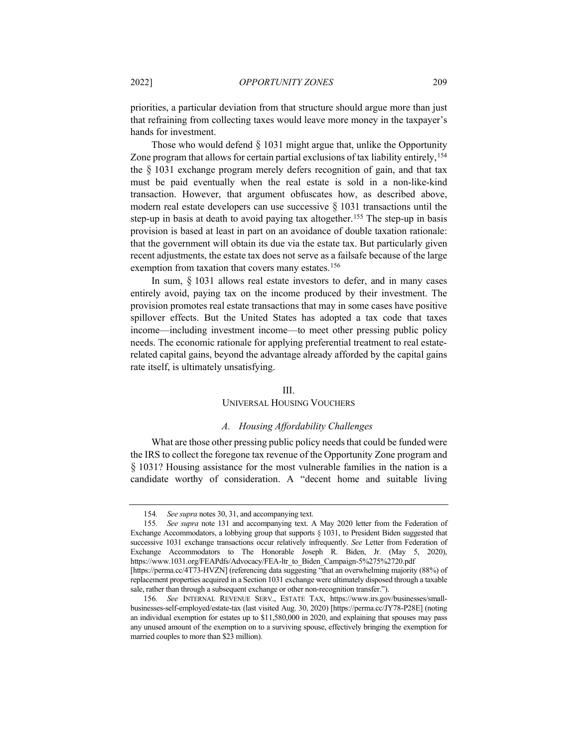priorities, a particular deviation from that structure should argue more than just that refraining from collecting taxes would leave more money in the taxpayer's hands for investment.

Those who would defend § 1031 might argue that, unlike the Opportunity Zone program that allows for certain partial exclusions of tax liability entirely,[154] the § 1031 exchange program merely defers recognition of gain, and that tax must be paid eventually when the real estate is sold in a non-like-kind transaction. However, that argument obfuscates how, as described above, modern real estate developers can use successive § 1031 transactions until the step-up in basis at death to avoid paying tax altogether.[155] The step-up in basis provision is based at least in part on an avoidance of double taxation rationale: that the government will obtain its due via the estate tax. But particularly given recent adjustments, the estate tax does not serve as a failsafe because of the large exemption from taxation that covers many estates.[156]

In sum, § 1031 allows real estate investors to defer, and in many cases entirely avoid, paying tax on the income produced by their investment. The provision promotes real estate transactions that may in some cases have positive spillover effects. But the United States has adopted a tax code that taxes income—including investment income—to meet other pressing public policy needs. The economic rationale for applying preferential treatment to real estate-related capital gains, beyond the advantage already afforded by the capital gains rate itself, is ultimately unsatisfying.

## III.
## UNIVERSAL HOUSING VOUCHERS

### *A. Housing Affordability Challenges*

What are those other pressing public policy needs that could be funded were the IRS to collect the foregone tax revenue of the Opportunity Zone program and § 1031? Housing assistance for the most vulnerable families in the nation is a candidate worthy of consideration. A "decent home and suitable living

---

154. *See supra* notes 30, 31, and accompanying text.

155. *See supra* note 131 and accompanying text. A May 2020 letter from the Federation of Exchange Accommodators, a lobbying group that supports § 1031, to President Biden suggested that successive 1031 exchange transactions occur relatively infrequently. *See* Letter from Federation of Exchange Accommodators to The Honorable Joseph R. Biden, Jr. (May 5, 2020), https://www.1031.org/FEAPdfs/Advocacy/FEA-ltr_to_Biden_Campaign-5%275%2720.pdf [https://perma.cc/4T73-HVZN] (referencing data suggesting "that an overwhelming majority (88%) of replacement properties acquired in a Section 1031 exchange were ultimately disposed through a taxable sale, rather than through a subsequent exchange or other non-recognition transfer.").

156. *See* INTERNAL REVENUE SERV., ESTATE TAX, https://www.irs.gov/businesses/small-businesses-self-employed/estate-tax (last visited Aug. 30, 2020) [https://perma.cc/JY78-P28E] (noting an individual exemption for estates up to $11,580,000 in 2020, and explaining that spouses may pass any unused amount of the exemption on to a surviving spouse, effectively bringing the exemption for married couples to more than $23 million).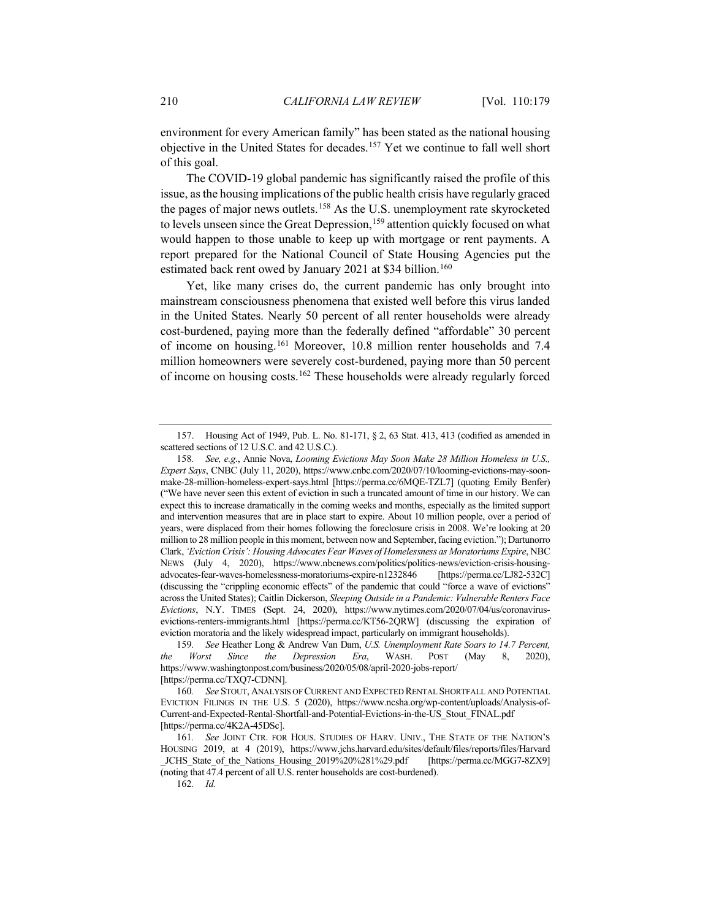environment for every American family" has been stated as the national housing objective in the United States for decades.[157] Yet we continue to fall well short of this goal.

The COVID-19 global pandemic has significantly raised the profile of this issue, as the housing implications of the public health crisis have regularly graced the pages of major news outlets.[158] As the U.S. unemployment rate skyrocketed to levels unseen since the Great Depression,[159] attention quickly focused on what would happen to those unable to keep up with mortgage or rent payments. A report prepared for the National Council of State Housing Agencies put the estimated back rent owed by January 2021 at $34 billion.[160]

Yet, like many crises do, the current pandemic has only brought into mainstream consciousness phenomena that existed well before this virus landed in the United States. Nearly 50 percent of all renter households were already cost-burdened, paying more than the federally defined "affordable" 30 percent of income on housing.[161] Moreover, 10.8 million renter households and 7.4 million homeowners were severely cost-burdened, paying more than 50 percent of income on housing costs.[162] These households were already regularly forced

---

157. Housing Act of 1949, Pub. L. No. 81-171, § 2, 63 Stat. 413, 413 (codified as amended in scattered sections of 12 U.S.C. and 42 U.S.C.).

158. *See, e.g.*, Annie Nova, *Looming Evictions May Soon Make 28 Million Homeless in U.S., Expert Says*, CNBC (July 11, 2020), https://www.cnbc.com/2020/07/10/looming-evictions-may-soon-make-28-million-homeless-expert-says.html [https://perma.cc/6MQE-TZL7] (quoting Emily Benfer) ("We have never seen this extent of eviction in such a truncated amount of time in our history. We can expect this to increase dramatically in the coming weeks and months, especially as the limited support and intervention measures that are in place start to expire. About 10 million people, over a period of years, were displaced from their homes following the foreclosure crisis in 2008. We're looking at 20 million to 28 million people in this moment, between now and September, facing eviction."); Dartunorro Clark, *'Eviction Crisis': Housing Advocates Fear Waves of Homelessness as Moratoriums Expire*, NBC NEWS (July 4, 2020), https://www.nbcnews.com/politics/politics-news/eviction-crisis-housing-advocates-fear-waves-homelessness-moratoriums-expire-n1232846 [https://perma.cc/LJ82-532C] (discussing the "crippling economic effects" of the pandemic that could "force a wave of evictions" across the United States); Caitlin Dickerson, *Sleeping Outside in a Pandemic: Vulnerable Renters Face Evictions*, N.Y. TIMES (Sept. 24, 2020), https://www.nytimes.com/2020/07/04/us/coronavirus-evictions-renters-immigrants.html [https://perma.cc/KT56-2QRW] (discussing the expiration of eviction moratoria and the likely widespread impact, particularly on immigrant households).

159. *See* Heather Long & Andrew Van Dam, *U.S. Unemployment Rate Soars to 14.7 Percent, the Worst Since the Depression Era*, WASH. POST (May 8, 2020), https://www.washingtonpost.com/business/2020/05/08/april-2020-jobs-report/ [https://perma.cc/TXQ7-CDNN].

160. *See* STOUT, ANALYSIS OF CURRENT AND EXPECTED RENTAL SHORTFALL AND POTENTIAL EVICTION FILINGS IN THE U.S. 5 (2020), https://www.ncsha.org/wp-content/uploads/Analysis-of-Current-and-Expected-Rental-Shortfall-and-Potential-Evictions-in-the-US_Stout_FINAL.pdf [https://perma.cc/4K2A-45DSc].

161. *See* JOINT CTR. FOR HOUS. STUDIES OF HARV. UNIV., THE STATE OF THE NATION'S HOUSING 2019, at 4 (2019), https://www.jchs.harvard.edu/sites/default/files/reports/files/Harvard_JCHS_State_of_the_Nations_Housing_2019%20%281%29.pdf [https://perma.cc/MGG7-8ZX9] (noting that 47.4 percent of all U.S. renter households are cost-burdened).

162. *Id.*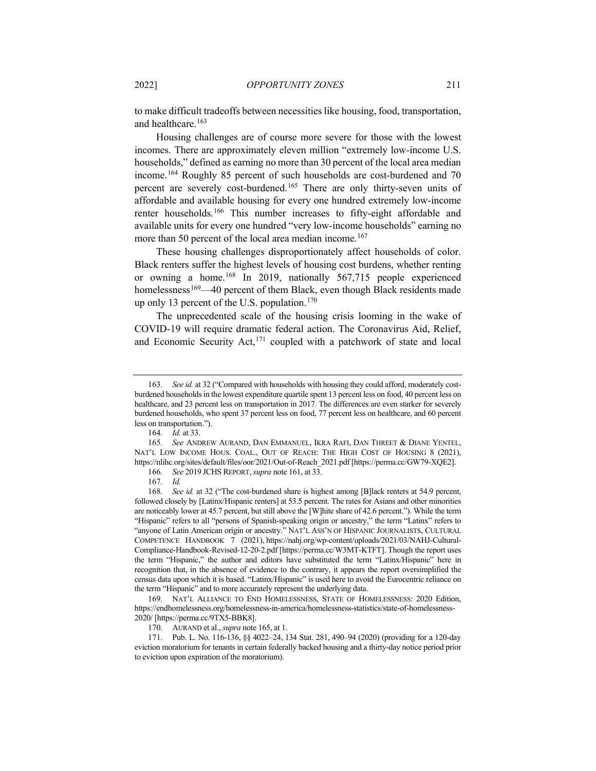to make difficult tradeoffs between necessities like housing, food, transportation, and healthcare.[163]

Housing challenges are of course more severe for those with the lowest incomes. There are approximately eleven million "extremely low-income U.S. households," defined as earning no more than 30 percent of the local area median income.[164] Roughly 85 percent of such households are cost-burdened and 70 percent are severely cost-burdened.[165] There are only thirty-seven units of affordable and available housing for every one hundred extremely low-income renter households.[166] This number increases to fifty-eight affordable and available units for every one hundred "very low-income households" earning no more than 50 percent of the local area median income.[167]

These housing challenges disproportionately affect households of color. Black renters suffer the highest levels of housing cost burdens, whether renting or owning a home.[168] In 2019, nationally 567,715 people experienced homelessness[169]—40 percent of them Black, even though Black residents made up only 13 percent of the U.S. population.[170]

The unprecedented scale of the housing crisis looming in the wake of COVID-19 will require dramatic federal action. The Coronavirus Aid, Relief, and Economic Security Act,[171] coupled with a patchwork of state and local

---

163. *See id.* at 32 ("Compared with households with housing they could afford, moderately cost-burdened households in the lowest expenditure quartile spent 13 percent less on food, 40 percent less on healthcare, and 23 percent less on transportation in 2017. The differences are even starker for severely burdened households, who spent 37 percent less on food, 77 percent less on healthcare, and 60 percent less on transportation.").

164. *Id.* at 33.

165. *See* ANDREW AURAND, DAN EMMANUEL, IKRA RAFI, DAN THREET & DIANE YENTEL, NAT'L LOW INCOME HOUS. COAL., OUT OF REACH: THE HIGH COST OF HOUSING 8 (2021), https://nlihc.org/sites/default/files/oor/2021/Out-of-Reach_2021.pdf [https://perma.cc/GW79-XQE2].

166. *See* 2019 JCHS REPORT, *supra* note 161, at 33.

167. *Id.*

168. *See id.* at 32 ("The cost-burdened share is highest among [B]lack renters at 54.9 percent, followed closely by [Latinx/Hispanic renters] at 53.5 percent. The rates for Asians and other minorities are noticeably lower at 45.7 percent, but still above the [W]hite share of 42.6 percent."). While the term "Hispanic" refers to all "persons of Spanish-speaking origin or ancestry," the term "Latinx" refers to "anyone of Latin American origin or ancestry." NAT'L ASS'N OF HISPANIC JOURNALISTS, CULTURAL COMPETENCE HANDBOOK 7 (2021), https://nahj.org/wp-content/uploads/2021/03/NAHJ-Cultural-Compliance-Handbook-Revised-12-20-2.pdf [https://perma.cc/W3MT-KTFT]. Though the report uses the term "Hispanic," the author and editors have substituted the term "Latinx/Hispanic" here in recognition that, in the absence of evidence to the contrary, it appears the report oversimplified the census data upon which it is based. "Latinx/Hispanic" is used here to avoid the Eurocentric reliance on the term "Hispanic" and to more accurately represent the underlying data.

169. NAT'L ALLIANCE TO END HOMELESSNESS, STATE OF HOMELESSNESS: 2020 Edition, https://endhomelessness.org/homelessness-in-america/homelessness-statistics/state-of-homelessness-2020/ [https://perma.cc/9TX5-BBK8].

170. AURAND et al., *supra* note 165, at 1.

171. Pub. L. No. 116-136, §§ 4022–24, 134 Stat. 281, 490–94 (2020) (providing for a 120-day eviction moratorium for tenants in certain federally backed housing and a thirty-day notice period prior to eviction upon expiration of the moratorium).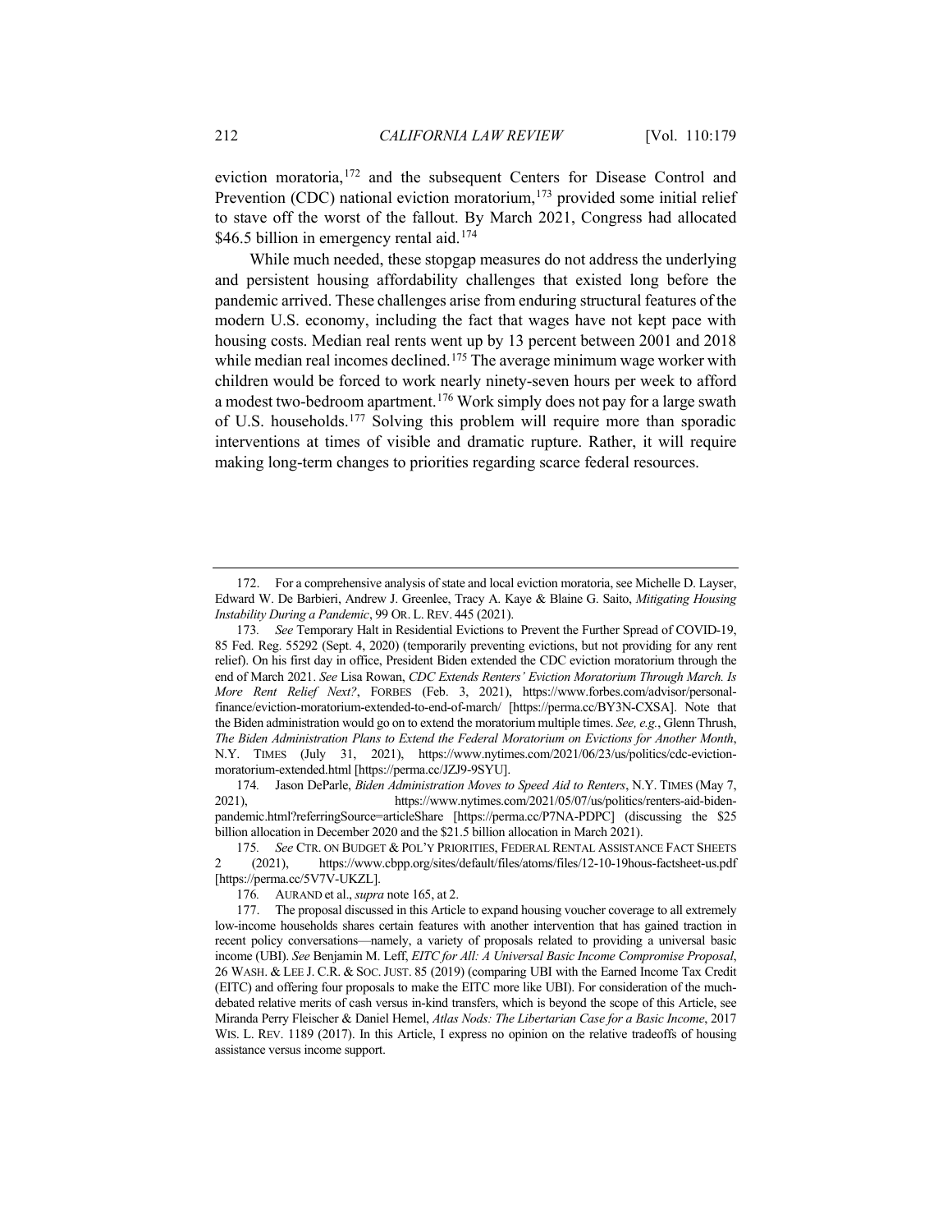eviction moratoria,[172] and the subsequent Centers for Disease Control and Prevention (CDC) national eviction moratorium,[173] provided some initial relief to stave off the worst of the fallout. By March 2021, Congress had allocated $46.5 billion in emergency rental aid.[174]

While much needed, these stopgap measures do not address the underlying and persistent housing affordability challenges that existed long before the pandemic arrived. These challenges arise from enduring structural features of the modern U.S. economy, including the fact that wages have not kept pace with housing costs. Median real rents went up by 13 percent between 2001 and 2018 while median real incomes declined.[175] The average minimum wage worker with children would be forced to work nearly ninety-seven hours per week to afford a modest two-bedroom apartment.[176] Work simply does not pay for a large swath of U.S. households.[177] Solving this problem will require more than sporadic interventions at times of visible and dramatic rupture. Rather, it will require making long-term changes to priorities regarding scarce federal resources.

---

172. For a comprehensive analysis of state and local eviction moratoria, see Michelle D. Layser, Edward W. De Barbieri, Andrew J. Greenlee, Tracy A. Kaye & Blaine G. Saito, *Mitigating Housing Instability During a Pandemic*, 99 OR. L. REV. 445 (2021).

173. *See* Temporary Halt in Residential Evictions to Prevent the Further Spread of COVID-19, 85 Fed. Reg. 55292 (Sept. 4, 2020) (temporarily preventing evictions, but not providing for any rent relief). On his first day in office, President Biden extended the CDC eviction moratorium through the end of March 2021. *See* Lisa Rowan, *CDC Extends Renters' Eviction Moratorium Through March. Is More Rent Relief Next?*, FORBES (Feb. 3, 2021), https://www.forbes.com/advisor/personal-finance/eviction-moratorium-extended-to-end-of-march/ [https://perma.cc/BY3N-CXSA]. Note that the Biden administration would go on to extend the moratorium multiple times. *See, e.g.*, Glenn Thrush, *The Biden Administration Plans to Extend the Federal Moratorium on Evictions for Another Month*, N.Y. TIMES (July 31, 2021), https://www.nytimes.com/2021/06/23/us/politics/cdc-eviction-moratorium-extended.html [https://perma.cc/JZJ9-9SYU].

174. Jason DeParle, *Biden Administration Moves to Speed Aid to Renters*, N.Y. TIMES (May 7, 2021), https://www.nytimes.com/2021/05/07/us/politics/renters-aid-biden-pandemic.html?referringSource=articleShare [https://perma.cc/P7NA-PDPC] (discussing the $25 billion allocation in December 2020 and the $21.5 billion allocation in March 2021).

175. *See* CTR. ON BUDGET & POL'Y PRIORITIES, FEDERAL RENTAL ASSISTANCE FACT SHEETS 2 (2021), https://www.cbpp.org/sites/default/files/atoms/files/12-10-19hous-factsheet-us.pdf [https://perma.cc/5V7V-UKZL].

176. AURAND et al., *supra* note 165, at 2.

177. The proposal discussed in this Article to expand housing voucher coverage to all extremely low-income households shares certain features with another intervention that has gained traction in recent policy conversations—namely, a variety of proposals related to providing a universal basic income (UBI). *See* Benjamin M. Leff, *EITC for All: A Universal Basic Income Compromise Proposal*, 26 WASH. & LEE J. C.R. & SOC. JUST. 85 (2019) (comparing UBI with the Earned Income Tax Credit (EITC) and offering four proposals to make the EITC more like UBI). For consideration of the much-debated relative merits of cash versus in-kind transfers, which is beyond the scope of this Article, see Miranda Perry Fleischer & Daniel Hemel, *Atlas Nods: The Libertarian Case for a Basic Income*, 2017 WIS. L. REV. 1189 (2017). In this Article, I express no opinion on the relative tradeoffs of housing assistance versus income support.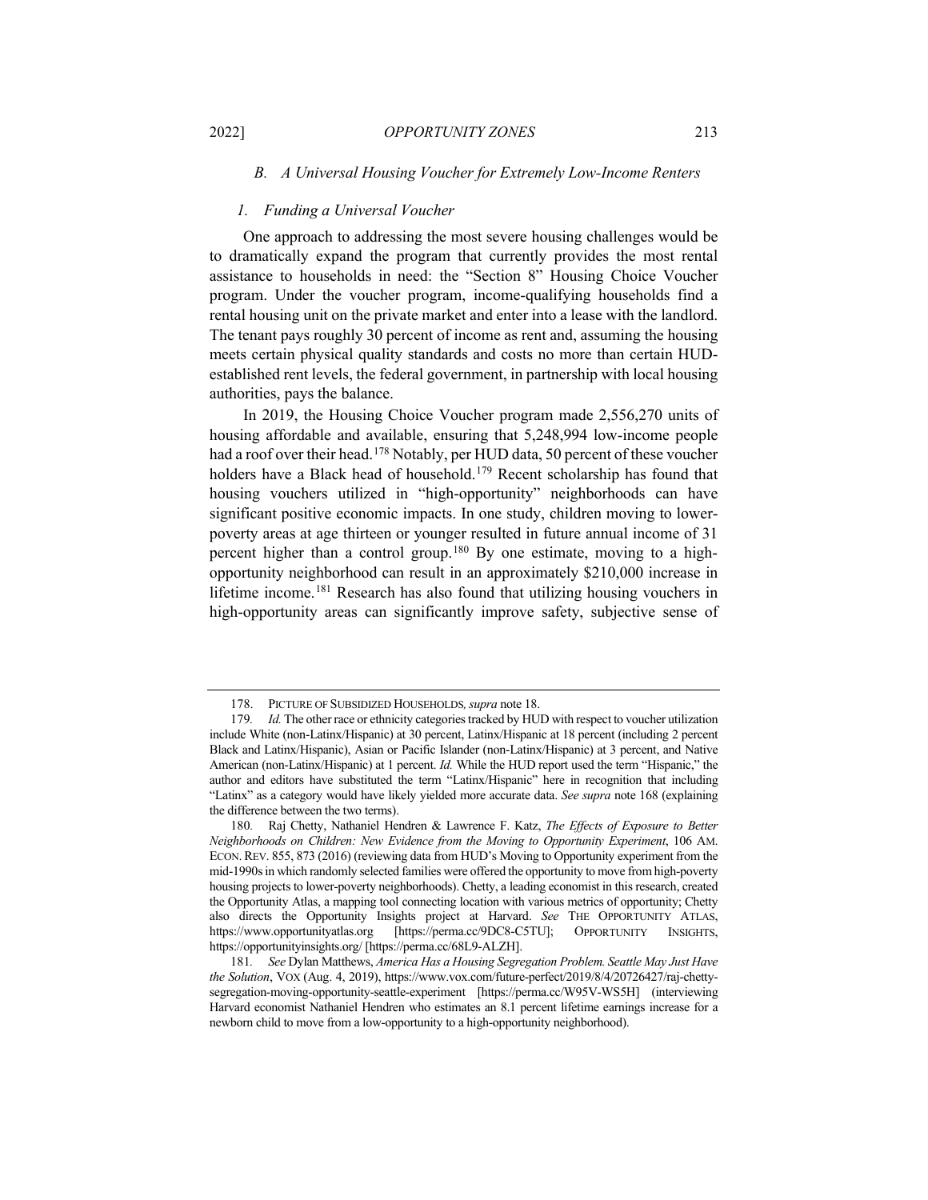### *B. A Universal Housing Voucher for Extremely Low-Income Renters*

#### *1. Funding a Universal Voucher*

One approach to addressing the most severe housing challenges would be to dramatically expand the program that currently provides the most rental assistance to households in need: the "Section 8" Housing Choice Voucher program. Under the voucher program, income-qualifying households find a rental housing unit on the private market and enter into a lease with the landlord. The tenant pays roughly 30 percent of income as rent and, assuming the housing meets certain physical quality standards and costs no more than certain HUD-established rent levels, the federal government, in partnership with local housing authorities, pays the balance.

In 2019, the Housing Choice Voucher program made 2,556,270 units of housing affordable and available, ensuring that 5,248,994 low-income people had a roof over their head.[178] Notably, per HUD data, 50 percent of these voucher holders have a Black head of household.[179] Recent scholarship has found that housing vouchers utilized in "high-opportunity" neighborhoods can have significant positive economic impacts. In one study, children moving to lower-poverty areas at age thirteen or younger resulted in future annual income of 31 percent higher than a control group.[180] By one estimate, moving to a high-opportunity neighborhood can result in an approximately $210,000 increase in lifetime income.[181] Research has also found that utilizing housing vouchers in high-opportunity areas can significantly improve safety, subjective sense of

---

178. PICTURE OF SUBSIDIZED HOUSEHOLDS, *supra* note 18.

179. *Id.* The other race or ethnicity categories tracked by HUD with respect to voucher utilization include White (non-Latinx/Hispanic) at 30 percent, Latinx/Hispanic at 18 percent (including 2 percent Black and Latinx/Hispanic), Asian or Pacific Islander (non-Latinx/Hispanic) at 3 percent, and Native American (non-Latinx/Hispanic) at 1 percent. *Id.* While the HUD report used the term "Hispanic," the author and editors have substituted the term "Latinx/Hispanic" here in recognition that including "Latinx" as a category would have likely yielded more accurate data. *See supra* note 168 (explaining the difference between the two terms).

180. Raj Chetty, Nathaniel Hendren & Lawrence F. Katz, *The Effects of Exposure to Better Neighborhoods on Children: New Evidence from the Moving to Opportunity Experiment*, 106 AM. ECON. REV. 855, 873 (2016) (reviewing data from HUD's Moving to Opportunity experiment from the mid-1990s in which randomly selected families were offered the opportunity to move from high-poverty housing projects to lower-poverty neighborhoods). Chetty, a leading economist in this research, created the Opportunity Atlas, a mapping tool connecting location with various metrics of opportunity; Chetty also directs the Opportunity Insights project at Harvard. *See* THE OPPORTUNITY ATLAS, https://www.opportunityatlas.org [https://perma.cc/9DC8-C5TU]; OPPORTUNITY INSIGHTS, https://opportunityinsights.org/ [https://perma.cc/68L9-ALZH].

181. *See* Dylan Matthews, *America Has a Housing Segregation Problem. Seattle May Just Have the Solution*, VOX (Aug. 4, 2019), https://www.vox.com/future-perfect/2019/8/4/20726427/raj-chetty-segregation-moving-opportunity-seattle-experiment [https://perma.cc/W95V-WS5H] (interviewing Harvard economist Nathaniel Hendren who estimates an 8.1 percent lifetime earnings increase for a newborn child to move from a low-opportunity to a high-opportunity neighborhood).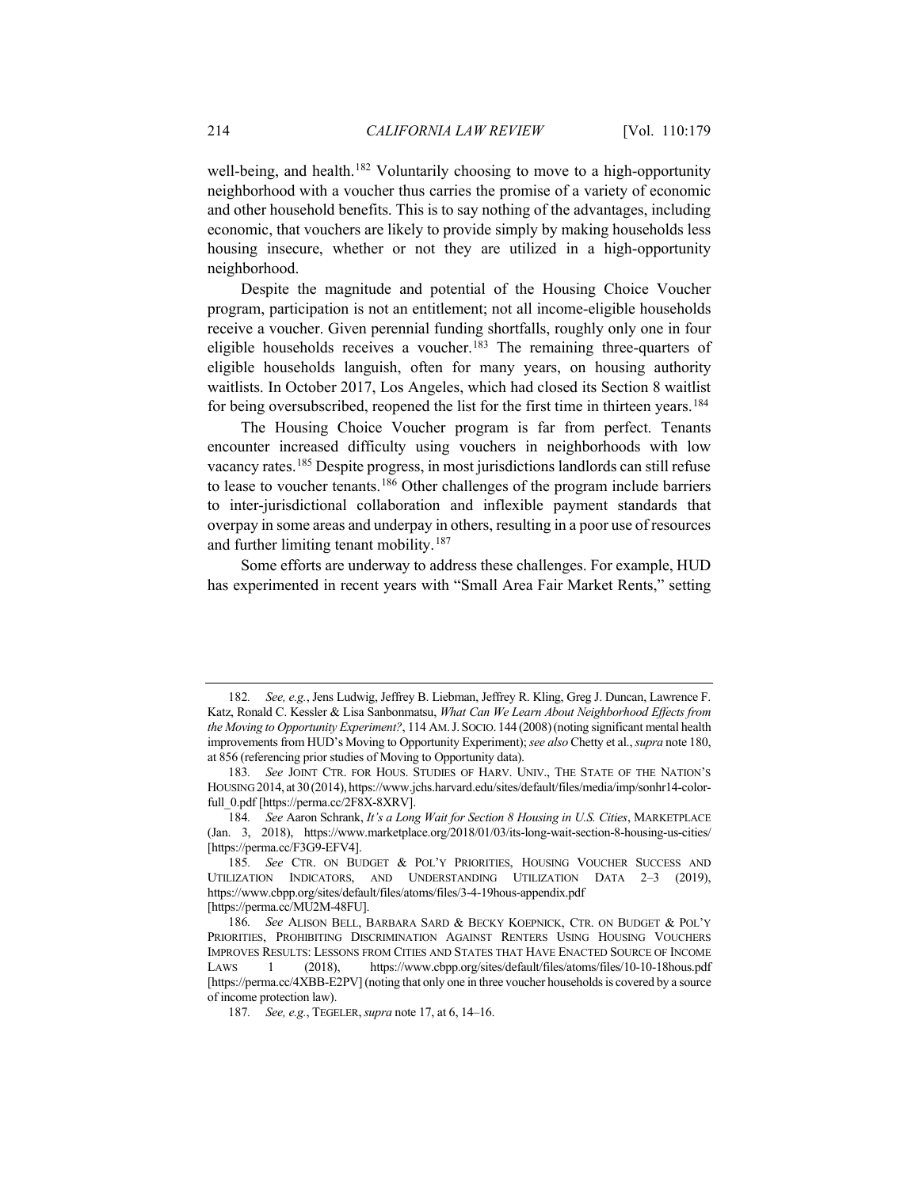well-being, and health.[182] Voluntarily choosing to move to a high-opportunity neighborhood with a voucher thus carries the promise of a variety of economic and other household benefits. This is to say nothing of the advantages, including economic, that vouchers are likely to provide simply by making households less housing insecure, whether or not they are utilized in a high-opportunity neighborhood.

Despite the magnitude and potential of the Housing Choice Voucher program, participation is not an entitlement; not all income-eligible households receive a voucher. Given perennial funding shortfalls, roughly only one in four eligible households receives a voucher.[183] The remaining three-quarters of eligible households languish, often for many years, on housing authority waitlists. In October 2017, Los Angeles, which had closed its Section 8 waitlist for being oversubscribed, reopened the list for the first time in thirteen years.[184]

The Housing Choice Voucher program is far from perfect. Tenants encounter increased difficulty using vouchers in neighborhoods with low vacancy rates.[185] Despite progress, in most jurisdictions landlords can still refuse to lease to voucher tenants.[186] Other challenges of the program include barriers to inter-jurisdictional collaboration and inflexible payment standards that overpay in some areas and underpay in others, resulting in a poor use of resources and further limiting tenant mobility.[187]

Some efforts are underway to address these challenges. For example, HUD has experimented in recent years with "Small Area Fair Market Rents," setting

---

182. *See, e.g.*, Jens Ludwig, Jeffrey B. Liebman, Jeffrey R. Kling, Greg J. Duncan, Lawrence F. Katz, Ronald C. Kessler & Lisa Sanbonmatsu, *What Can We Learn About Neighborhood Effects from the Moving to Opportunity Experiment?*, 114 AM. J. SOCIO. 144 (2008) (noting significant mental health improvements from HUD's Moving to Opportunity Experiment); *see also* Chetty et al., *supra* note 180, at 856 (referencing prior studies of Moving to Opportunity data).

183. *See* JOINT CTR. FOR HOUS. STUDIES OF HARV. UNIV., THE STATE OF THE NATION'S HOUSING 2014, at 30 (2014), https://www.jchs.harvard.edu/sites/default/files/media/imp/sonhr14-color-full_0.pdf [https://perma.cc/2F8X-8XRV].

184. *See* Aaron Schrank, *It's a Long Wait for Section 8 Housing in U.S. Cities*, MARKETPLACE (Jan. 3, 2018), https://www.marketplace.org/2018/01/03/its-long-wait-section-8-housing-us-cities/ [https://perma.cc/F3G9-EFV4].

185. *See* CTR. ON BUDGET & POL'Y PRIORITIES, HOUSING VOUCHER SUCCESS AND UTILIZATION INDICATORS, AND UNDERSTANDING UTILIZATION DATA 2–3 (2019), https://www.cbpp.org/sites/default/files/atoms/files/3-4-19hous-appendix.pdf [https://perma.cc/MU2M-48FU].

186. *See* ALISON BELL, BARBARA SARD & BECKY KOEPNICK, CTR. ON BUDGET & POL'Y PRIORITIES, PROHIBITING DISCRIMINATION AGAINST RENTERS USING HOUSING VOUCHERS IMPROVES RESULTS: LESSONS FROM CITIES AND STATES THAT HAVE ENACTED SOURCE OF INCOME LAWS 1 (2018), https://www.cbpp.org/sites/default/files/atoms/files/10-10-18hous.pdf [https://perma.cc/4XBB-E2PV] (noting that only one in three voucher households is covered by a source of income protection law).

187. *See, e.g.*, TEGELER, *supra* note 17, at 6, 14–16.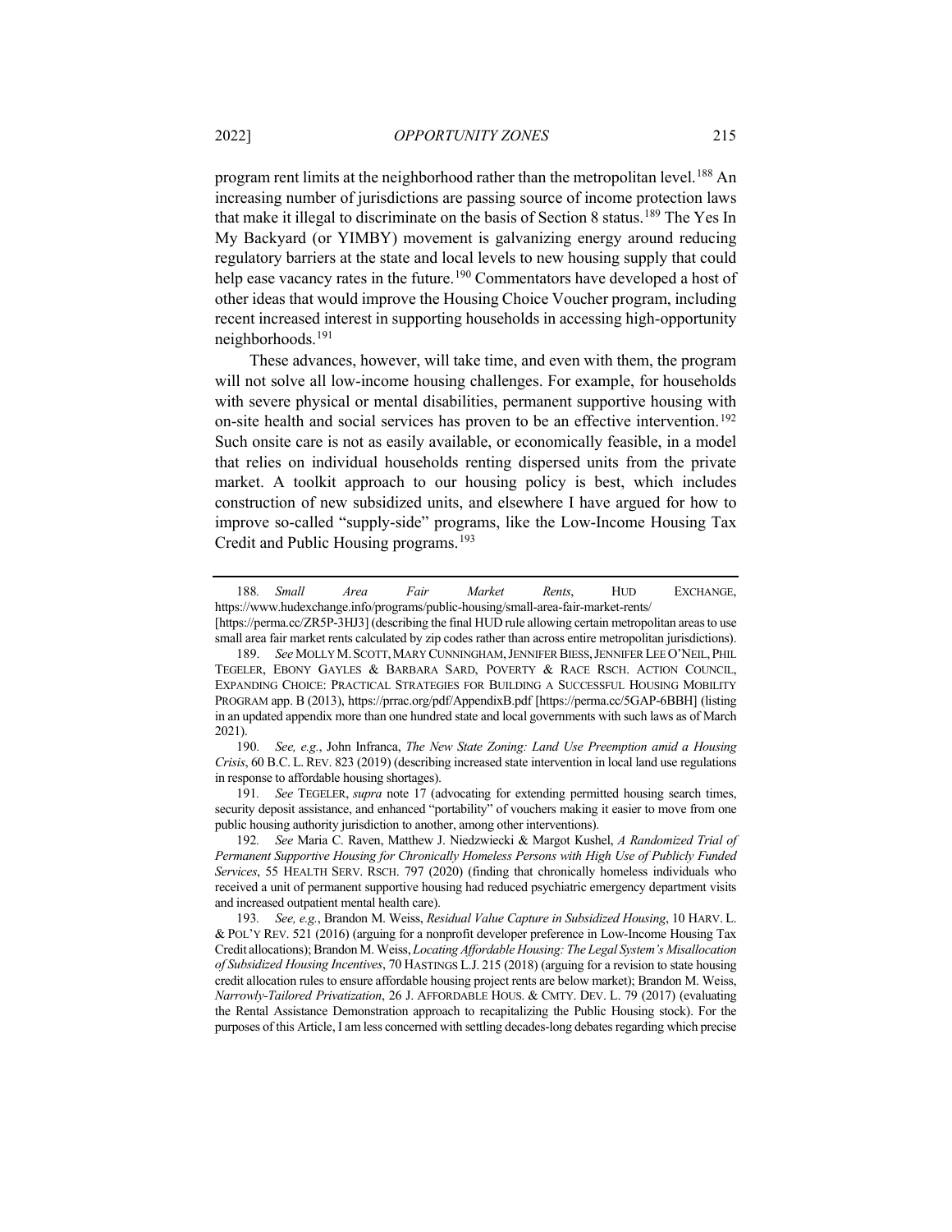program rent limits at the neighborhood rather than the metropolitan level.[188] An increasing number of jurisdictions are passing source of income protection laws that make it illegal to discriminate on the basis of Section 8 status.[189] The Yes In My Backyard (or YIMBY) movement is galvanizing energy around reducing regulatory barriers at the state and local levels to new housing supply that could help ease vacancy rates in the future.[190] Commentators have developed a host of other ideas that would improve the Housing Choice Voucher program, including recent increased interest in supporting households in accessing high-opportunity neighborhoods.[191]

These advances, however, will take time, and even with them, the program will not solve all low-income housing challenges. For example, for households with severe physical or mental disabilities, permanent supportive housing with on-site health and social services has proven to be an effective intervention.[192] Such onsite care is not as easily available, or economically feasible, in a model that relies on individual households renting dispersed units from the private market. A toolkit approach to our housing policy is best, which includes construction of new subsidized units, and elsewhere I have argued for how to improve so-called "supply-side" programs, like the Low-Income Housing Tax Credit and Public Housing programs.[193]

---

188. *Small Area Fair Market Rents*, HUD EXCHANGE, https://www.hudexchange.info/programs/public-housing/small-area-fair-market-rents/ [https://perma.cc/ZR5P-3HJ3] (describing the final HUD rule allowing certain metropolitan areas to use small area fair market rents calculated by zip codes rather than across entire metropolitan jurisdictions).

189. *See* MOLLY M. SCOTT, MARY CUNNINGHAM, JENNIFER BIESS, JENNIFER LEE O'NEIL, PHIL TEGELER, EBONY GAYLES & BARBARA SARD, POVERTY & RACE RSCH. ACTION COUNCIL, EXPANDING CHOICE: PRACTICAL STRATEGIES FOR BUILDING A SUCCESSFUL HOUSING MOBILITY PROGRAM app. B (2013), https://prrac.org/pdf/AppendixB.pdf [https://perma.cc/5GAP-6BBH] (listing in an updated appendix more than one hundred state and local governments with such laws as of March 2021).

190. *See, e.g.*, John Infranca, *The New State Zoning: Land Use Preemption amid a Housing Crisis*, 60 B.C. L. REV. 823 (2019) (describing increased state intervention in local land use regulations in response to affordable housing shortages).

191. *See* TEGELER, *supra* note 17 (advocating for extending permitted housing search times, security deposit assistance, and enhanced "portability" of vouchers making it easier to move from one public housing authority jurisdiction to another, among other interventions).

192. *See* Maria C. Raven, Matthew J. Niedzwiecki & Margot Kushel, *A Randomized Trial of Permanent Supportive Housing for Chronically Homeless Persons with High Use of Publicly Funded Services*, 55 HEALTH SERV. RSCH. 797 (2020) (finding that chronically homeless individuals who received a unit of permanent supportive housing had reduced psychiatric emergency department visits and increased outpatient mental health care).

193. *See, e.g.*, Brandon M. Weiss, *Residual Value Capture in Subsidized Housing*, 10 HARV. L. & POL'Y REV. 521 (2016) (arguing for a nonprofit developer preference in Low-Income Housing Tax Credit allocations); Brandon M. Weiss, *Locating Affordable Housing: The Legal System's Misallocation of Subsidized Housing Incentives*, 70 HASTINGS L.J. 215 (2018) (arguing for a revision to state housing credit allocation rules to ensure affordable housing project rents are below market); Brandon M. Weiss, *Narrowly-Tailored Privatization*, 26 J. AFFORDABLE HOUS. & CMTY. DEV. L. 79 (2017) (evaluating the Rental Assistance Demonstration approach to recapitalizing the Public Housing stock). For the purposes of this Article, I am less concerned with settling decades-long debates regarding which precise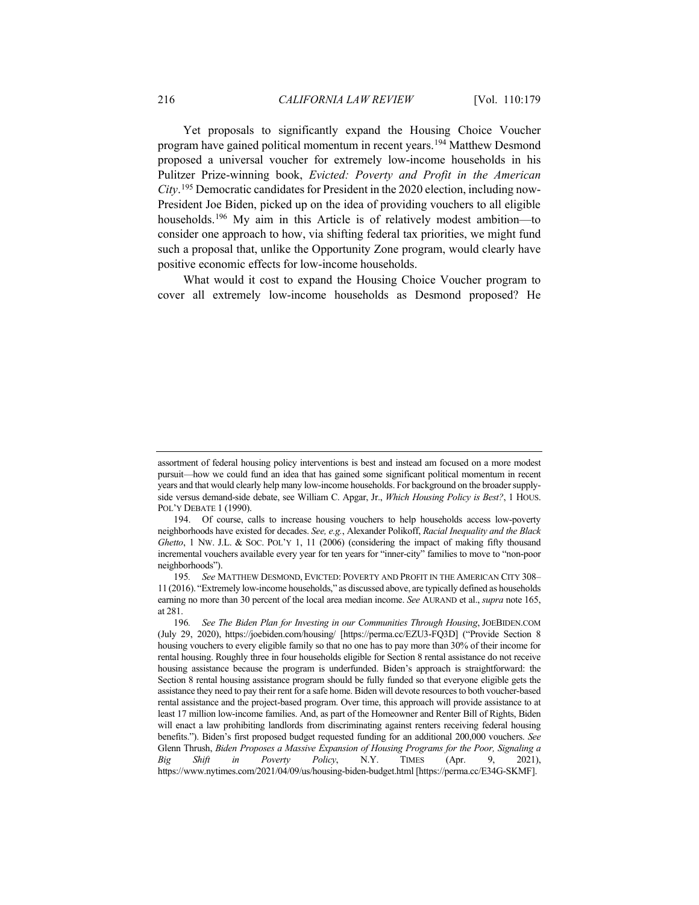Yet proposals to significantly expand the Housing Choice Voucher program have gained political momentum in recent years.[194] Matthew Desmond proposed a universal voucher for extremely low-income households in his Pulitzer Prize-winning book, *Evicted: Poverty and Profit in the American City*.[195] Democratic candidates for President in the 2020 election, including now-President Joe Biden, picked up on the idea of providing vouchers to all eligible households.[196] My aim in this Article is of relatively modest ambition—to consider one approach to how, via shifting federal tax priorities, we might fund such a proposal that, unlike the Opportunity Zone program, would clearly have positive economic effects for low-income households.

What would it cost to expand the Housing Choice Voucher program to cover all extremely low-income households as Desmond proposed? He

---

assortment of federal housing policy interventions is best and instead am focused on a more modest pursuit—how we could fund an idea that has gained some significant political momentum in recent years and that would clearly help many low-income households. For background on the broader supply-side versus demand-side debate, see William C. Apgar, Jr., *Which Housing Policy is Best?*, 1 HOUS. POL'Y DEBATE 1 (1990).

194. Of course, calls to increase housing vouchers to help households access low-poverty neighborhoods have existed for decades. *See, e.g.*, Alexander Polikoff, *Racial Inequality and the Black Ghetto*, 1 NW. J.L. & SOC. POL'Y 1, 11 (2006) (considering the impact of making fifty thousand incremental vouchers available every year for ten years for "inner-city" families to move to "non-poor neighborhoods").

195. *See* MATTHEW DESMOND, EVICTED: POVERTY AND PROFIT IN THE AMERICAN CITY 308–11 (2016). "Extremely low-income households," as discussed above, are typically defined as households earning no more than 30 percent of the local area median income. *See* AURAND et al., *supra* note 165, at 281.

196. *See The Biden Plan for Investing in our Communities Through Housing*, JOEBIDEN.COM (July 29, 2020), https://joebiden.com/housing/ [https://perma.cc/EZU3-FQ3D] ("Provide Section 8 housing vouchers to every eligible family so that no one has to pay more than 30% of their income for rental housing. Roughly three in four households eligible for Section 8 rental assistance do not receive housing assistance because the program is underfunded. Biden's approach is straightforward: the Section 8 rental housing assistance program should be fully funded so that everyone eligible gets the assistance they need to pay their rent for a safe home. Biden will devote resources to both voucher-based rental assistance and the project-based program. Over time, this approach will provide assistance to at least 17 million low-income families. And, as part of the Homeowner and Renter Bill of Rights, Biden will enact a law prohibiting landlords from discriminating against renters receiving federal housing benefits."). Biden's first proposed budget requested funding for an additional 200,000 vouchers. *See* Glenn Thrush, *Biden Proposes a Massive Expansion of Housing Programs for the Poor, Signaling a Big Shift in Poverty Policy*, N.Y. TIMES (Apr. 9, 2021), https://www.nytimes.com/2021/04/09/us/housing-biden-budget.html [https://perma.cc/E34G-SKMF].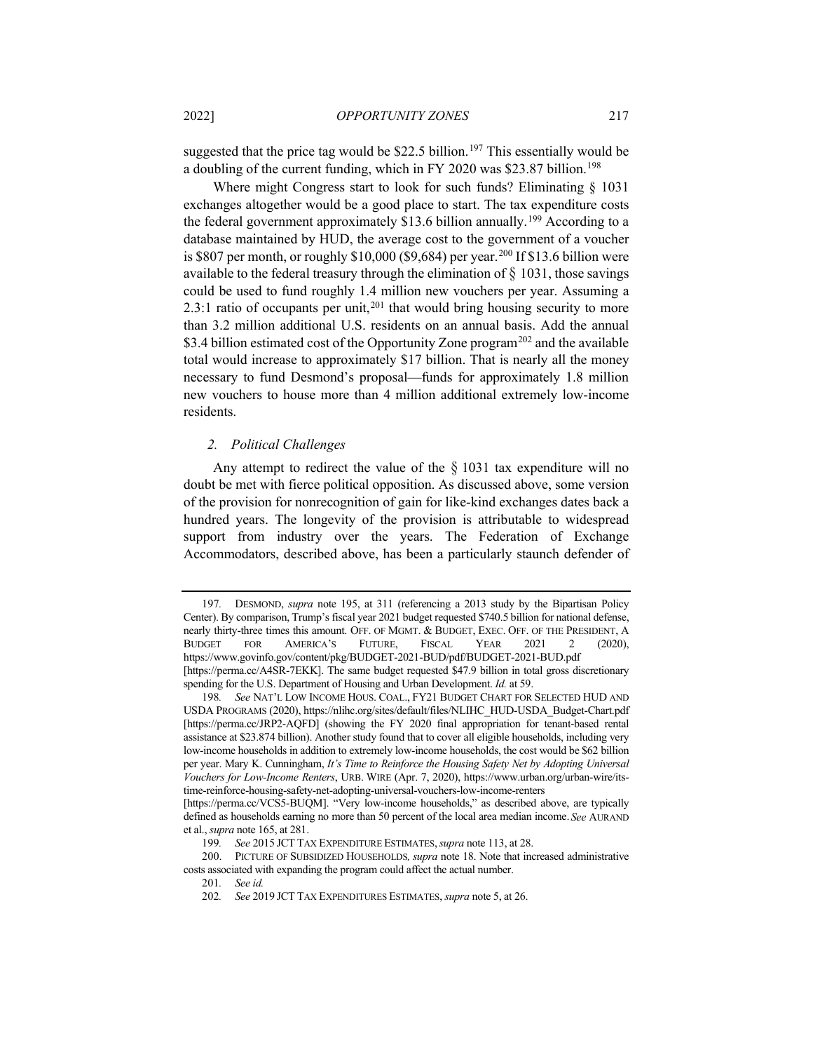suggested that the price tag would be $22.5 billion.[197] This essentially would be a doubling of the current funding, which in FY 2020 was $23.87 billion.[198]

Where might Congress start to look for such funds? Eliminating § 1031 exchanges altogether would be a good place to start. The tax expenditure costs the federal government approximately $13.6 billion annually.[199] According to a database maintained by HUD, the average cost to the government of a voucher is $807 per month, or roughly $10,000 ($9,684) per year.[200] If $13.6 billion were available to the federal treasury through the elimination of § 1031, those savings could be used to fund roughly 1.4 million new vouchers per year. Assuming a 2.3:1 ratio of occupants per unit,[201] that would bring housing security to more than 3.2 million additional U.S. residents on an annual basis. Add the annual $3.4 billion estimated cost of the Opportunity Zone program[202] and the available total would increase to approximately $17 billion. That is nearly all the money necessary to fund Desmond's proposal—funds for approximately 1.8 million new vouchers to house more than 4 million additional extremely low-income residents.

### *2. Political Challenges*

Any attempt to redirect the value of the § 1031 tax expenditure will no doubt be met with fierce political opposition. As discussed above, some version of the provision for nonrecognition of gain for like-kind exchanges dates back a hundred years. The longevity of the provision is attributable to widespread support from industry over the years. The Federation of Exchange Accommodators, described above, has been a particularly staunch defender of

---

197. DESMOND, *supra* note 195, at 311 (referencing a 2013 study by the Bipartisan Policy Center). By comparison, Trump's fiscal year 2021 budget requested $740.5 billion for national defense, nearly thirty-three times this amount. OFF. OF MGMT. & BUDGET, EXEC. OFF. OF THE PRESIDENT, A BUDGET FOR AMERICA'S FUTURE, FISCAL YEAR 2021 2 (2020), https://www.govinfo.gov/content/pkg/BUDGET-2021-BUD/pdf/BUDGET-2021-BUD.pdf [https://perma.cc/A4SR-7EKK]. The same budget requested $47.9 billion in total gross discretionary spending for the U.S. Department of Housing and Urban Development. *Id.* at 59.

198. *See* NAT'L LOW INCOME HOUS. COAL., FY21 BUDGET CHART FOR SELECTED HUD AND USDA PROGRAMS (2020), https://nlihc.org/sites/default/files/NLIHC_HUD-USDA_Budget-Chart.pdf [https://perma.cc/JRP2-AQFD] (showing the FY 2020 final appropriation for tenant-based rental assistance at $23.874 billion). Another study found that to cover all eligible households, including very low-income households in addition to extremely low-income households, the cost would be $62 billion per year. Mary K. Cunningham, *It's Time to Reinforce the Housing Safety Net by Adopting Universal Vouchers for Low-Income Renters*, URB. WIRE (Apr. 7, 2020), https://www.urban.org/urban-wire/its-time-reinforce-housing-safety-net-adopting-universal-vouchers-low-income-renters [https://perma.cc/VCS5-BUQM]. "Very low-income households," as described above, are typically defined as households earning no more than 50 percent of the local area median income. *See* AURAND et al., *supra* note 165, at 281.

199. *See* 2015 JCT TAX EXPENDITURE ESTIMATES, *supra* note 113, at 28.

200. PICTURE OF SUBSIDIZED HOUSEHOLDS*, supra* note 18. Note that increased administrative costs associated with expanding the program could affect the actual number.

201. *See id.*

202. *See* 2019 JCT TAX EXPENDITURES ESTIMATES, *supra* note 5, at 26.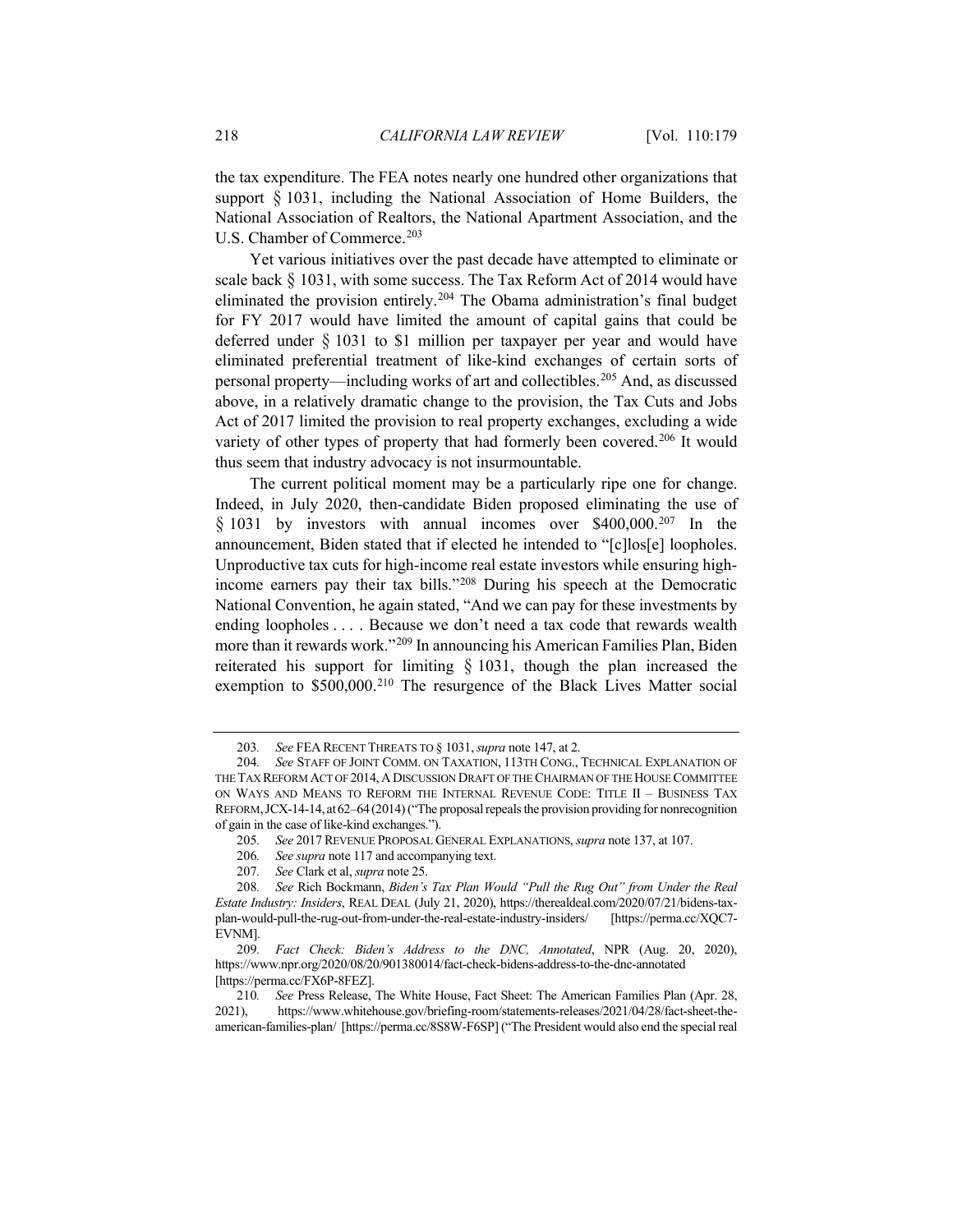the tax expenditure. The FEA notes nearly one hundred other organizations that support § 1031, including the National Association of Home Builders, the National Association of Realtors, the National Apartment Association, and the U.S. Chamber of Commerce.[203]

Yet various initiatives over the past decade have attempted to eliminate or scale back § 1031, with some success. The Tax Reform Act of 2014 would have eliminated the provision entirely.[204] The Obama administration's final budget for FY 2017 would have limited the amount of capital gains that could be deferred under § 1031 to $1 million per taxpayer per year and would have eliminated preferential treatment of like-kind exchanges of certain sorts of personal property—including works of art and collectibles.[205] And, as discussed above, in a relatively dramatic change to the provision, the Tax Cuts and Jobs Act of 2017 limited the provision to real property exchanges, excluding a wide variety of other types of property that had formerly been covered.[206] It would thus seem that industry advocacy is not insurmountable.

The current political moment may be a particularly ripe one for change. Indeed, in July 2020, then-candidate Biden proposed eliminating the use of § 1031 by investors with annual incomes over $400,000.[207] In the announcement, Biden stated that if elected he intended to "[c]los[e] loopholes. Unproductive tax cuts for high-income real estate investors while ensuring high-income earners pay their tax bills."[208] During his speech at the Democratic National Convention, he again stated, "And we can pay for these investments by ending loopholes . . . . Because we don't need a tax code that rewards wealth more than it rewards work."[209] In announcing his American Families Plan, Biden reiterated his support for limiting § 1031, though the plan increased the exemption to $500,000.[210] The resurgence of the Black Lives Matter social

---

203. *See* FEA RECENT THREATS TO § 1031, *supra* note 147, at 2.

204. *See* STAFF OF JOINT COMM. ON TAXATION, 113TH CONG., TECHNICAL EXPLANATION OF THE TAX REFORM ACT OF 2014, A DISCUSSION DRAFT OF THE CHAIRMAN OF THE HOUSE COMMITTEE ON WAYS AND MEANS TO REFORM THE INTERNAL REVENUE CODE: TITLE II – BUSINESS TAX REFORM, JCX-14-14, at 62–64 (2014) ("The proposal repeals the provision providing for nonrecognition of gain in the case of like-kind exchanges.").

205. *See* 2017 REVENUE PROPOSAL GENERAL EXPLANATIONS, *supra* note 137, at 107.

206. *See supra* note 117 and accompanying text.

207. *See* Clark et al, *supra* note 25.

208. *See* Rich Bockmann, *Biden's Tax Plan Would "Pull the Rug Out" from Under the Real Estate Industry: Insiders*, REAL DEAL (July 21, 2020), https://therealdeal.com/2020/07/21/bidens-tax-plan-would-pull-the-rug-out-from-under-the-real-estate-industry-insiders/ [https://perma.cc/XQC7-EVNM].

209. *Fact Check: Biden's Address to the DNC, Annotated*, NPR (Aug. 20, 2020), https://www.npr.org/2020/08/20/901380014/fact-check-bidens-address-to-the-dnc-annotated [https://perma.cc/FX6P-8FEZ].

210. *See* Press Release, The White House, Fact Sheet: The American Families Plan (Apr. 28, 2021), https://www.whitehouse.gov/briefing-room/statements-releases/2021/04/28/fact-sheet-the-american-families-plan/ [https://perma.cc/8S8W-F6SP] ("The President would also end the special real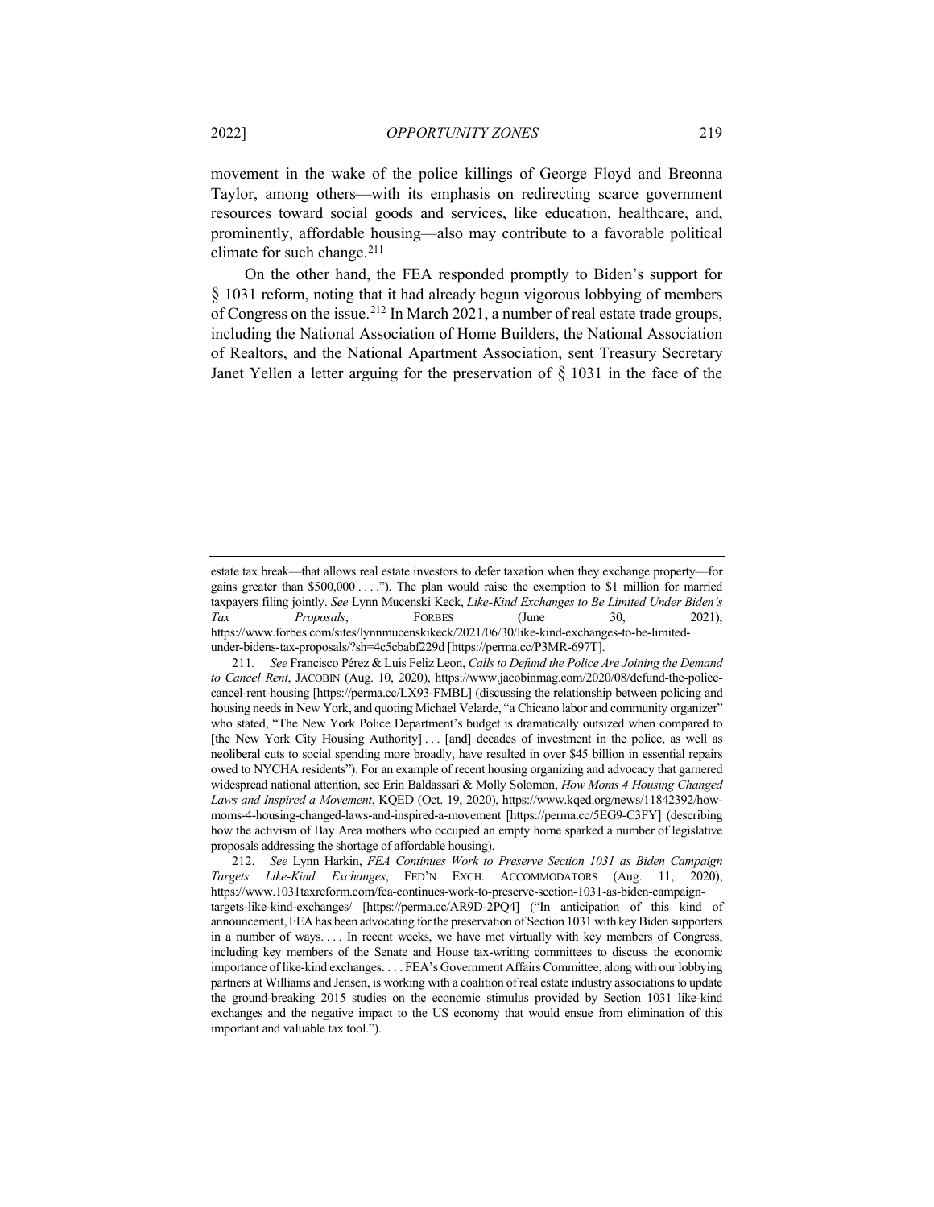movement in the wake of the police killings of George Floyd and Breonna Taylor, among others—with its emphasis on redirecting scarce government resources toward social goods and services, like education, healthcare, and, prominently, affordable housing—also may contribute to a favorable political climate for such change.[211]

On the other hand, the FEA responded promptly to Biden's support for § 1031 reform, noting that it had already begun vigorous lobbying of members of Congress on the issue.[212] In March 2021, a number of real estate trade groups, including the National Association of Home Builders, the National Association of Realtors, and the National Apartment Association, sent Treasury Secretary Janet Yellen a letter arguing for the preservation of § 1031 in the face of the

---

estate tax break—that allows real estate investors to defer taxation when they exchange property—for gains greater than $500,000 . . . ."). The plan would raise the exemption to $1 million for married taxpayers filing jointly. *See* Lynn Mucenski Keck, *Like-Kind Exchanges to Be Limited Under Biden's Tax Proposals*, FORBES (June 30, 2021), https://www.forbes.com/sites/lynnmucenskikeck/2021/06/30/like-kind-exchanges-to-be-limited-under-bidens-tax-proposals/?sh=4c5cbabf229d [https://perma.cc/P3MR-697T].

211. *See* Francisco Pérez & Luis Feliz Leon, *Calls to Defund the Police Are Joining the Demand to Cancel Rent*, JACOBIN (Aug. 10, 2020), https://www.jacobinmag.com/2020/08/defund-the-police-cancel-rent-housing [https://perma.cc/LX93-FMBL] (discussing the relationship between policing and housing needs in New York, and quoting Michael Velarde, "a Chicano labor and community organizer" who stated, "The New York Police Department's budget is dramatically outsized when compared to [the New York City Housing Authority] . . . [and] decades of investment in the police, as well as neoliberal cuts to social spending more broadly, have resulted in over $45 billion in essential repairs owed to NYCHA residents"). For an example of recent housing organizing and advocacy that garnered widespread national attention, see Erin Baldassari & Molly Solomon, *How Moms 4 Housing Changed Laws and Inspired a Movement*, KQED (Oct. 19, 2020), https://www.kqed.org/news/11842392/how-moms-4-housing-changed-laws-and-inspired-a-movement [https://perma.cc/5EG9-C3FY] (describing how the activism of Bay Area mothers who occupied an empty home sparked a number of legislative proposals addressing the shortage of affordable housing).

212. *See* Lynn Harkin, *FEA Continues Work to Preserve Section 1031 as Biden Campaign Targets Like-Kind Exchanges*, FED'N EXCH. ACCOMMODATORS (Aug. 11, 2020), https://www.1031taxreform.com/fea-continues-work-to-preserve-section-1031-as-biden-campaign-targets-like-kind-exchanges/ [https://perma.cc/AR9D-2PQ4] ("In anticipation of this kind of announcement, FEA has been advocating for the preservation of Section 1031 with key Biden supporters in a number of ways. . . . In recent weeks, we have met virtually with key members of Congress, including key members of the Senate and House tax-writing committees to discuss the economic importance of like-kind exchanges. . . . FEA's Government Affairs Committee, along with our lobbying partners at Williams and Jensen, is working with a coalition of real estate industry associations to update the ground-breaking 2015 studies on the economic stimulus provided by Section 1031 like-kind exchanges and the negative impact to the US economy that would ensue from elimination of this important and valuable tax tool.").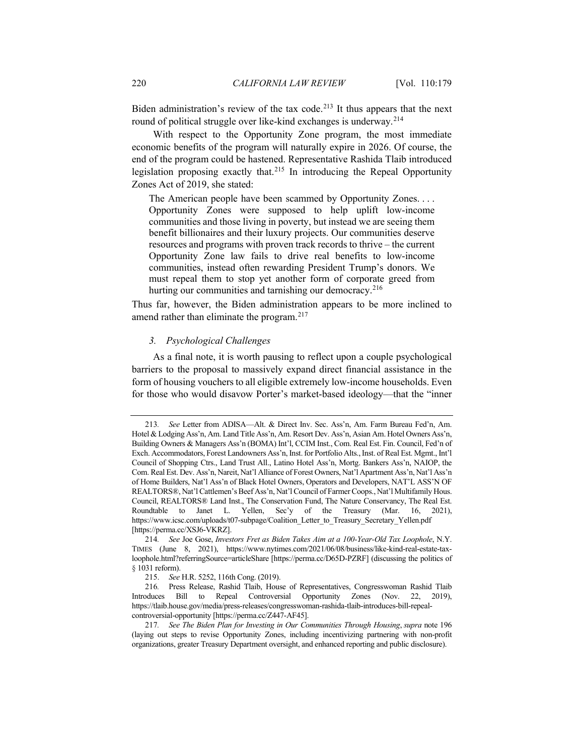Biden administration's review of the tax code.[213] It thus appears that the next round of political struggle over like-kind exchanges is underway.[214]

With respect to the Opportunity Zone program, the most immediate economic benefits of the program will naturally expire in 2026. Of course, the end of the program could be hastened. Representative Rashida Tlaib introduced legislation proposing exactly that.[215] In introducing the Repeal Opportunity Zones Act of 2019, she stated:

> The American people have been scammed by Opportunity Zones. . . . Opportunity Zones were supposed to help uplift low-income communities and those living in poverty, but instead we are seeing them benefit billionaires and their luxury projects. Our communities deserve resources and programs with proven track records to thrive – the current Opportunity Zone law fails to drive real benefits to low-income communities, instead often rewarding President Trump's donors. We must repeal them to stop yet another form of corporate greed from hurting our communities and tarnishing our democracy.[216]

Thus far, however, the Biden administration appears to be more inclined to amend rather than eliminate the program.[217]

### *3. Psychological Challenges*

As a final note, it is worth pausing to reflect upon a couple psychological barriers to the proposal to massively expand direct financial assistance in the form of housing vouchers to all eligible extremely low-income households. Even for those who would disavow Porter's market-based ideology—that the "inner

---

213. *See* Letter from ADISA—Alt. & Direct Inv. Sec. Ass'n, Am. Farm Bureau Fed'n, Am. Hotel & Lodging Ass'n, Am. Land Title Ass'n, Am. Resort Dev. Ass'n, Asian Am. Hotel Owners Ass'n, Building Owners & Managers Ass'n (BOMA) Int'l, CCIM Inst., Com. Real Est. Fin. Council, Fed'n of Exch. Accommodators, Forest Landowners Ass'n, Inst. for Portfolio Alts., Inst. of Real Est. Mgmt., Int'l Council of Shopping Ctrs., Land Trust All., Latino Hotel Ass'n, Mortg. Bankers Ass'n, NAIOP, the Com. Real Est. Dev. Ass'n, Nareit, Nat'l Alliance of Forest Owners, Nat'l Apartment Ass'n, Nat'l Ass'n of Home Builders, Nat'l Ass'n of Black Hotel Owners, Operators and Developers, NAT'L ASS'N OF REALTORS®, Nat'l Cattlemen's Beef Ass'n, Nat'l Council of Farmer Coops., Nat'l Multifamily Hous. Council, REALTORS® Land Inst., The Conservation Fund, The Nature Conservancy, The Real Est. Roundtable to Janet L. Yellen, Sec'y of the Treasury (Mar. 16, 2021), https://www.icsc.com/uploads/t07-subpage/Coalition_Letter_to_Treasury_Secretary_Yellen.pdf [https://perma.cc/XSJ6-VKRZ].

214. *See* Joe Gose, *Investors Fret as Biden Takes Aim at a 100-Year-Old Tax Loophole*, N.Y. TIMES (June 8, 2021), https://www.nytimes.com/2021/06/08/business/like-kind-real-estate-tax-loophole.html?referringSource=articleShare [https://perma.cc/D65D-PZRF] (discussing the politics of § 1031 reform).

215. *See* H.R. 5252, 116th Cong. (2019).

216. Press Release, Rashid Tlaib, House of Representatives, Congresswoman Rashid Tlaib Introduces Bill to Repeal Controversial Opportunity Zones (Nov. 22, 2019), https://tlaib.house.gov/media/press-releases/congresswoman-rashida-tlaib-introduces-bill-repeal-controversial-opportunity [https://perma.cc/Z447-AF45].

217. *See The Biden Plan for Investing in Our Communities Through Housing*, *supra* note 196 (laying out steps to revise Opportunity Zones, including incentivizing partnering with non-profit organizations, greater Treasury Department oversight, and enhanced reporting and public disclosure).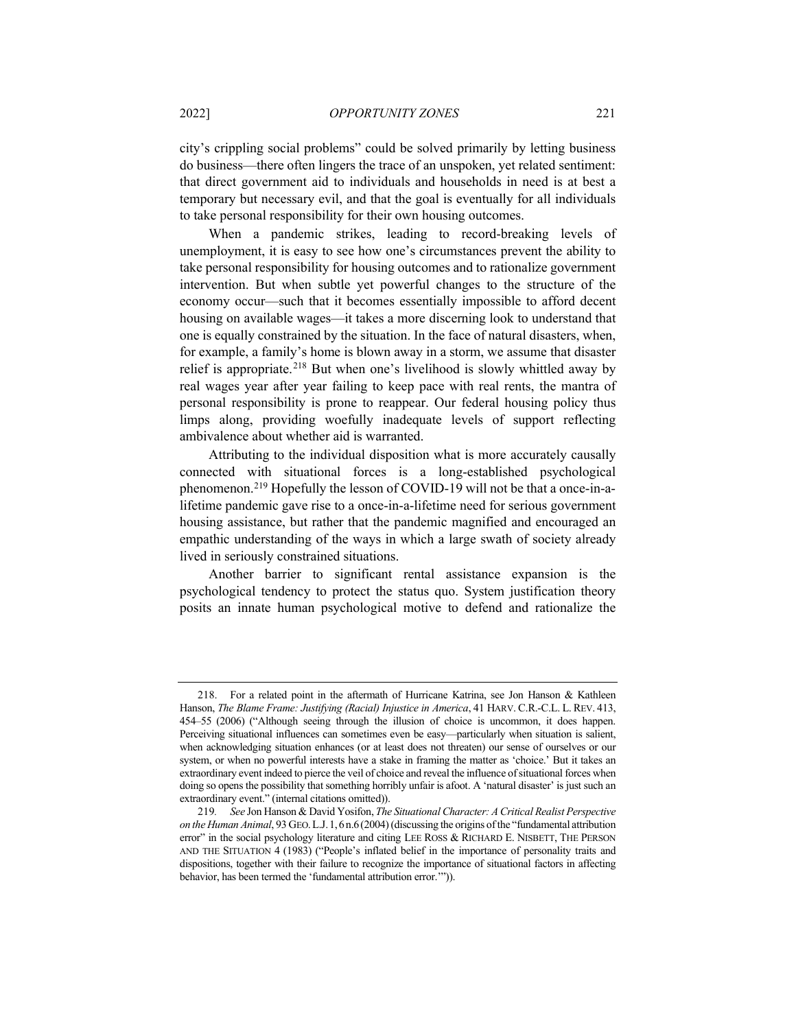city's crippling social problems" could be solved primarily by letting business do business—there often lingers the trace of an unspoken, yet related sentiment: that direct government aid to individuals and households in need is at best a temporary but necessary evil, and that the goal is eventually for all individuals to take personal responsibility for their own housing outcomes.

When a pandemic strikes, leading to record-breaking levels of unemployment, it is easy to see how one's circumstances prevent the ability to take personal responsibility for housing outcomes and to rationalize government intervention. But when subtle yet powerful changes to the structure of the economy occur—such that it becomes essentially impossible to afford decent housing on available wages—it takes a more discerning look to understand that one is equally constrained by the situation. In the face of natural disasters, when, for example, a family's home is blown away in a storm, we assume that disaster relief is appropriate.[218] But when one's livelihood is slowly whittled away by real wages year after year failing to keep pace with real rents, the mantra of personal responsibility is prone to reappear. Our federal housing policy thus limps along, providing woefully inadequate levels of support reflecting ambivalence about whether aid is warranted.

Attributing to the individual disposition what is more accurately causally connected with situational forces is a long-established psychological phenomenon.[219] Hopefully the lesson of COVID-19 will not be that a once-in-a-lifetime pandemic gave rise to a once-in-a-lifetime need for serious government housing assistance, but rather that the pandemic magnified and encouraged an empathic understanding of the ways in which a large swath of society already lived in seriously constrained situations.

Another barrier to significant rental assistance expansion is the psychological tendency to protect the status quo. System justification theory posits an innate human psychological motive to defend and rationalize the

---

218. For a related point in the aftermath of Hurricane Katrina, see Jon Hanson & Kathleen Hanson, *The Blame Frame: Justifying (Racial) Injustice in America*, 41 HARV. C.R.-C.L. L. REV. 413, 454–55 (2006) ("Although seeing through the illusion of choice is uncommon, it does happen. Perceiving situational influences can sometimes even be easy—particularly when situation is salient, when acknowledging situation enhances (or at least does not threaten) our sense of ourselves or our system, or when no powerful interests have a stake in framing the matter as 'choice.' But it takes an extraordinary event indeed to pierce the veil of choice and reveal the influence of situational forces when doing so opens the possibility that something horribly unfair is afoot. A 'natural disaster' is just such an extraordinary event." (internal citations omitted)).

219. *See* Jon Hanson & David Yosifon, *The Situational Character: A Critical Realist Perspective on the Human Animal*, 93 GEO. L.J. 1, 6 n.6 (2004) (discussing the origins of the "fundamental attribution error" in the social psychology literature and citing LEE ROSS & RICHARD E. NISBETT, THE PERSON AND THE SITUATION 4 (1983) ("People's inflated belief in the importance of personality traits and dispositions, together with their failure to recognize the importance of situational factors in affecting behavior, has been termed the 'fundamental attribution error.'")).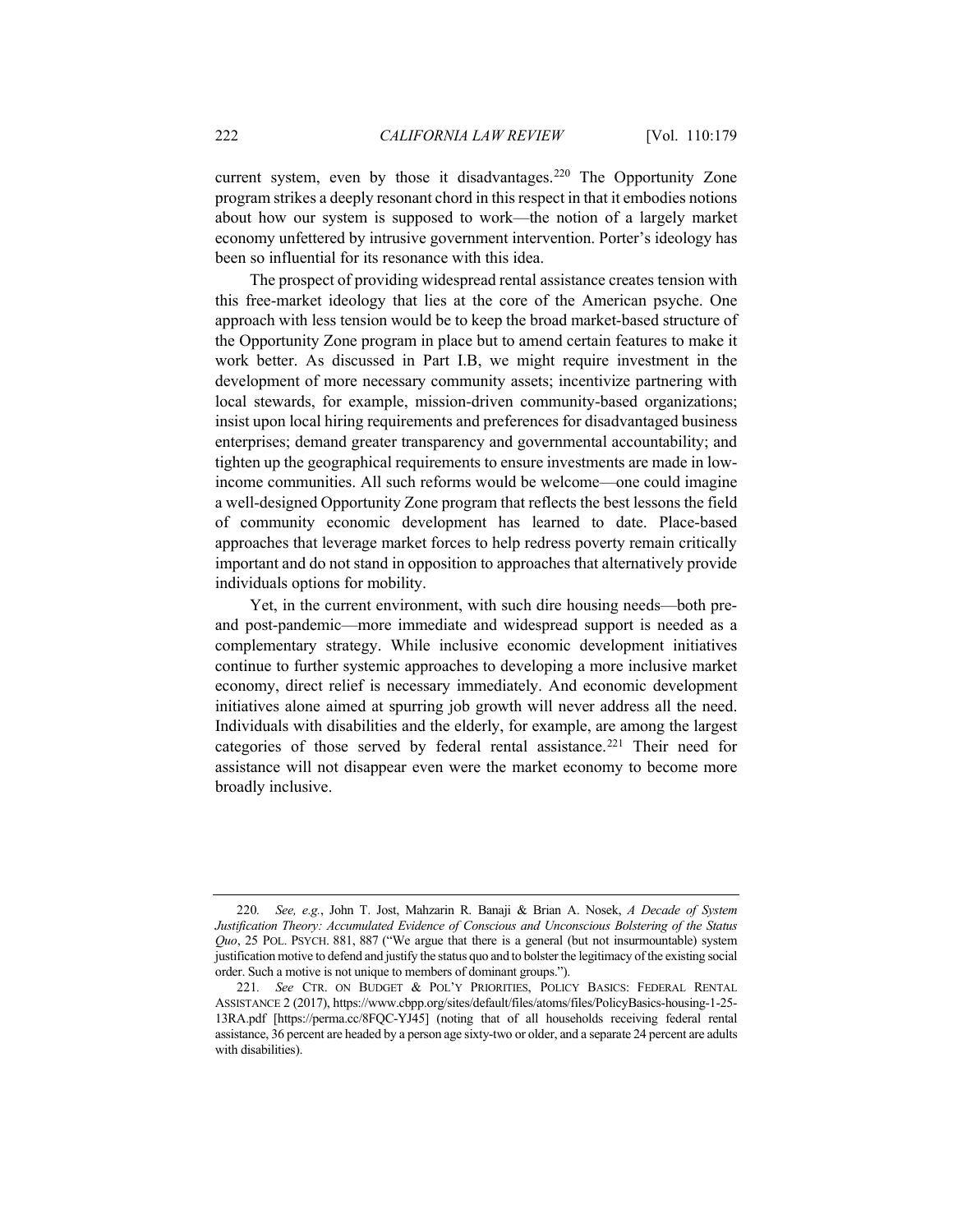current system, even by those it disadvantages.[220] The Opportunity Zone program strikes a deeply resonant chord in this respect in that it embodies notions about how our system is supposed to work—the notion of a largely market economy unfettered by intrusive government intervention. Porter's ideology has been so influential for its resonance with this idea.

The prospect of providing widespread rental assistance creates tension with this free-market ideology that lies at the core of the American psyche. One approach with less tension would be to keep the broad market-based structure of the Opportunity Zone program in place but to amend certain features to make it work better. As discussed in Part I.B, we might require investment in the development of more necessary community assets; incentivize partnering with local stewards, for example, mission-driven community-based organizations; insist upon local hiring requirements and preferences for disadvantaged business enterprises; demand greater transparency and governmental accountability; and tighten up the geographical requirements to ensure investments are made in low-income communities. All such reforms would be welcome—one could imagine a well-designed Opportunity Zone program that reflects the best lessons the field of community economic development has learned to date. Place-based approaches that leverage market forces to help redress poverty remain critically important and do not stand in opposition to approaches that alternatively provide individuals options for mobility.

Yet, in the current environment, with such dire housing needs—both pre- and post-pandemic—more immediate and widespread support is needed as a complementary strategy. While inclusive economic development initiatives continue to further systemic approaches to developing a more inclusive market economy, direct relief is necessary immediately. And economic development initiatives alone aimed at spurring job growth will never address all the need. Individuals with disabilities and the elderly, for example, are among the largest categories of those served by federal rental assistance.[221] Their need for assistance will not disappear even were the market economy to become more broadly inclusive.

---

220. *See, e.g.*, John T. Jost, Mahzarin R. Banaji & Brian A. Nosek, *A Decade of System Justification Theory: Accumulated Evidence of Conscious and Unconscious Bolstering of the Status Quo*, 25 POL. PSYCH. 881, 887 ("We argue that there is a general (but not insurmountable) system justification motive to defend and justify the status quo and to bolster the legitimacy of the existing social order. Such a motive is not unique to members of dominant groups.").

221. *See* CTR. ON BUDGET & POL'Y PRIORITIES, POLICY BASICS: FEDERAL RENTAL ASSISTANCE 2 (2017), https://www.cbpp.org/sites/default/files/atoms/files/PolicyBasics-housing-1-25-13RA.pdf [https://perma.cc/8FQC-YJ45] (noting that of all households receiving federal rental assistance, 36 percent are headed by a person age sixty-two or older, and a separate 24 percent are adults with disabilities).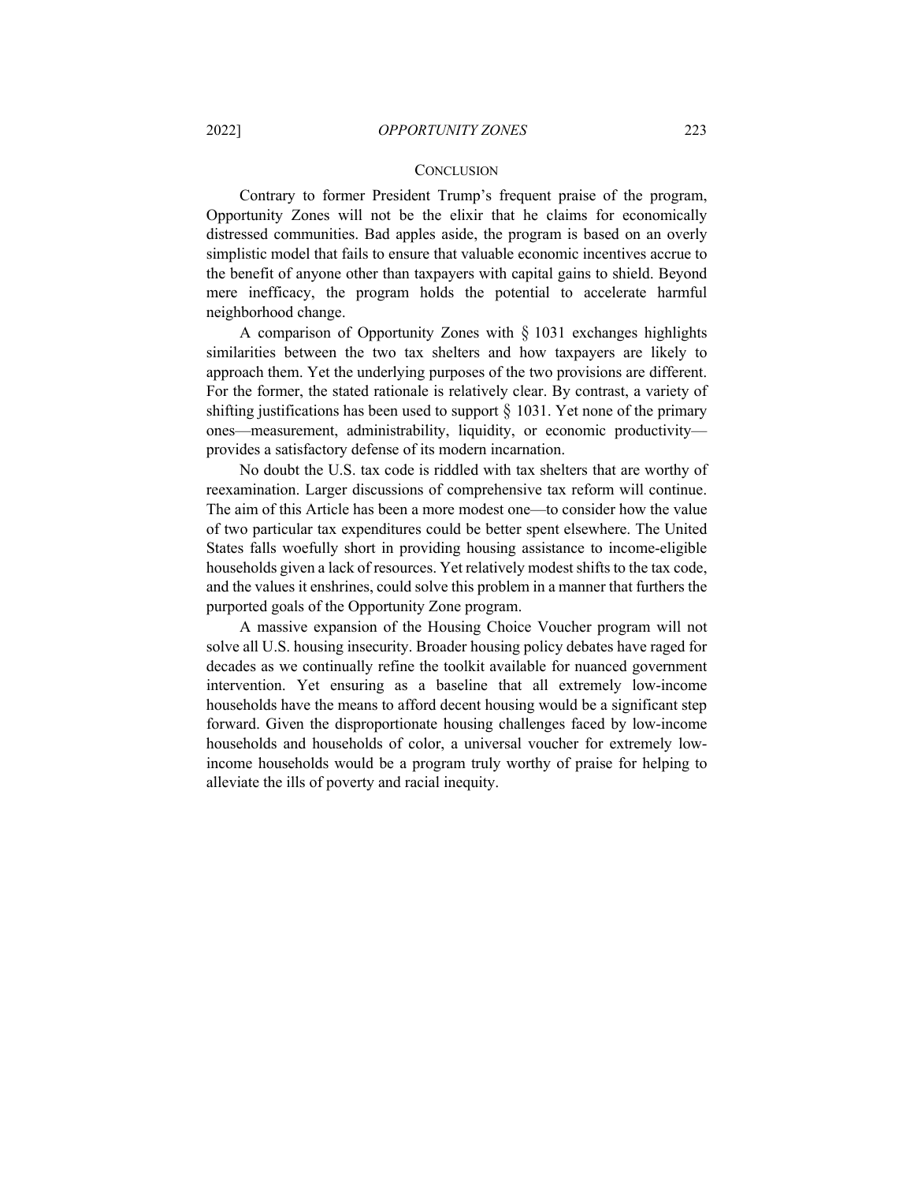## CONCLUSION

Contrary to former President Trump's frequent praise of the program, Opportunity Zones will not be the elixir that he claims for economically distressed communities. Bad apples aside, the program is based on an overly simplistic model that fails to ensure that valuable economic incentives accrue to the benefit of anyone other than taxpayers with capital gains to shield. Beyond mere inefficacy, the program holds the potential to accelerate harmful neighborhood change.

A comparison of Opportunity Zones with § 1031 exchanges highlights similarities between the two tax shelters and how taxpayers are likely to approach them. Yet the underlying purposes of the two provisions are different. For the former, the stated rationale is relatively clear. By contrast, a variety of shifting justifications has been used to support § 1031. Yet none of the primary ones—measurement, administrability, liquidity, or economic productivity—provides a satisfactory defense of its modern incarnation.

No doubt the U.S. tax code is riddled with tax shelters that are worthy of reexamination. Larger discussions of comprehensive tax reform will continue. The aim of this Article has been a more modest one—to consider how the value of two particular tax expenditures could be better spent elsewhere. The United States falls woefully short in providing housing assistance to income-eligible households given a lack of resources. Yet relatively modest shifts to the tax code, and the values it enshrines, could solve this problem in a manner that furthers the purported goals of the Opportunity Zone program.

A massive expansion of the Housing Choice Voucher program will not solve all U.S. housing insecurity. Broader housing policy debates have raged for decades as we continually refine the toolkit available for nuanced government intervention. Yet ensuring as a baseline that all extremely low-income households have the means to afford decent housing would be a significant step forward. Given the disproportionate housing challenges faced by low-income households and households of color, a universal voucher for extremely low-income households would be a program truly worthy of praise for helping to alleviate the ills of poverty and racial inequity.